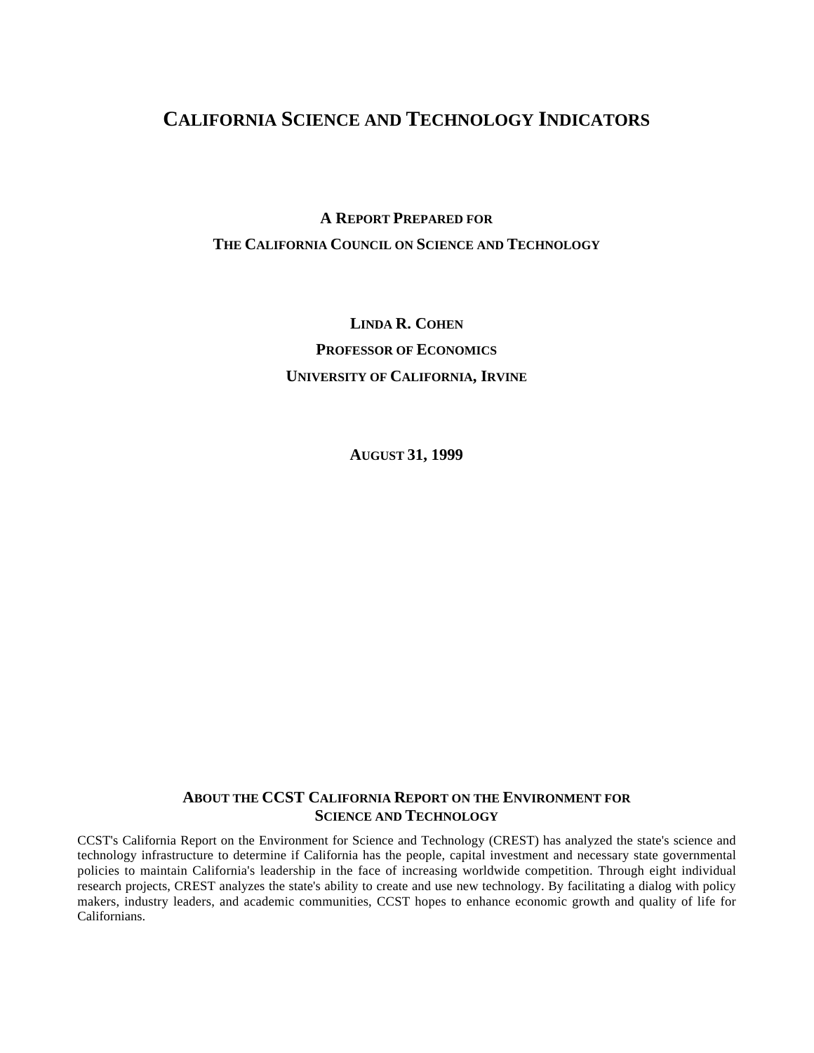# California Science and Technology Indicators

**A Report Prepared for**
**The California Council on Science and Technology**

**Linda R. Cohen**
**Professor of Economics**
**University of California, Irvine**

**August 31, 1999**

## About the CCST California Report on the Environment for Science and Technology

CCST's California Report on the Environment for Science and Technology (CREST) has analyzed the state's science and technology infrastructure to determine if California has the people, capital investment and necessary state governmental policies to maintain California's leadership in the face of increasing worldwide competition. Through eight individual research projects, CREST analyzes the state's ability to create and use new technology. By facilitating a dialog with policy makers, industry leaders, and academic communities, CCST hopes to enhance economic growth and quality of life for Californians.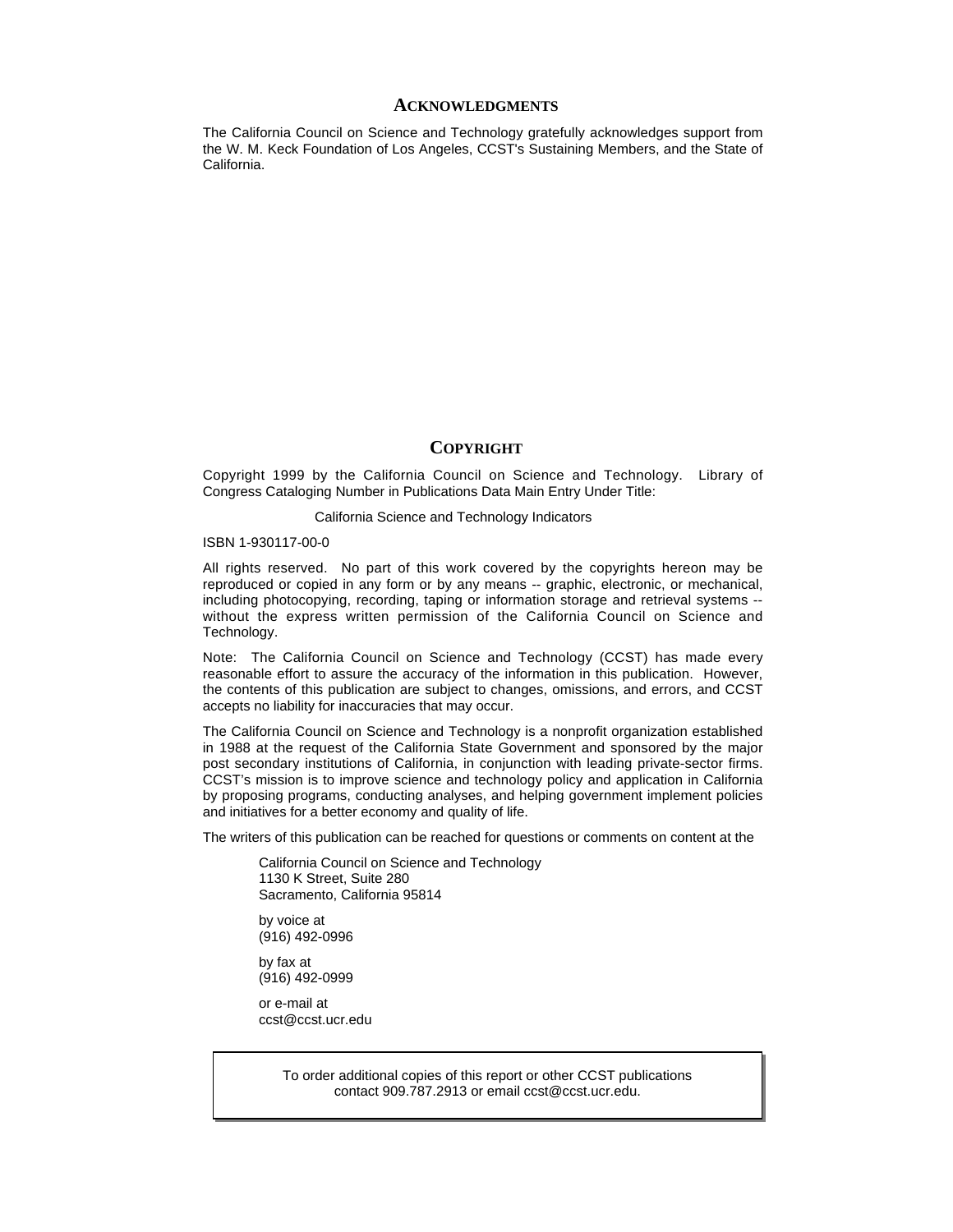## ACKNOWLEDGMENTS

The California Council on Science and Technology gratefully acknowledges support from the W. M. Keck Foundation of Los Angeles, CCST's Sustaining Members, and the State of California.

## COPYRIGHT

Copyright 1999 by the California Council on Science and Technology. Library of Congress Cataloging Number in Publications Data Main Entry Under Title:

California Science and Technology Indicators

ISBN 1-930117-00-0

All rights reserved. No part of this work covered by the copyrights hereon may be reproduced or copied in any form or by any means -- graphic, electronic, or mechanical, including photocopying, recording, taping or information storage and retrieval systems -- without the express written permission of the California Council on Science and Technology.

Note: The California Council on Science and Technology (CCST) has made every reasonable effort to assure the accuracy of the information in this publication. However, the contents of this publication are subject to changes, omissions, and errors, and CCST accepts no liability for inaccuracies that may occur.

The California Council on Science and Technology is a nonprofit organization established in 1988 at the request of the California State Government and sponsored by the major post secondary institutions of California, in conjunction with leading private-sector firms. CCST's mission is to improve science and technology policy and application in California by proposing programs, conducting analyses, and helping government implement policies and initiatives for a better economy and quality of life.

The writers of this publication can be reached for questions or comments on content at the

California Council on Science and Technology
1130 K Street, Suite 280
Sacramento, California 95814

by voice at
(916) 492-0996

by fax at
(916) 492-0999

or e-mail at
ccst@ccst.ucr.edu

To order additional copies of this report or other CCST publications contact 909.787.2913 or email ccst@ccst.ucr.edu.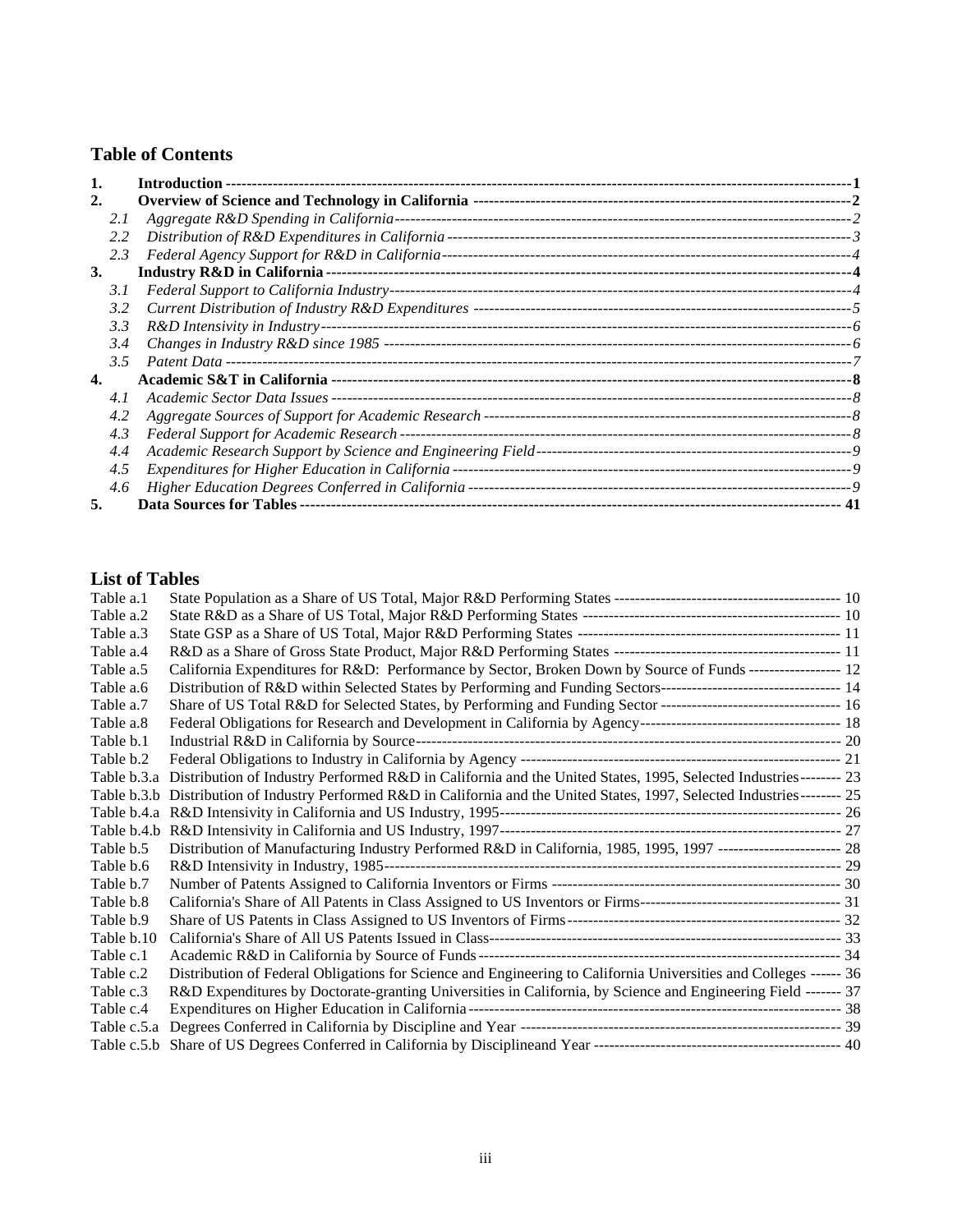## Table of Contents

| | | |
|---|---|---|
| **1.** | **Introduction** | **1** |
| **2.** | **Overview of Science and Technology in California** | **2** |
| *2.1* | *Aggregate R&D Spending in California* | *2* |
| *2.2* | *Distribution of R&D Expenditures in California* | *3* |
| *2.3* | *Federal Agency Support for R&D in California* | *4* |
| **3.** | **Industry R&D in California** | **4** |
| *3.1* | *Federal Support to California Industry* | *4* |
| *3.2* | *Current Distribution of Industry R&D Expenditures* | *5* |
| *3.3* | *R&D Intensivity in Industry* | *6* |
| *3.4* | *Changes in Industry R&D since 1985* | *6* |
| *3.5* | *Patent Data* | *7* |
| **4.** | **Academic S&T in California** | **8** |
| *4.1* | *Academic Sector Data Issues* | *8* |
| *4.2* | *Aggregate Sources of Support for Academic Research* | *8* |
| *4.3* | *Federal Support for Academic Research* | *8* |
| *4.4* | *Academic Research Support by Science and Engineering Field* | *9* |
| *4.5* | *Expenditures for Higher Education in California* | *9* |
| *4.6* | *Higher Education Degrees Conferred in California* | *9* |
| **5.** | **Data Sources for Tables** | **41** |

## List of Tables

| | | |
|---|---|---|
| Table a.1 | State Population as a Share of US Total, Major R&D Performing States | 10 |
| Table a.2 | State R&D as a Share of US Total, Major R&D Performing States | 10 |
| Table a.3 | State GSP as a Share of US Total, Major R&D Performing States | 11 |
| Table a.4 | R&D as a Share of Gross State Product, Major R&D Performing States | 11 |
| Table a.5 | California Expenditures for R&D: Performance by Sector, Broken Down by Source of Funds | 12 |
| Table a.6 | Distribution of R&D within Selected States by Performing and Funding Sectors | 14 |
| Table a.7 | Share of US Total R&D for Selected States, by Performing and Funding Sector | 16 |
| Table a.8 | Federal Obligations for Research and Development in California by Agency | 18 |
| Table b.1 | Industrial R&D in California by Source | 20 |
| Table b.2 | Federal Obligations to Industry in California by Agency | 21 |
| Table b.3.a | Distribution of Industry Performed R&D in California and the United States, 1995, Selected Industries | 23 |
| Table b.3.b | Distribution of Industry Performed R&D in California and the United States, 1997, Selected Industries | 25 |
| Table b.4.a | R&D Intensivity in California and US Industry, 1995 | 26 |
| Table b.4.b | R&D Intensivity in California and US Industry, 1997 | 27 |
| Table b.5 | Distribution of Manufacturing Industry Performed R&D in California, 1985, 1995, 1997 | 28 |
| Table b.6 | R&D Intensivity in Industry, 1985 | 29 |
| Table b.7 | Number of Patents Assigned to California Inventors or Firms | 30 |
| Table b.8 | California's Share of All Patents in Class Assigned to US Inventors or Firms | 31 |
| Table b.9 | Share of US Patents in Class Assigned to US Inventors of Firms | 32 |
| Table b.10 | California's Share of All US Patents Issued in Class | 33 |
| Table c.1 | Academic R&D in California by Source of Funds | 34 |
| Table c.2 | Distribution of Federal Obligations for Science and Engineering to California Universities and Colleges | 36 |
| Table c.3 | R&D Expenditures by Doctorate-granting Universities in California, by Science and Engineering Field | 37 |
| Table c.4 | Expenditures on Higher Education in California | 38 |
| Table c.5.a | Degrees Conferred in California by Discipline and Year | 39 |
| Table c.5.b | Share of US Degrees Conferred in California by Disciplineand Year | 40 |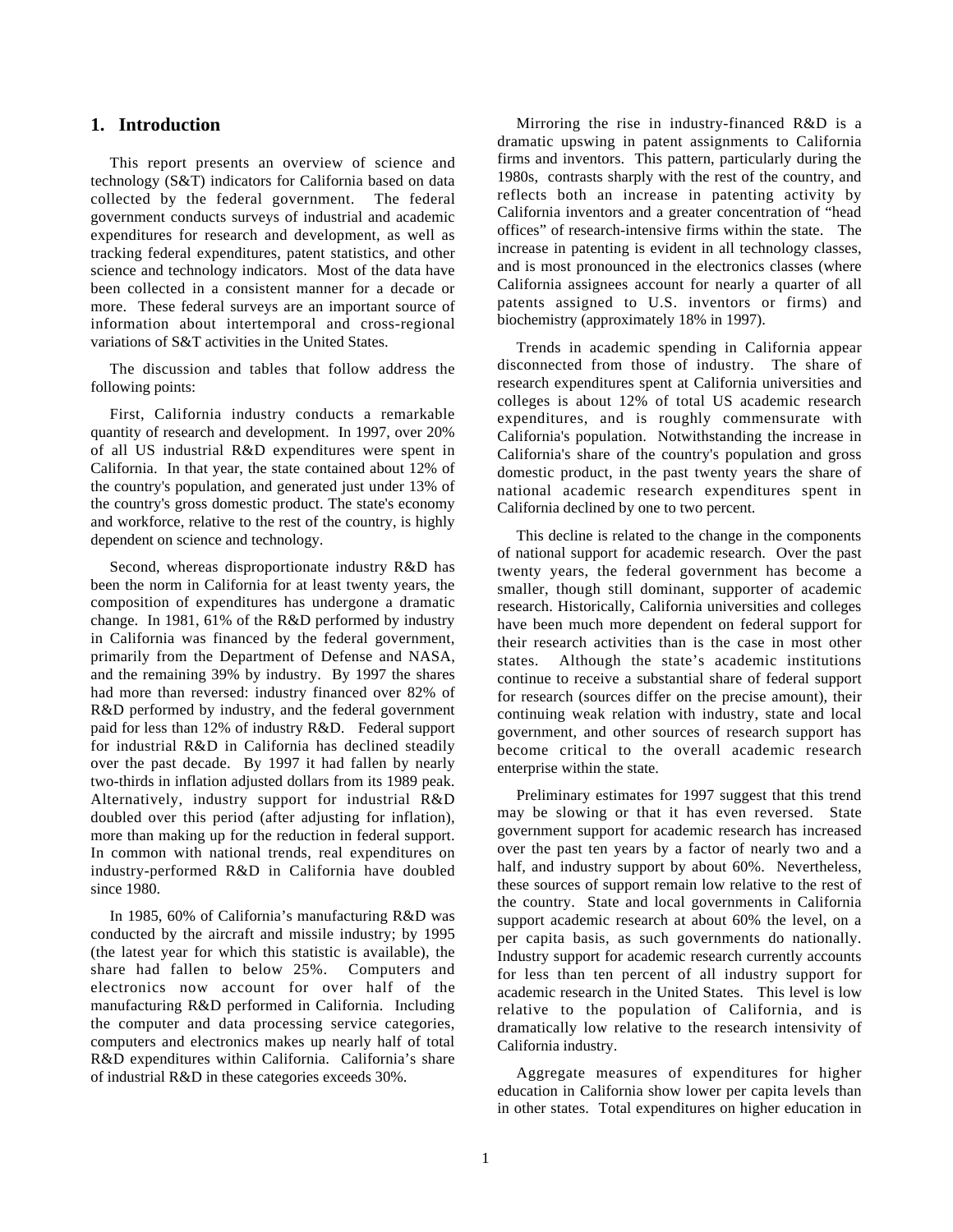## 1. Introduction

This report presents an overview of science and technology (S&T) indicators for California based on data collected by the federal government. The federal government conducts surveys of industrial and academic expenditures for research and development, as well as tracking federal expenditures, patent statistics, and other science and technology indicators. Most of the data have been collected in a consistent manner for a decade or more. These federal surveys are an important source of information about intertemporal and cross-regional variations of S&T activities in the United States.

The discussion and tables that follow address the following points:

First, California industry conducts a remarkable quantity of research and development. In 1997, over 20% of all US industrial R&D expenditures were spent in California. In that year, the state contained about 12% of the country's population, and generated just under 13% of the country's gross domestic product. The state's economy and workforce, relative to the rest of the country, is highly dependent on science and technology.

Second, whereas disproportionate industry R&D has been the norm in California for at least twenty years, the composition of expenditures has undergone a dramatic change. In 1981, 61% of the R&D performed by industry in California was financed by the federal government, primarily from the Department of Defense and NASA, and the remaining 39% by industry. By 1997 the shares had more than reversed: industry financed over 82% of R&D performed by industry, and the federal government paid for less than 12% of industry R&D. Federal support for industrial R&D in California has declined steadily over the past decade. By 1997 it had fallen by nearly two-thirds in inflation adjusted dollars from its 1989 peak. Alternatively, industry support for industrial R&D doubled over this period (after adjusting for inflation), more than making up for the reduction in federal support. In common with national trends, real expenditures on industry-performed R&D in California have doubled since 1980.

In 1985, 60% of California's manufacturing R&D was conducted by the aircraft and missile industry; by 1995 (the latest year for which this statistic is available), the share had fallen to below 25%. Computers and electronics now account for over half of the manufacturing R&D performed in California. Including the computer and data processing service categories, computers and electronics makes up nearly half of total R&D expenditures within California. California's share of industrial R&D in these categories exceeds 30%.

Mirroring the rise in industry-financed R&D is a dramatic upswing in patent assignments to California firms and inventors. This pattern, particularly during the 1980s, contrasts sharply with the rest of the country, and reflects both an increase in patenting activity by California inventors and a greater concentration of "head offices" of research-intensive firms within the state. The increase in patenting is evident in all technology classes, and is most pronounced in the electronics classes (where California assignees account for nearly a quarter of all patents assigned to U.S. inventors or firms) and biochemistry (approximately 18% in 1997).

Trends in academic spending in California appear disconnected from those of industry. The share of research expenditures spent at California universities and colleges is about 12% of total US academic research expenditures, and is roughly commensurate with California's population. Notwithstanding the increase in California's share of the country's population and gross domestic product, in the past twenty years the share of national academic research expenditures spent in California declined by one to two percent.

This decline is related to the change in the components of national support for academic research. Over the past twenty years, the federal government has become a smaller, though still dominant, supporter of academic research. Historically, California universities and colleges have been much more dependent on federal support for their research activities than is the case in most other states. Although the state's academic institutions continue to receive a substantial share of federal support for research (sources differ on the precise amount), their continuing weak relation with industry, state and local government, and other sources of research support has become critical to the overall academic research enterprise within the state.

Preliminary estimates for 1997 suggest that this trend may be slowing or that it has even reversed. State government support for academic research has increased over the past ten years by a factor of nearly two and a half, and industry support by about 60%. Nevertheless, these sources of support remain low relative to the rest of the country. State and local governments in California support academic research at about 60% the level, on a per capita basis, as such governments do nationally. Industry support for academic research currently accounts for less than ten percent of all industry support for academic research in the United States. This level is low relative to the population of California, and is dramatically low relative to the research intensivity of California industry.

Aggregate measures of expenditures for higher education in California show lower per capita levels than in other states. Total expenditures on higher education in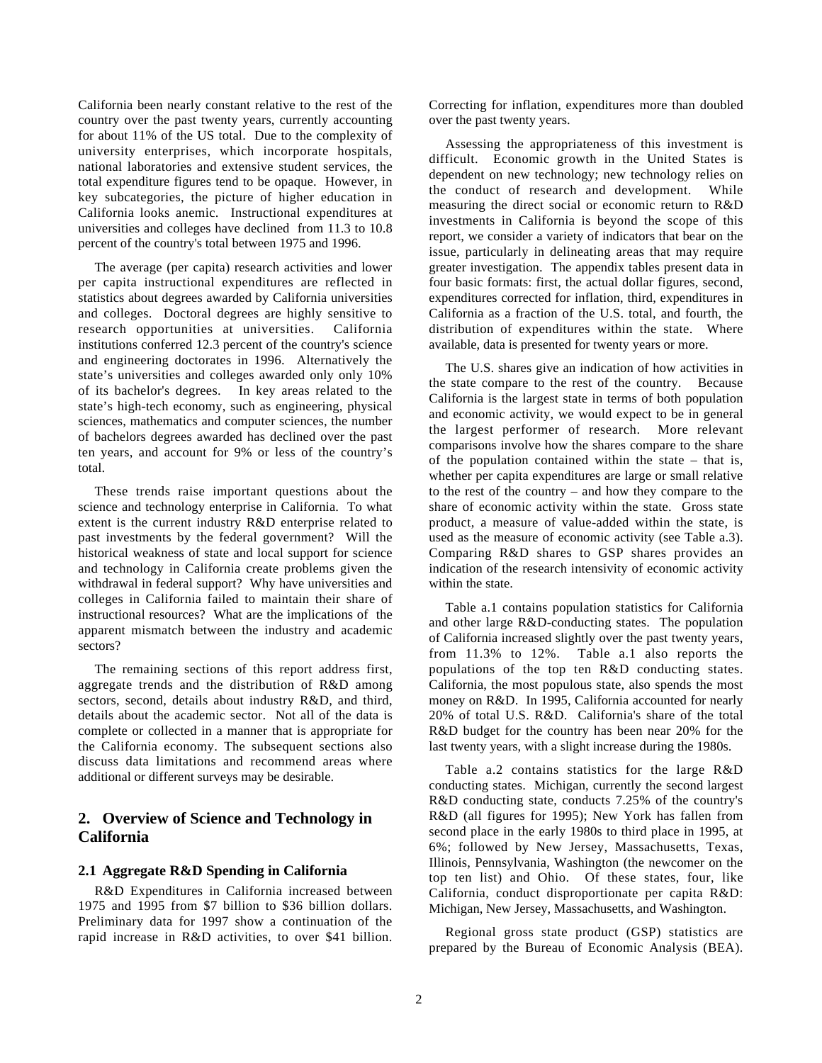California been nearly constant relative to the rest of the country over the past twenty years, currently accounting for about 11% of the US total. Due to the complexity of university enterprises, which incorporate hospitals, national laboratories and extensive student services, the total expenditure figures tend to be opaque. However, in key subcategories, the picture of higher education in California looks anemic. Instructional expenditures at universities and colleges have declined from 11.3 to 10.8 percent of the country's total between 1975 and 1996.

The average (per capita) research activities and lower per capita instructional expenditures are reflected in statistics about degrees awarded by California universities and colleges. Doctoral degrees are highly sensitive to research opportunities at universities. California institutions conferred 12.3 percent of the country's science and engineering doctorates in 1996. Alternatively the state's universities and colleges awarded only only 10% of its bachelor's degrees. In key areas related to the state's high-tech economy, such as engineering, physical sciences, mathematics and computer sciences, the number of bachelors degrees awarded has declined over the past ten years, and account for 9% or less of the country's total.

These trends raise important questions about the science and technology enterprise in California. To what extent is the current industry R&D enterprise related to past investments by the federal government? Will the historical weakness of state and local support for science and technology in California create problems given the withdrawal in federal support? Why have universities and colleges in California failed to maintain their share of instructional resources? What are the implications of the apparent mismatch between the industry and academic sectors?

The remaining sections of this report address first, aggregate trends and the distribution of R&D among sectors, second, details about industry R&D, and third, details about the academic sector. Not all of the data is complete or collected in a manner that is appropriate for the California economy. The subsequent sections also discuss data limitations and recommend areas where additional or different surveys may be desirable.

## 2. Overview of Science and Technology in California

### 2.1 Aggregate R&D Spending in California

R&D Expenditures in California increased between 1975 and 1995 from $7 billion to $36 billion dollars. Preliminary data for 1997 show a continuation of the rapid increase in R&D activities, to over $41 billion. Correcting for inflation, expenditures more than doubled over the past twenty years.

Assessing the appropriateness of this investment is difficult. Economic growth in the United States is dependent on new technology; new technology relies on the conduct of research and development. While measuring the direct social or economic return to R&D investments in California is beyond the scope of this report, we consider a variety of indicators that bear on the issue, particularly in delineating areas that may require greater investigation. The appendix tables present data in four basic formats: first, the actual dollar figures, second, expenditures corrected for inflation, third, expenditures in California as a fraction of the U.S. total, and fourth, the distribution of expenditures within the state. Where available, data is presented for twenty years or more.

The U.S. shares give an indication of how activities in the state compare to the rest of the country. Because California is the largest state in terms of both population and economic activity, we would expect to be in general the largest performer of research. More relevant comparisons involve how the shares compare to the share of the population contained within the state – that is, whether per capita expenditures are large or small relative to the rest of the country – and how they compare to the share of economic activity within the state. Gross state product, a measure of value-added within the state, is used as the measure of economic activity (see Table a.3). Comparing R&D shares to GSP shares provides an indication of the research intensivity of economic activity within the state.

Table a.1 contains population statistics for California and other large R&D-conducting states. The population of California increased slightly over the past twenty years, from 11.3% to 12%. Table a.1 also reports the populations of the top ten R&D conducting states. California, the most populous state, also spends the most money on R&D. In 1995, California accounted for nearly 20% of total U.S. R&D. California's share of the total R&D budget for the country has been near 20% for the last twenty years, with a slight increase during the 1980s.

Table a.2 contains statistics for the large R&D conducting states. Michigan, currently the second largest R&D conducting state, conducts 7.25% of the country's R&D (all figures for 1995); New York has fallen from second place in the early 1980s to third place in 1995, at 6%; followed by New Jersey, Massachusetts, Texas, Illinois, Pennsylvania, Washington (the newcomer on the top ten list) and Ohio. Of these states, four, like California, conduct disproportionate per capita R&D: Michigan, New Jersey, Massachusetts, and Washington.

Regional gross state product (GSP) statistics are prepared by the Bureau of Economic Analysis (BEA).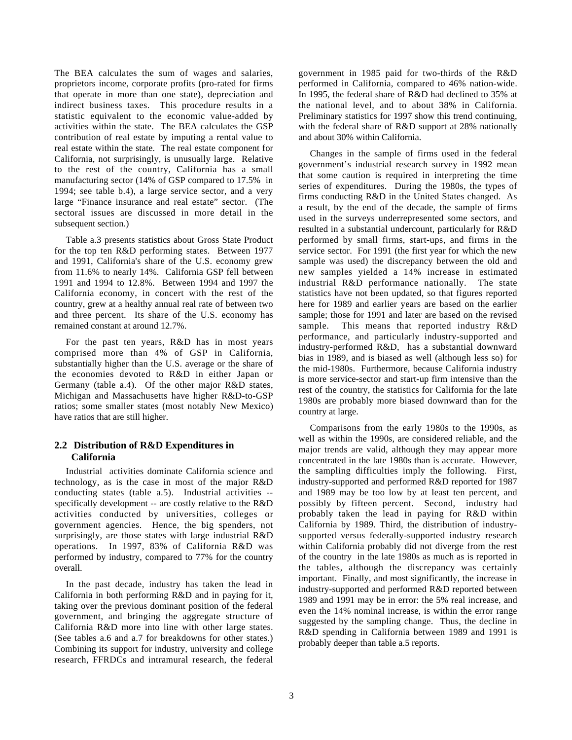The BEA calculates the sum of wages and salaries, proprietors income, corporate profits (pro-rated for firms that operate in more than one state), depreciation and indirect business taxes. This procedure results in a statistic equivalent to the economic value-added by activities within the state. The BEA calculates the GSP contribution of real estate by imputing a rental value to real estate within the state. The real estate component for California, not surprisingly, is unusually large. Relative to the rest of the country, California has a small manufacturing sector (14% of GSP compared to 17.5% in 1994; see table b.4), a large service sector, and a very large "Finance insurance and real estate" sector. (The sectoral issues are discussed in more detail in the subsequent section.)

Table a.3 presents statistics about Gross State Product for the top ten R&D performing states. Between 1977 and 1991, California's share of the U.S. economy grew from 11.6% to nearly 14%. California GSP fell between 1991 and 1994 to 12.8%. Between 1994 and 1997 the California economy, in concert with the rest of the country, grew at a healthy annual real rate of between two and three percent. Its share of the U.S. economy has remained constant at around 12.7%.

For the past ten years, R&D has in most years comprised more than 4% of GSP in California, substantially higher than the U.S. average or the share of the economies devoted to R&D in either Japan or Germany (table a.4). Of the other major R&D states, Michigan and Massachusetts have higher R&D-to-GSP ratios; some smaller states (most notably New Mexico) have ratios that are still higher.

## 2.2 Distribution of R&D Expenditures in California

Industrial activities dominate California science and technology, as is the case in most of the major R&D conducting states (table a.5). Industrial activities -- specifically development -- are costly relative to the R&D activities conducted by universities, colleges or government agencies. Hence, the big spenders, not surprisingly, are those states with large industrial R&D operations. In 1997, 83% of California R&D was performed by industry, compared to 77% for the country overall.

In the past decade, industry has taken the lead in California in both performing R&D and in paying for it, taking over the previous dominant position of the federal government, and bringing the aggregate structure of California R&D more into line with other large states. (See tables a.6 and a.7 for breakdowns for other states.) Combining its support for industry, university and college research, FFRDCs and intramural research, the federal government in 1985 paid for two-thirds of the R&D performed in California, compared to 46% nation-wide. In 1995, the federal share of R&D had declined to 35% at the national level, and to about 38% in California. Preliminary statistics for 1997 show this trend continuing, with the federal share of R&D support at 28% nationally and about 30% within California.

Changes in the sample of firms used in the federal government's industrial research survey in 1992 mean that some caution is required in interpreting the time series of expenditures. During the 1980s, the types of firms conducting R&D in the United States changed. As a result, by the end of the decade, the sample of firms used in the surveys underrepresented some sectors, and resulted in a substantial undercount, particularly for R&D performed by small firms, start-ups, and firms in the service sector. For 1991 (the first year for which the new sample was used) the discrepancy between the old and new samples yielded a 14% increase in estimated industrial R&D performance nationally. The state statistics have not been updated, so that figures reported here for 1989 and earlier years are based on the earlier sample; those for 1991 and later are based on the revised sample. This means that reported industry R&D performance, and particularly industry-supported and industry-performed R&D, has a substantial downward bias in 1989, and is biased as well (although less so) for the mid-1980s. Furthermore, because California industry is more service-sector and start-up firm intensive than the rest of the country, the statistics for California for the late 1980s are probably more biased downward than for the country at large.

Comparisons from the early 1980s to the 1990s, as well as within the 1990s, are considered reliable, and the major trends are valid, although they may appear more concentrated in the late 1980s than is accurate. However, the sampling difficulties imply the following. First, industry-supported and performed R&D reported for 1987 and 1989 may be too low by at least ten percent, and possibly by fifteen percent. Second, industry had probably taken the lead in paying for R&D within California by 1989. Third, the distribution of industry-supported versus federally-supported industry research within California probably did not diverge from the rest of the country in the late 1980s as much as is reported in the tables, although the discrepancy was certainly important. Finally, and most significantly, the increase in industry-supported and performed R&D reported between 1989 and 1991 may be in error: the 5% real increase, and even the 14% nominal increase, is within the error range suggested by the sampling change. Thus, the decline in R&D spending in California between 1989 and 1991 is probably deeper than table a.5 reports.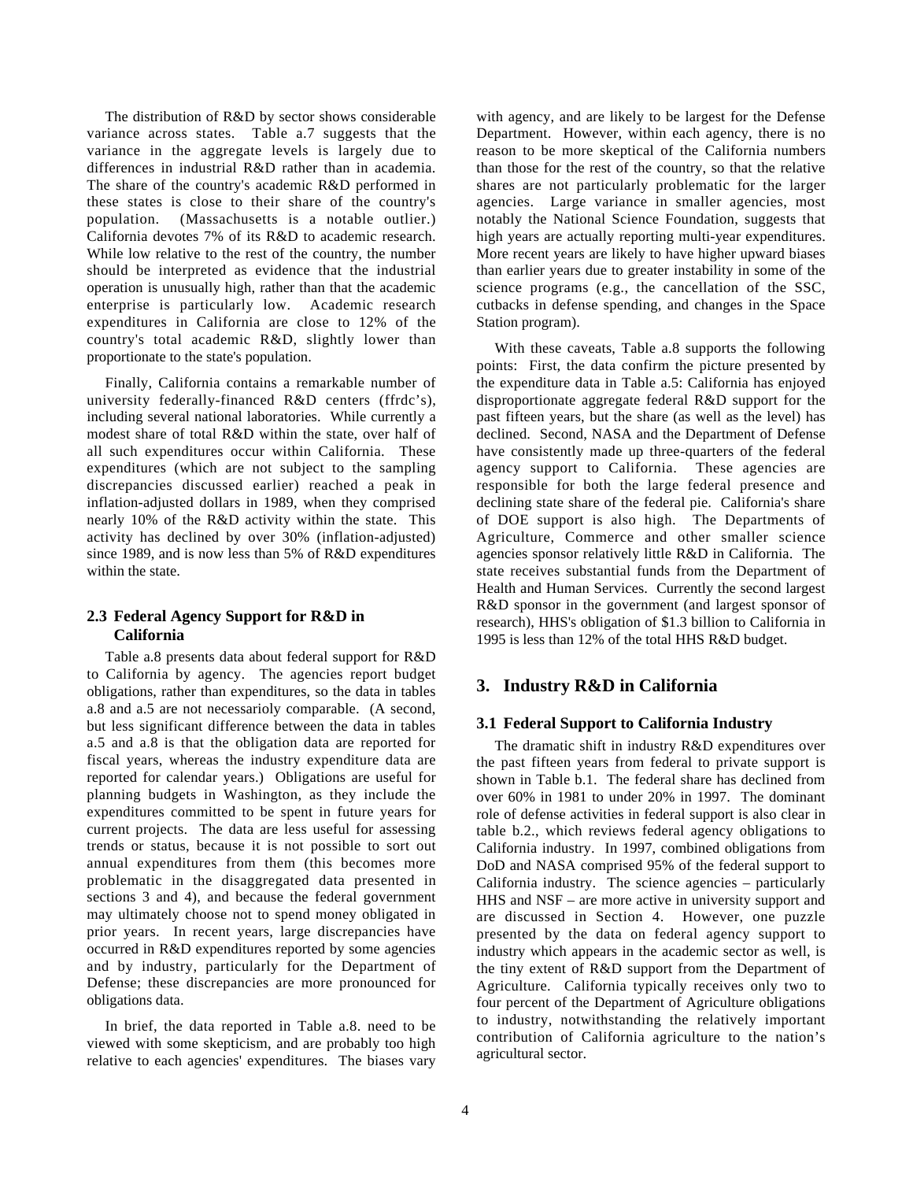The distribution of R&D by sector shows considerable variance across states. Table a.7 suggests that the variance in the aggregate levels is largely due to differences in industrial R&D rather than in academia. The share of the country's academic R&D performed in these states is close to their share of the country's population. (Massachusetts is a notable outlier.) California devotes 7% of its R&D to academic research. While low relative to the rest of the country, the number should be interpreted as evidence that the industrial operation is unusually high, rather than that the academic enterprise is particularly low. Academic research expenditures in California are close to 12% of the country's total academic R&D, slightly lower than proportionate to the state's population.

Finally, California contains a remarkable number of university federally-financed R&D centers (ffrdc's), including several national laboratories. While currently a modest share of total R&D within the state, over half of all such expenditures occur within California. These expenditures (which are not subject to the sampling discrepancies discussed earlier) reached a peak in inflation-adjusted dollars in 1989, when they comprised nearly 10% of the R&D activity within the state. This activity has declined by over 30% (inflation-adjusted) since 1989, and is now less than 5% of R&D expenditures within the state.

### 2.3 Federal Agency Support for R&D in California

Table a.8 presents data about federal support for R&D to California by agency. The agencies report budget obligations, rather than expenditures, so the data in tables a.8 and a.5 are not necessarioly comparable. (A second, but less significant difference between the data in tables a.5 and a.8 is that the obligation data are reported for fiscal years, whereas the industry expenditure data are reported for calendar years.) Obligations are useful for planning budgets in Washington, as they include the expenditures committed to be spent in future years for current projects. The data are less useful for assessing trends or status, because it is not possible to sort out annual expenditures from them (this becomes more problematic in the disaggregated data presented in sections 3 and 4), and because the federal government may ultimately choose not to spend money obligated in prior years. In recent years, large discrepancies have occurred in R&D expenditures reported by some agencies and by industry, particularly for the Department of Defense; these discrepancies are more pronounced for obligations data.

In brief, the data reported in Table a.8. need to be viewed with some skepticism, and are probably too high relative to each agencies' expenditures. The biases vary with agency, and are likely to be largest for the Defense Department. However, within each agency, there is no reason to be more skeptical of the California numbers than those for the rest of the country, so that the relative shares are not particularly problematic for the larger agencies. Large variance in smaller agencies, most notably the National Science Foundation, suggests that high years are actually reporting multi-year expenditures. More recent years are likely to have higher upward biases than earlier years due to greater instability in some of the science programs (e.g., the cancellation of the SSC, cutbacks in defense spending, and changes in the Space Station program).

With these caveats, Table a.8 supports the following points: First, the data confirm the picture presented by the expenditure data in Table a.5: California has enjoyed disproportionate aggregate federal R&D support for the past fifteen years, but the share (as well as the level) has declined. Second, NASA and the Department of Defense have consistently made up three-quarters of the federal agency support to California. These agencies are responsible for both the large federal presence and declining state share of the federal pie. California's share of DOE support is also high. The Departments of Agriculture, Commerce and other smaller science agencies sponsor relatively little R&D in California. The state receives substantial funds from the Department of Health and Human Services. Currently the second largest R&D sponsor in the government (and largest sponsor of research), HHS's obligation of $1.3 billion to California in 1995 is less than 12% of the total HHS R&D budget.

## 3. Industry R&D in California

### 3.1 Federal Support to California Industry

The dramatic shift in industry R&D expenditures over the past fifteen years from federal to private support is shown in Table b.1. The federal share has declined from over 60% in 1981 to under 20% in 1997. The dominant role of defense activities in federal support is also clear in table b.2., which reviews federal agency obligations to California industry. In 1997, combined obligations from DoD and NASA comprised 95% of the federal support to California industry. The science agencies – particularly HHS and NSF – are more active in university support and are discussed in Section 4. However, one puzzle presented by the data on federal agency support to industry which appears in the academic sector as well, is the tiny extent of R&D support from the Department of Agriculture. California typically receives only two to four percent of the Department of Agriculture obligations to industry, notwithstanding the relatively important contribution of California agriculture to the nation's agricultural sector.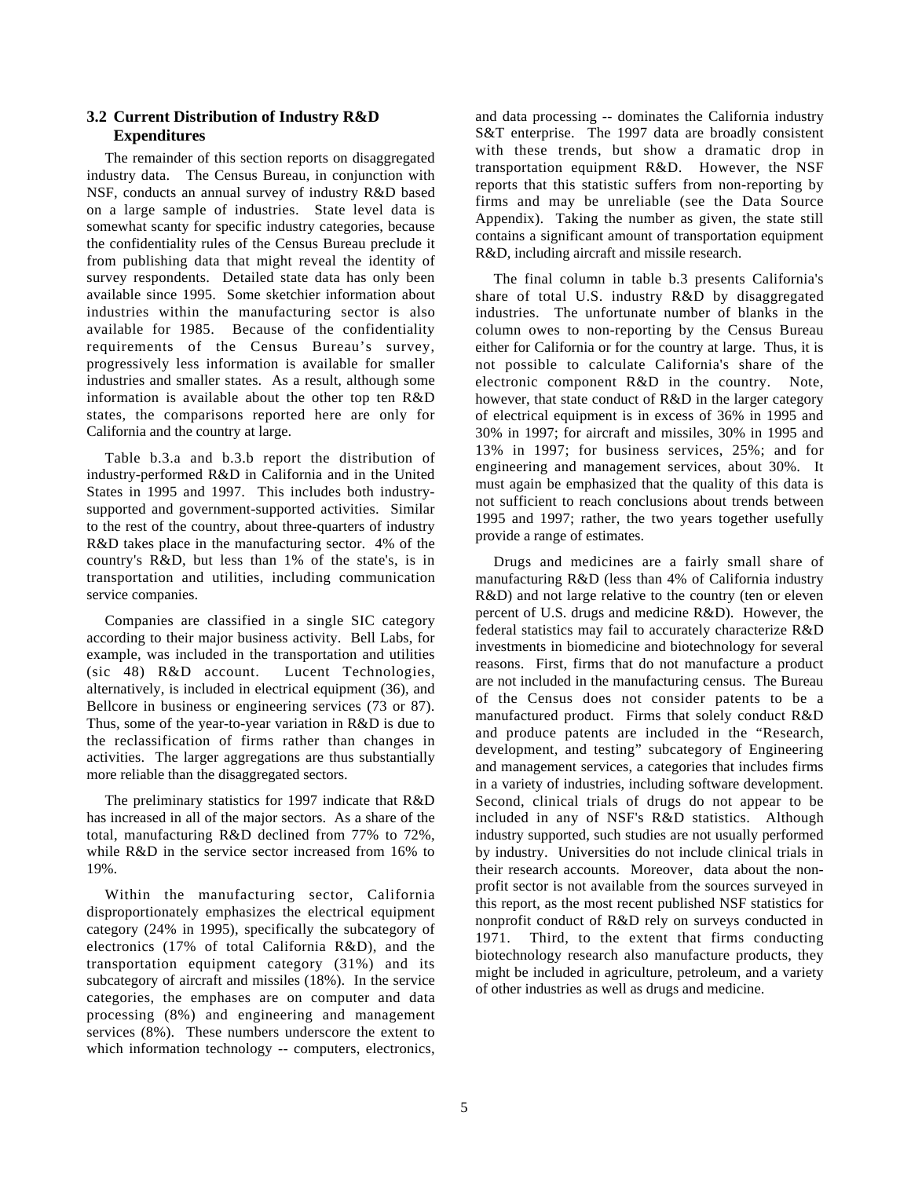### 3.2 Current Distribution of Industry R&D Expenditures

The remainder of this section reports on disaggregated industry data. The Census Bureau, in conjunction with NSF, conducts an annual survey of industry R&D based on a large sample of industries. State level data is somewhat scanty for specific industry categories, because the confidentiality rules of the Census Bureau preclude it from publishing data that might reveal the identity of survey respondents. Detailed state data has only been available since 1995. Some sketchier information about industries within the manufacturing sector is also available for 1985. Because of the confidentiality requirements of the Census Bureau's survey, progressively less information is available for smaller industries and smaller states. As a result, although some information is available about the other top ten R&D states, the comparisons reported here are only for California and the country at large.

Table b.3.a and b.3.b report the distribution of industry-performed R&D in California and in the United States in 1995 and 1997. This includes both industry-supported and government-supported activities. Similar to the rest of the country, about three-quarters of industry R&D takes place in the manufacturing sector. 4% of the country's R&D, but less than 1% of the state's, is in transportation and utilities, including communication service companies.

Companies are classified in a single SIC category according to their major business activity. Bell Labs, for example, was included in the transportation and utilities (sic 48) R&D account. Lucent Technologies, alternatively, is included in electrical equipment (36), and Bellcore in business or engineering services (73 or 87). Thus, some of the year-to-year variation in R&D is due to the reclassification of firms rather than changes in activities. The larger aggregations are thus substantially more reliable than the disaggregated sectors.

The preliminary statistics for 1997 indicate that R&D has increased in all of the major sectors. As a share of the total, manufacturing R&D declined from 77% to 72%, while R&D in the service sector increased from 16% to 19%.

Within the manufacturing sector, California disproportionately emphasizes the electrical equipment category (24% in 1995), specifically the subcategory of electronics (17% of total California R&D), and the transportation equipment category (31%) and its subcategory of aircraft and missiles (18%). In the service categories, the emphases are on computer and data processing (8%) and engineering and management services (8%). These numbers underscore the extent to which information technology -- computers, electronics, and data processing -- dominates the California industry S&T enterprise. The 1997 data are broadly consistent with these trends, but show a dramatic drop in transportation equipment R&D. However, the NSF reports that this statistic suffers from non-reporting by firms and may be unreliable (see the Data Source Appendix). Taking the number as given, the state still contains a significant amount of transportation equipment R&D, including aircraft and missile research.

The final column in table b.3 presents California's share of total U.S. industry R&D by disaggregated industries. The unfortunate number of blanks in the column owes to non-reporting by the Census Bureau either for California or for the country at large. Thus, it is not possible to calculate California's share of the electronic component R&D in the country. Note, however, that state conduct of R&D in the larger category of electrical equipment is in excess of 36% in 1995 and 30% in 1997; for aircraft and missiles, 30% in 1995 and 13% in 1997; for business services, 25%; and for engineering and management services, about 30%. It must again be emphasized that the quality of this data is not sufficient to reach conclusions about trends between 1995 and 1997; rather, the two years together usefully provide a range of estimates.

Drugs and medicines are a fairly small share of manufacturing R&D (less than 4% of California industry R&D) and not large relative to the country (ten or eleven percent of U.S. drugs and medicine R&D). However, the federal statistics may fail to accurately characterize R&D investments in biomedicine and biotechnology for several reasons. First, firms that do not manufacture a product are not included in the manufacturing census. The Bureau of the Census does not consider patents to be a manufactured product. Firms that solely conduct R&D and produce patents are included in the "Research, development, and testing" subcategory of Engineering and management services, a categories that includes firms in a variety of industries, including software development. Second, clinical trials of drugs do not appear to be included in any of NSF's R&D statistics. Although industry supported, such studies are not usually performed by industry. Universities do not include clinical trials in their research accounts. Moreover, data about the non-profit sector is not available from the sources surveyed in this report, as the most recent published NSF statistics for nonprofit conduct of R&D rely on surveys conducted in 1971. Third, to the extent that firms conducting biotechnology research also manufacture products, they might be included in agriculture, petroleum, and a variety of other industries as well as drugs and medicine.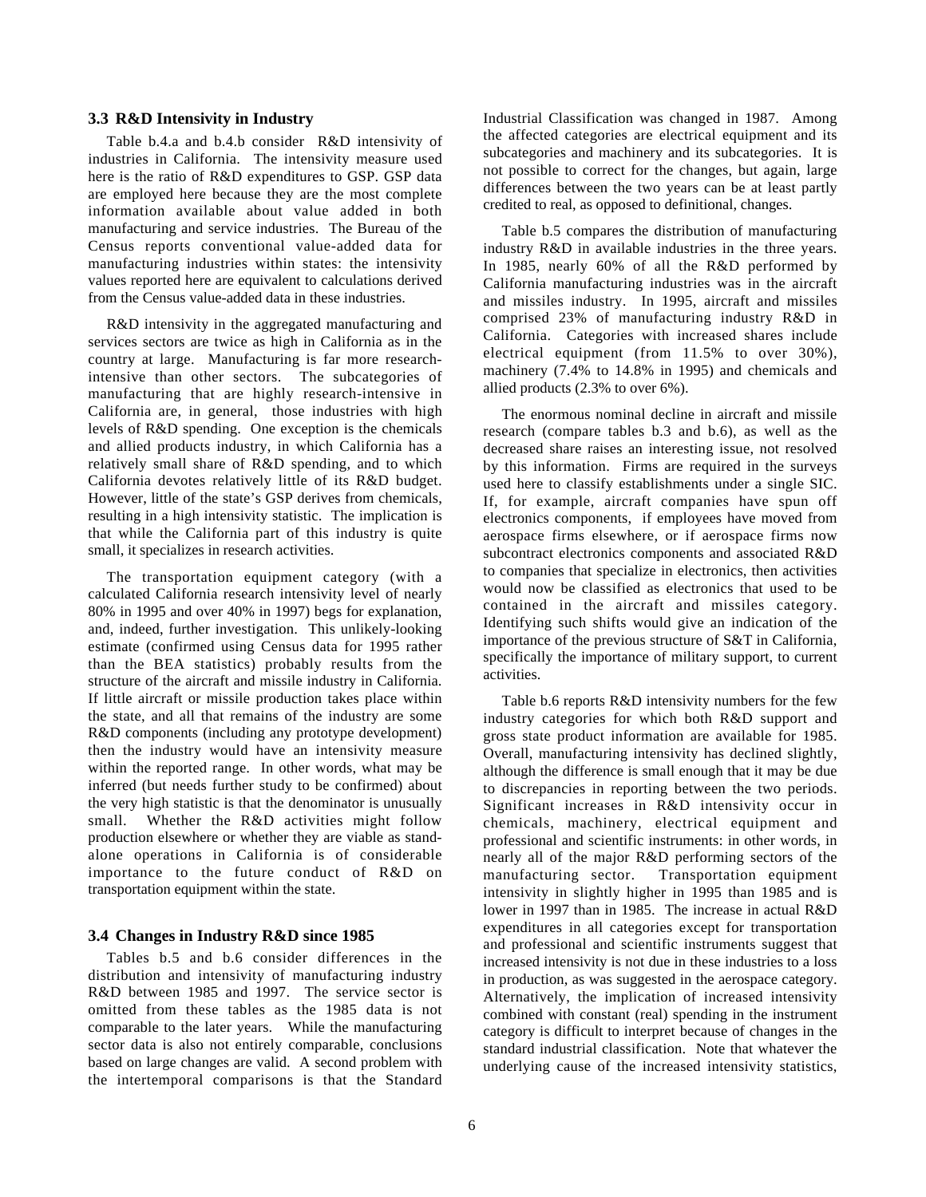### 3.3 R&D Intensity in Industry

Table b.4.a and b.4.b consider R&D intensity of industries in California. The intensity measure used here is the ratio of R&D expenditures to GSP. GSP data are employed here because they are the most complete information available about value added in both manufacturing and service industries. The Bureau of the Census reports conventional value-added data for manufacturing industries within states: the intensity values reported here are equivalent to calculations derived from the Census value-added data in these industries.

R&D intensity in the aggregated manufacturing and services sectors are twice as high in California as in the country at large. Manufacturing is far more research-intensive than other sectors. The subcategories of manufacturing that are highly research-intensive in California are, in general, those industries with high levels of R&D spending. One exception is the chemicals and allied products industry, in which California has a relatively small share of R&D spending, and to which California devotes relatively little of its R&D budget. However, little of the state's GSP derives from chemicals, resulting in a high intensity statistic. The implication is that while the California part of this industry is quite small, it specializes in research activities.

The transportation equipment category (with a calculated California research intensity level of nearly 80% in 1995 and over 40% in 1997) begs for explanation, and, indeed, further investigation. This unlikely-looking estimate (confirmed using Census data for 1995 rather than the BEA statistics) probably results from the structure of the aircraft and missile industry in California. If little aircraft or missile production takes place within the state, and all that remains of the industry are some R&D components (including any prototype development) then the industry would have an intensity measure within the reported range. In other words, what may be inferred (but needs further study to be confirmed) about the very high statistic is that the denominator is unusually small. Whether the R&D activities might follow production elsewhere or whether they are viable as stand-alone operations in California is of considerable importance to the future conduct of R&D on transportation equipment within the state.

### 3.4 Changes in Industry R&D since 1985

Tables b.5 and b.6 consider differences in the distribution and intensity of manufacturing industry R&D between 1985 and 1997. The service sector is omitted from these tables as the 1985 data is not comparable to the later years. While the manufacturing sector data is also not entirely comparable, conclusions based on large changes are valid. A second problem with the intertemporal comparisons is that the Standard Industrial Classification was changed in 1987. Among the affected categories are electrical equipment and its subcategories and machinery and its subcategories. It is not possible to correct for the changes, but again, large differences between the two years can be at least partly credited to real, as opposed to definitional, changes.

Table b.5 compares the distribution of manufacturing industry R&D in available industries in the three years. In 1985, nearly 60% of all the R&D performed by California manufacturing industries was in the aircraft and missiles industry. In 1995, aircraft and missiles comprised 23% of manufacturing industry R&D in California. Categories with increased shares include electrical equipment (from 11.5% to over 30%), machinery (7.4% to 14.8% in 1995) and chemicals and allied products (2.3% to over 6%).

The enormous nominal decline in aircraft and missile research (compare tables b.3 and b.6), as well as the decreased share raises an interesting issue, not resolved by this information. Firms are required in the surveys used here to classify establishments under a single SIC. If, for example, aircraft companies have spun off electronics components, if employees have moved from aerospace firms elsewhere, or if aerospace firms now subcontract electronics components and associated R&D to companies that specialize in electronics, then activities would now be classified as electronics that used to be contained in the aircraft and missiles category. Identifying such shifts would give an indication of the importance of the previous structure of S&T in California, specifically the importance of military support, to current activities.

Table b.6 reports R&D intensity numbers for the few industry categories for which both R&D support and gross state product information are available for 1985. Overall, manufacturing intensity has declined slightly, although the difference is small enough that it may be due to discrepancies in reporting between the two periods. Significant increases in R&D intensity occur in chemicals, machinery, electrical equipment and professional and scientific instruments: in other words, in nearly all of the major R&D performing sectors of the manufacturing sector. Transportation equipment intensity in slightly higher in 1995 than 1985 and is lower in 1997 than in 1985. The increase in actual R&D expenditures in all categories except for transportation and professional and scientific instruments suggest that increased intensity is not due in these industries to a loss in production, as was suggested in the aerospace category. Alternatively, the implication of increased intensity combined with constant (real) spending in the instrument category is difficult to interpret because of changes in the standard industrial classification. Note that whatever the underlying cause of the increased intensity statistics,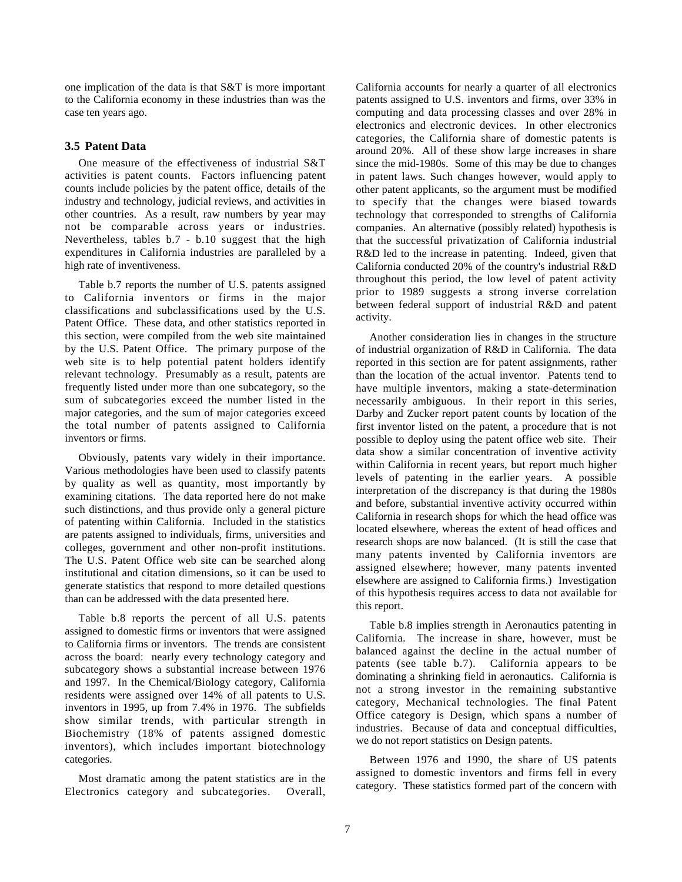one implication of the data is that S&T is more important to the California economy in these industries than was the case ten years ago.

### 3.5 Patent Data

One measure of the effectiveness of industrial S&T activities is patent counts. Factors influencing patent counts include policies by the patent office, details of the industry and technology, judicial reviews, and activities in other countries. As a result, raw numbers by year may not be comparable across years or industries. Nevertheless, tables b.7 - b.10 suggest that the high expenditures in California industries are paralleled by a high rate of inventiveness.

Table b.7 reports the number of U.S. patents assigned to California inventors or firms in the major classifications and subclassifications used by the U.S. Patent Office. These data, and other statistics reported in this section, were compiled from the web site maintained by the U.S. Patent Office. The primary purpose of the web site is to help potential patent holders identify relevant technology. Presumably as a result, patents are frequently listed under more than one subcategory, so the sum of subcategories exceed the number listed in the major categories, and the sum of major categories exceed the total number of patents assigned to California inventors or firms.

Obviously, patents vary widely in their importance. Various methodologies have been used to classify patents by quality as well as quantity, most importantly by examining citations. The data reported here do not make such distinctions, and thus provide only a general picture of patenting within California. Included in the statistics are patents assigned to individuals, firms, universities and colleges, government and other non-profit institutions. The U.S. Patent Office web site can be searched along institutional and citation dimensions, so it can be used to generate statistics that respond to more detailed questions than can be addressed with the data presented here.

Table b.8 reports the percent of all U.S. patents assigned to domestic firms or inventors that were assigned to California firms or inventors. The trends are consistent across the board: nearly every technology category and subcategory shows a substantial increase between 1976 and 1997. In the Chemical/Biology category, California residents were assigned over 14% of all patents to U.S. inventors in 1995, up from 7.4% in 1976. The subfields show similar trends, with particular strength in Biochemistry (18% of patents assigned domestic inventors), which includes important biotechnology categories.

Most dramatic among the patent statistics are in the Electronics category and subcategories. Overall, California accounts for nearly a quarter of all electronics patents assigned to U.S. inventors and firms, over 33% in computing and data processing classes and over 28% in electronics and electronic devices. In other electronics categories, the California share of domestic patents is around 20%. All of these show large increases in share since the mid-1980s. Some of this may be due to changes in patent laws. Such changes however, would apply to other patent applicants, so the argument must be modified to specify that the changes were biased towards technology that corresponded to strengths of California companies. An alternative (possibly related) hypothesis is that the successful privatization of California industrial R&D led to the increase in patenting. Indeed, given that California conducted 20% of the country's industrial R&D throughout this period, the low level of patent activity prior to 1989 suggests a strong inverse correlation between federal support of industrial R&D and patent activity.

Another consideration lies in changes in the structure of industrial organization of R&D in California. The data reported in this section are for patent assignments, rather than the location of the actual inventor. Patents tend to have multiple inventors, making a state-determination necessarily ambiguous. In their report in this series, Darby and Zucker report patent counts by location of the first inventor listed on the patent, a procedure that is not possible to deploy using the patent office web site. Their data show a similar concentration of inventive activity within California in recent years, but report much higher levels of patenting in the earlier years. A possible interpretation of the discrepancy is that during the 1980s and before, substantial inventive activity occurred within California in research shops for which the head office was located elsewhere, whereas the extent of head offices and research shops are now balanced. (It is still the case that many patents invented by California inventors are assigned elsewhere; however, many patents invented elsewhere are assigned to California firms.) Investigation of this hypothesis requires access to data not available for this report.

Table b.8 implies strength in Aeronautics patenting in California. The increase in share, however, must be balanced against the decline in the actual number of patents (see table b.7). California appears to be dominating a shrinking field in aeronautics. California is not a strong investor in the remaining substantive category, Mechanical technologies. The final Patent Office category is Design, which spans a number of industries. Because of data and conceptual difficulties, we do not report statistics on Design patents.

Between 1976 and 1990, the share of US patents assigned to domestic inventors and firms fell in every category. These statistics formed part of the concern with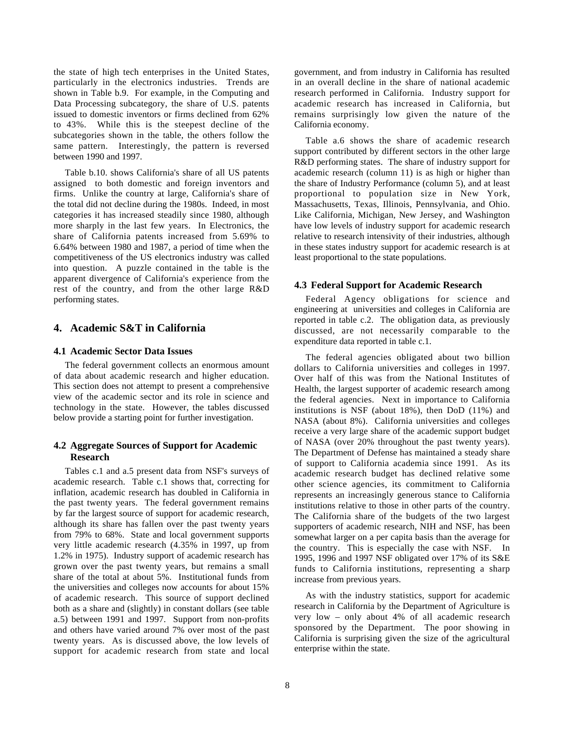the state of high tech enterprises in the United States, particularly in the electronics industries. Trends are shown in Table b.9. For example, in the Computing and Data Processing subcategory, the share of U.S. patents issued to domestic inventors or firms declined from 62% to 43%. While this is the steepest decline of the subcategories shown in the table, the others follow the same pattern. Interestingly, the pattern is reversed between 1990 and 1997.

Table b.10. shows California's share of all US patents assigned to both domestic and foreign inventors and firms. Unlike the country at large, California's share of the total did not decline during the 1980s. Indeed, in most categories it has increased steadily since 1980, although more sharply in the last few years. In Electronics, the share of California patents increased from 5.69% to 6.64% between 1980 and 1987, a period of time when the competitiveness of the US electronics industry was called into question. A puzzle contained in the table is the apparent divergence of California's experience from the rest of the country, and from the other large R&D performing states.

## 4. Academic S&T in California

### 4.1 Academic Sector Data Issues

The federal government collects an enormous amount of data about academic research and higher education. This section does not attempt to present a comprehensive view of the academic sector and its role in science and technology in the state. However, the tables discussed below provide a starting point for further investigation.

### 4.2 Aggregate Sources of Support for Academic Research

Tables c.1 and a.5 present data from NSF's surveys of academic research. Table c.1 shows that, correcting for inflation, academic research has doubled in California in the past twenty years. The federal government remains by far the largest source of support for academic research, although its share has fallen over the past twenty years from 79% to 68%. State and local government supports very little academic research (4.35% in 1997, up from 1.2% in 1975). Industry support of academic research has grown over the past twenty years, but remains a small share of the total at about 5%. Institutional funds from the universities and colleges now accounts for about 15% of academic research. This source of support declined both as a share and (slightly) in constant dollars (see table a.5) between 1991 and 1997. Support from non-profits and others have varied around 7% over most of the past twenty years. As is discussed above, the low levels of support for academic research from state and local government, and from industry in California has resulted in an overall decline in the share of national academic research performed in California. Industry support for academic research has increased in California, but remains surprisingly low given the nature of the California economy.

Table a.6 shows the share of academic research support contributed by different sectors in the other large R&D performing states. The share of industry support for academic research (column 11) is as high or higher than the share of Industry Performance (column 5), and at least proportional to population size in New York, Massachusetts, Texas, Illinois, Pennsylvania, and Ohio. Like California, Michigan, New Jersey, and Washington have low levels of industry support for academic research relative to research intensivity of their industries, although in these states industry support for academic research is at least proportional to the state populations.

### 4.3 Federal Support for Academic Research

Federal Agency obligations for science and engineering at universities and colleges in California are reported in table c.2. The obligation data, as previously discussed, are not necessarily comparable to the expenditure data reported in table c.1.

The federal agencies obligated about two billion dollars to California universities and colleges in 1997. Over half of this was from the National Institutes of Health, the largest supporter of academic research among the federal agencies. Next in importance to California institutions is NSF (about 18%), then DoD (11%) and NASA (about 8%). California universities and colleges receive a very large share of the academic support budget of NASA (over 20% throughout the past twenty years). The Department of Defense has maintained a steady share of support to California academia since 1991. As its academic research budget has declined relative some other science agencies, its commitment to California represents an increasingly generous stance to California institutions relative to those in other parts of the country. The California share of the budgets of the two largest supporters of academic research, NIH and NSF, has been somewhat larger on a per capita basis than the average for the country. This is especially the case with NSF. In 1995, 1996 and 1997 NSF obligated over 17% of its S&E funds to California institutions, representing a sharp increase from previous years.

As with the industry statistics, support for academic research in California by the Department of Agriculture is very low – only about 4% of all academic research sponsored by the Department. The poor showing in California is surprising given the size of the agricultural enterprise within the state.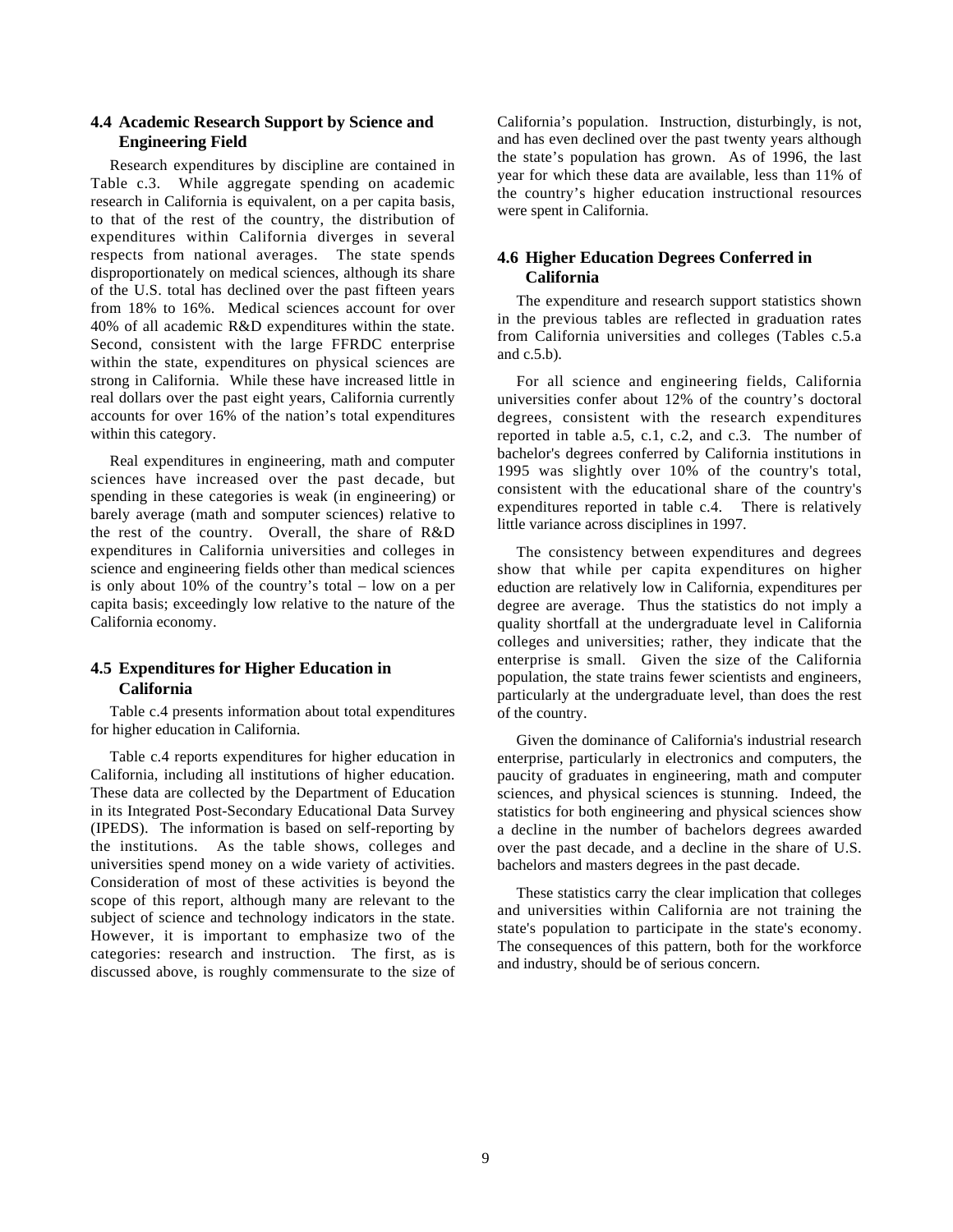## 4.4 Academic Research Support by Science and Engineering Field

Research expenditures by discipline are contained in Table c.3. While aggregate spending on academic research in California is equivalent, on a per capita basis, to that of the rest of the country, the distribution of expenditures within California diverges in several respects from national averages. The state spends disproportionately on medical sciences, although its share of the U.S. total has declined over the past fifteen years from 18% to 16%. Medical sciences account for over 40% of all academic R&D expenditures within the state. Second, consistent with the large FFRDC enterprise within the state, expenditures on physical sciences are strong in California. While these have increased little in real dollars over the past eight years, California currently accounts for over 16% of the nation's total expenditures within this category.

Real expenditures in engineering, math and computer sciences have increased over the past decade, but spending in these categories is weak (in engineering) or barely average (math and somputer sciences) relative to the rest of the country. Overall, the share of R&D expenditures in California universities and colleges in science and engineering fields other than medical sciences is only about 10% of the country's total – low on a per capita basis; exceedingly low relative to the nature of the California economy.

## 4.5 Expenditures for Higher Education in California

Table c.4 presents information about total expenditures for higher education in California.

Table c.4 reports expenditures for higher education in California, including all institutions of higher education. These data are collected by the Department of Education in its Integrated Post-Secondary Educational Data Survey (IPEDS). The information is based on self-reporting by the institutions. As the table shows, colleges and universities spend money on a wide variety of activities. Consideration of most of these activities is beyond the scope of this report, although many are relevant to the subject of science and technology indicators in the state. However, it is important to emphasize two of the categories: research and instruction. The first, as is discussed above, is roughly commensurate to the size of California's population. Instruction, disturbingly, is not, and has even declined over the past twenty years although the state's population has grown. As of 1996, the last year for which these data are available, less than 11% of the country's higher education instructional resources were spent in California.

## 4.6 Higher Education Degrees Conferred in California

The expenditure and research support statistics shown in the previous tables are reflected in graduation rates from California universities and colleges (Tables c.5.a and c.5.b).

For all science and engineering fields, California universities confer about 12% of the country's doctoral degrees, consistent with the research expenditures reported in table a.5, c.1, c.2, and c.3. The number of bachelor's degrees conferred by California institutions in 1995 was slightly over 10% of the country's total, consistent with the educational share of the country's expenditures reported in table c.4. There is relatively little variance across disciplines in 1997.

The consistency between expenditures and degrees show that while per capita expenditures on higher eduction are relatively low in California, expenditures per degree are average. Thus the statistics do not imply a quality shortfall at the undergraduate level in California colleges and universities; rather, they indicate that the enterprise is small. Given the size of the California population, the state trains fewer scientists and engineers, particularly at the undergraduate level, than does the rest of the country.

Given the dominance of California's industrial research enterprise, particularly in electronics and computers, the paucity of graduates in engineering, math and computer sciences, and physical sciences is stunning. Indeed, the statistics for both engineering and physical sciences show a decline in the number of bachelors degrees awarded over the past decade, and a decline in the share of U.S. bachelors and masters degrees in the past decade.

These statistics carry the clear implication that colleges and universities within California are not training the state's population to participate in the state's economy. The consequences of this pattern, both for the workforce and industry, should be of serious concern.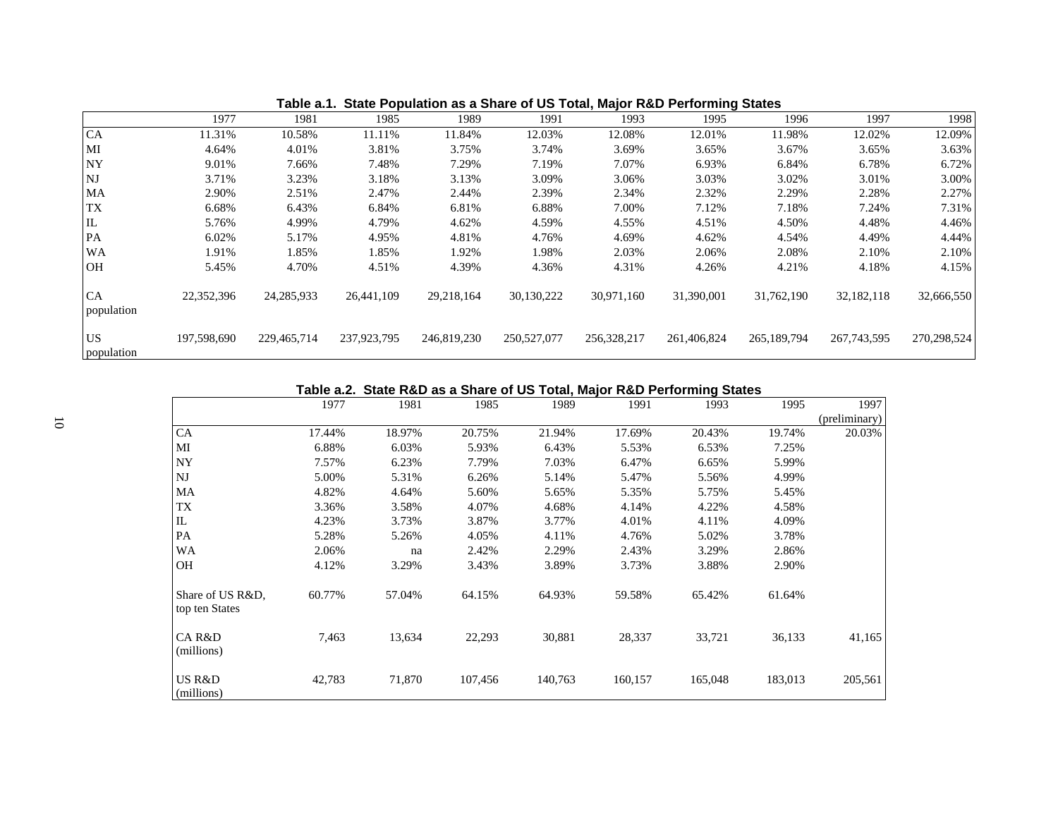**Table a.1. State Population as a Share of US Total, Major R&D Performing States**

| | 1977 | 1981 | 1985 | 1989 | 1991 | 1993 | 1995 | 1996 | 1997 | 1998 |
|---|---|---|---|---|---|---|---|---|---|---|
| CA | 11.31% | 10.58% | 11.11% | 11.84% | 12.03% | 12.08% | 12.01% | 11.98% | 12.02% | 12.09% |
| MI | 4.64% | 4.01% | 3.81% | 3.75% | 3.74% | 3.69% | 3.65% | 3.67% | 3.65% | 3.63% |
| NY | 9.01% | 7.66% | 7.48% | 7.29% | 7.19% | 7.07% | 6.93% | 6.84% | 6.78% | 6.72% |
| NJ | 3.71% | 3.23% | 3.18% | 3.13% | 3.09% | 3.06% | 3.03% | 3.02% | 3.01% | 3.00% |
| MA | 2.90% | 2.51% | 2.47% | 2.44% | 2.39% | 2.34% | 2.32% | 2.29% | 2.28% | 2.27% |
| TX | 6.68% | 6.43% | 6.84% | 6.81% | 6.88% | 7.00% | 7.12% | 7.18% | 7.24% | 7.31% |
| IL | 5.76% | 4.99% | 4.79% | 4.62% | 4.59% | 4.55% | 4.51% | 4.50% | 4.48% | 4.46% |
| PA | 6.02% | 5.17% | 4.95% | 4.81% | 4.76% | 4.69% | 4.62% | 4.54% | 4.49% | 4.44% |
| WA | 1.91% | 1.85% | 1.85% | 1.92% | 1.98% | 2.03% | 2.06% | 2.08% | 2.10% | 2.10% |
| OH | 5.45% | 4.70% | 4.51% | 4.39% | 4.36% | 4.31% | 4.26% | 4.21% | 4.18% | 4.15% |
| CA population | 22,352,396 | 24,285,933 | 26,441,109 | 29,218,164 | 30,130,222 | 30,971,160 | 31,390,001 | 31,762,190 | 32,182,118 | 32,666,550 |
| US population | 197,598,690 | 229,465,714 | 237,923,795 | 246,819,230 | 250,527,077 | 256,328,217 | 261,406,824 | 265,189,794 | 267,743,595 | 270,298,524 |

**Table a.2. State R&D as a Share of US Total, Major R&D Performing States**

| | 1977 | 1981 | 1985 | 1989 | 1991 | 1993 | 1995 | 1997 (preliminary) |
|---|---|---|---|---|---|---|---|---|
| CA | 17.44% | 18.97% | 20.75% | 21.94% | 17.69% | 20.43% | 19.74% | 20.03% |
| MI | 6.88% | 6.03% | 5.93% | 6.43% | 5.53% | 6.53% | 7.25% | |
| NY | 7.57% | 6.23% | 7.79% | 7.03% | 6.47% | 6.65% | 5.99% | |
| NJ | 5.00% | 5.31% | 6.26% | 5.14% | 5.47% | 5.56% | 4.99% | |
| MA | 4.82% | 4.64% | 5.60% | 5.65% | 5.35% | 5.75% | 5.45% | |
| TX | 3.36% | 3.58% | 4.07% | 4.68% | 4.14% | 4.22% | 4.58% | |
| IL | 4.23% | 3.73% | 3.87% | 3.77% | 4.01% | 4.11% | 4.09% | |
| PA | 5.28% | 5.26% | 4.05% | 4.11% | 4.76% | 5.02% | 3.78% | |
| WA | 2.06% | na | 2.42% | 2.29% | 2.43% | 3.29% | 2.86% | |
| OH | 4.12% | 3.29% | 3.43% | 3.89% | 3.73% | 3.88% | 2.90% | |
| Share of US R&D, top ten States | 60.77% | 57.04% | 64.15% | 64.93% | 59.58% | 65.42% | 61.64% | |
| CA R&D (millions) | 7,463 | 13,634 | 22,293 | 30,881 | 28,337 | 33,721 | 36,133 | 41,165 |
| US R&D (millions) | 42,783 | 71,870 | 107,456 | 140,763 | 160,157 | 165,048 | 183,013 | 205,561 |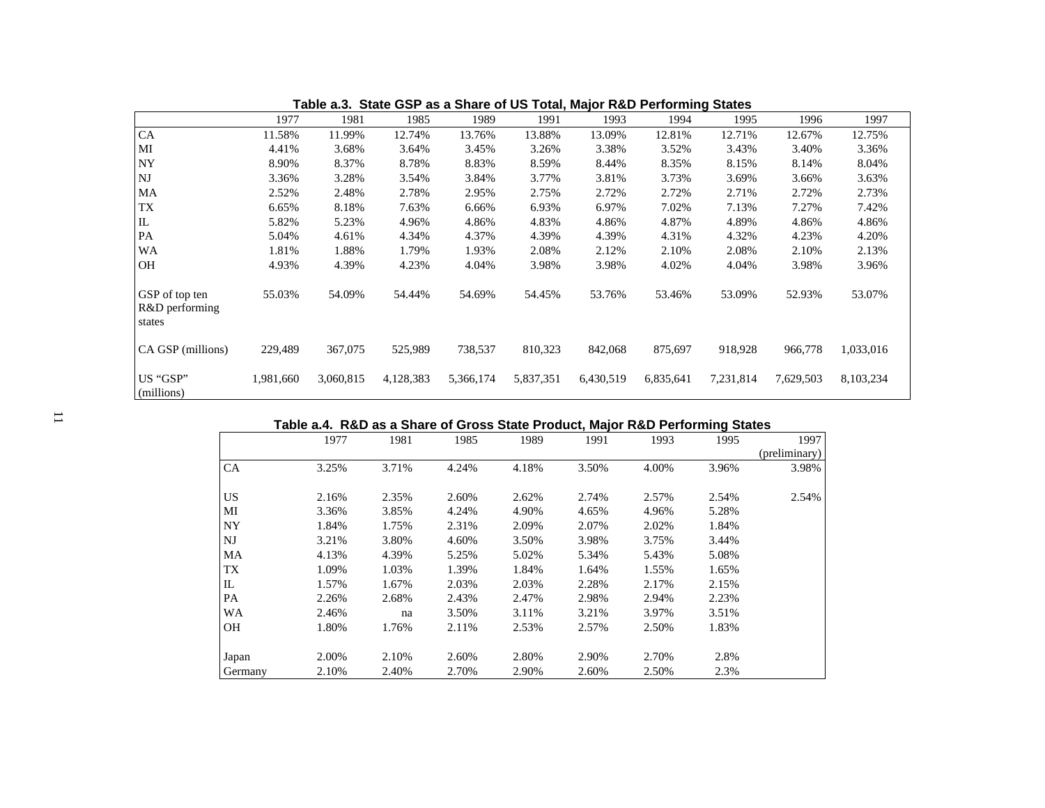**Table a.3. State GSP as a Share of US Total, Major R&D Performing States**

| | 1977 | 1981 | 1985 | 1989 | 1991 | 1993 | 1994 | 1995 | 1996 | 1997 |
|---|---|---|---|---|---|---|---|---|---|---|
| CA | 11.58% | 11.99% | 12.74% | 13.76% | 13.88% | 13.09% | 12.81% | 12.71% | 12.67% | 12.75% |
| MI | 4.41% | 3.68% | 3.64% | 3.45% | 3.26% | 3.38% | 3.52% | 3.43% | 3.40% | 3.36% |
| NY | 8.90% | 8.37% | 8.78% | 8.83% | 8.59% | 8.44% | 8.35% | 8.15% | 8.14% | 8.04% |
| NJ | 3.36% | 3.28% | 3.54% | 3.84% | 3.77% | 3.81% | 3.73% | 3.69% | 3.66% | 3.63% |
| MA | 2.52% | 2.48% | 2.78% | 2.95% | 2.75% | 2.72% | 2.72% | 2.71% | 2.72% | 2.73% |
| TX | 6.65% | 8.18% | 7.63% | 6.66% | 6.93% | 6.97% | 7.02% | 7.13% | 7.27% | 7.42% |
| IL | 5.82% | 5.23% | 4.96% | 4.86% | 4.83% | 4.86% | 4.87% | 4.89% | 4.86% | 4.86% |
| PA | 5.04% | 4.61% | 4.34% | 4.37% | 4.39% | 4.39% | 4.31% | 4.32% | 4.23% | 4.20% |
| WA | 1.81% | 1.88% | 1.79% | 1.93% | 2.08% | 2.12% | 2.10% | 2.08% | 2.10% | 2.13% |
| OH | 4.93% | 4.39% | 4.23% | 4.04% | 3.98% | 3.98% | 4.02% | 4.04% | 3.98% | 3.96% |
| GSP of top ten R&D performing states | 55.03% | 54.09% | 54.44% | 54.69% | 54.45% | 53.76% | 53.46% | 53.09% | 52.93% | 53.07% |
| CA GSP (millions) | 229,489 | 367,075 | 525,989 | 738,537 | 810,323 | 842,068 | 875,697 | 918,928 | 966,778 | 1,033,016 |
| US "GSP" (millions) | 1,981,660 | 3,060,815 | 4,128,383 | 5,366,174 | 5,837,351 | 6,430,519 | 6,835,641 | 7,231,814 | 7,629,503 | 8,103,234 |

**Table a.4. R&D as a Share of Gross State Product, Major R&D Performing States**

| | 1977 | 1981 | 1985 | 1989 | 1991 | 1993 | 1995 | 1997 (preliminary) |
|---|---|---|---|---|---|---|---|---|
| CA | 3.25% | 3.71% | 4.24% | 4.18% | 3.50% | 4.00% | 3.96% | 3.98% |
| US | 2.16% | 2.35% | 2.60% | 2.62% | 2.74% | 2.57% | 2.54% | 2.54% |
| MI | 3.36% | 3.85% | 4.24% | 4.90% | 4.65% | 4.96% | 5.28% | |
| NY | 1.84% | 1.75% | 2.31% | 2.09% | 2.07% | 2.02% | 1.84% | |
| NJ | 3.21% | 3.80% | 4.60% | 3.50% | 3.98% | 3.75% | 3.44% | |
| MA | 4.13% | 4.39% | 5.25% | 5.02% | 5.34% | 5.43% | 5.08% | |
| TX | 1.09% | 1.03% | 1.39% | 1.84% | 1.64% | 1.55% | 1.65% | |
| IL | 1.57% | 1.67% | 2.03% | 2.03% | 2.28% | 2.17% | 2.15% | |
| PA | 2.26% | 2.68% | 2.43% | 2.47% | 2.98% | 2.94% | 2.23% | |
| WA | 2.46% | na | 3.50% | 3.11% | 3.21% | 3.97% | 3.51% | |
| OH | 1.80% | 1.76% | 2.11% | 2.53% | 2.57% | 2.50% | 1.83% | |
| Japan | 2.00% | 2.10% | 2.60% | 2.80% | 2.90% | 2.70% | 2.8% | |
| Germany | 2.10% | 2.40% | 2.70% | 2.90% | 2.60% | 2.50% | 2.3% | |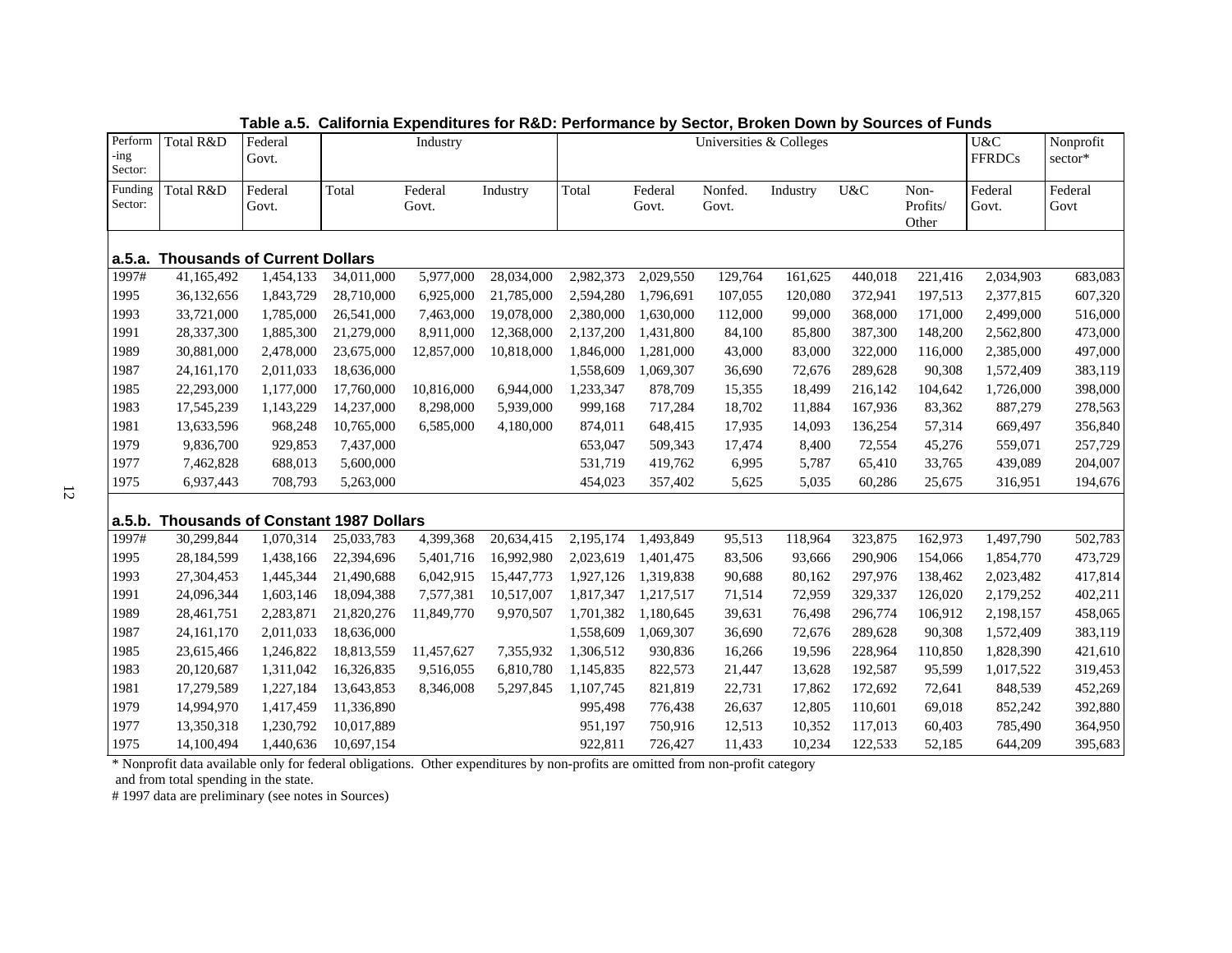**Table a.5. California Expenditures for R&D: Performance by Sector, Broken Down by Sources of Funds**

| Performing Sector: | Total R&D | Federal Govt. | Industry | | | Universities & Colleges | | | | | | U&C FFRDCs | Nonprofit sector* |
|---|---|---|---|---|---|---|---|---|---|---|---|---|---|
| Funding Sector: | Total R&D | Federal Govt. | Total | Federal Govt. | Industry | Total | Federal Govt. | Nonfed. Govt. | Industry | U&C | Non-Profits/ Other | Federal Govt. | Federal Govt |
| **a.5.a. Thousands of Current Dollars** | | | | | | | | | | | | | |
| 1997# | 41,165,492 | 1,454,133 | 34,011,000 | 5,977,000 | 28,034,000 | 2,982,373 | 2,029,550 | 129,764 | 161,625 | 440,018 | 221,416 | 2,034,903 | 683,083 |
| 1995 | 36,132,656 | 1,843,729 | 28,710,000 | 6,925,000 | 21,785,000 | 2,594,280 | 1,796,691 | 107,055 | 120,080 | 372,941 | 197,513 | 2,377,815 | 607,320 |
| 1993 | 33,721,000 | 1,785,000 | 26,541,000 | 7,463,000 | 19,078,000 | 2,380,000 | 1,630,000 | 112,000 | 99,000 | 368,000 | 171,000 | 2,499,000 | 516,000 |
| 1991 | 28,337,300 | 1,885,300 | 21,279,000 | 8,911,000 | 12,368,000 | 2,137,200 | 1,431,800 | 84,100 | 85,800 | 387,300 | 148,200 | 2,562,800 | 473,000 |
| 1989 | 30,881,000 | 2,478,000 | 23,675,000 | 12,857,000 | 10,818,000 | 1,846,000 | 1,281,000 | 43,000 | 83,000 | 322,000 | 116,000 | 2,385,000 | 497,000 |
| 1987 | 24,161,170 | 2,011,033 | 18,636,000 | | | 1,558,609 | 1,069,307 | 36,690 | 72,676 | 289,628 | 90,308 | 1,572,409 | 383,119 |
| 1985 | 22,293,000 | 1,177,000 | 17,760,000 | 10,816,000 | 6,944,000 | 1,233,347 | 878,709 | 15,355 | 18,499 | 216,142 | 104,642 | 1,726,000 | 398,000 |
| 1983 | 17,545,239 | 1,143,229 | 14,237,000 | 8,298,000 | 5,939,000 | 999,168 | 717,284 | 18,702 | 11,884 | 167,936 | 83,362 | 887,279 | 278,563 |
| 1981 | 13,633,596 | 968,248 | 10,765,000 | 6,585,000 | 4,180,000 | 874,011 | 648,415 | 17,935 | 14,093 | 136,254 | 57,314 | 669,497 | 356,840 |
| 1979 | 9,836,700 | 929,853 | 7,437,000 | | | 653,047 | 509,343 | 17,474 | 8,400 | 72,554 | 45,276 | 559,071 | 257,729 |
| 1977 | 7,462,828 | 688,013 | 5,600,000 | | | 531,719 | 419,762 | 6,995 | 5,787 | 65,410 | 33,765 | 439,089 | 204,007 |
| 1975 | 6,937,443 | 708,793 | 5,263,000 | | | 454,023 | 357,402 | 5,625 | 5,035 | 60,286 | 25,675 | 316,951 | 194,676 |
| **a.5.b. Thousands of Constant 1987 Dollars** | | | | | | | | | | | | | |
| 1997# | 30,299,844 | 1,070,314 | 25,033,783 | 4,399,368 | 20,634,415 | 2,195,174 | 1,493,849 | 95,513 | 118,964 | 323,875 | 162,973 | 1,497,790 | 502,783 |
| 1995 | 28,184,599 | 1,438,166 | 22,394,696 | 5,401,716 | 16,992,980 | 2,023,619 | 1,401,475 | 83,506 | 93,666 | 290,906 | 154,066 | 1,854,770 | 473,729 |
| 1993 | 27,304,453 | 1,445,344 | 21,490,688 | 6,042,915 | 15,447,773 | 1,927,126 | 1,319,838 | 90,688 | 80,162 | 297,976 | 138,462 | 2,023,482 | 417,814 |
| 1991 | 24,096,344 | 1,603,146 | 18,094,388 | 7,577,381 | 10,517,007 | 1,817,347 | 1,217,517 | 71,514 | 72,959 | 329,337 | 126,020 | 2,179,252 | 402,211 |
| 1989 | 28,461,751 | 2,283,871 | 21,820,276 | 11,849,770 | 9,970,507 | 1,701,382 | 1,180,645 | 39,631 | 76,498 | 296,774 | 106,912 | 2,198,157 | 458,065 |
| 1987 | 24,161,170 | 2,011,033 | 18,636,000 | | | 1,558,609 | 1,069,307 | 36,690 | 72,676 | 289,628 | 90,308 | 1,572,409 | 383,119 |
| 1985 | 23,615,466 | 1,246,822 | 18,813,559 | 11,457,627 | 7,355,932 | 1,306,512 | 930,836 | 16,266 | 19,596 | 228,964 | 110,850 | 1,828,390 | 421,610 |
| 1983 | 20,120,687 | 1,311,042 | 16,326,835 | 9,516,055 | 6,810,780 | 1,145,835 | 822,573 | 21,447 | 13,628 | 192,587 | 95,599 | 1,017,522 | 319,453 |
| 1981 | 17,279,589 | 1,227,184 | 13,643,853 | 8,346,008 | 5,297,845 | 1,107,745 | 821,819 | 22,731 | 17,862 | 172,692 | 72,641 | 848,539 | 452,269 |
| 1979 | 14,994,970 | 1,417,459 | 11,336,890 | | | 995,498 | 776,438 | 26,637 | 12,805 | 110,601 | 69,018 | 852,242 | 392,880 |
| 1977 | 13,350,318 | 1,230,792 | 10,017,889 | | | 951,197 | 750,916 | 12,513 | 10,352 | 117,013 | 60,403 | 785,490 | 364,950 |
| 1975 | 14,100,494 | 1,440,636 | 10,697,154 | | | 922,811 | 726,427 | 11,433 | 10,234 | 122,533 | 52,185 | 644,209 | 395,683 |

\* Nonprofit data available only for federal obligations. Other expenditures by non-profits are omitted from non-profit category and from total spending in the state.

\# 1997 data are preliminary (see notes in Sources)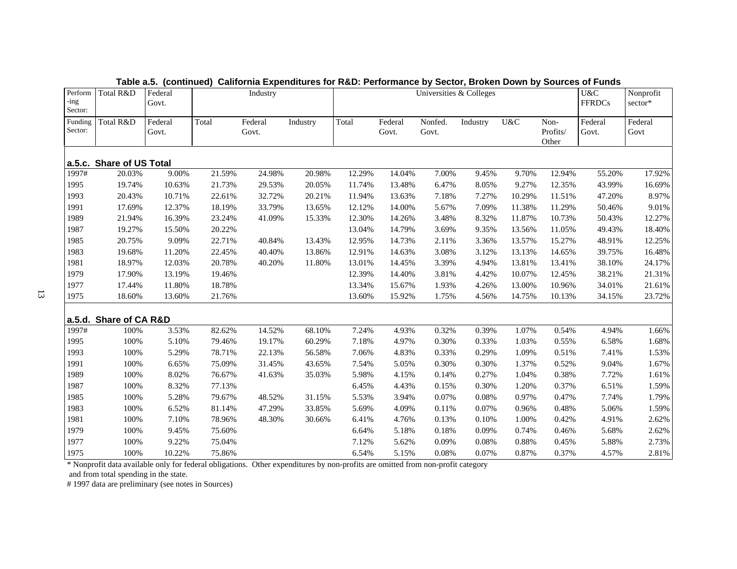**Table a.5. (continued) California Expenditures for R&D: Performance by Sector, Broken Down by Sources of Funds**

| Performing Sector: | Total R&D | Federal Govt. | Industry | | | Universities & Colleges | | | | | | U&C FFRDCs | Nonprofit sector* |
|---|---|---|---|---|---|---|---|---|---|---|---|---|---|
| Funding Sector: | Total R&D | Federal Govt. | Total | Federal Govt. | Industry | Total | Federal Govt. | Nonfed. Govt. | Industry | U&C | Non-Profits/ Other | Federal Govt. | Federal Govt |
| **a.5.c. Share of US Total** | | | | | | | | | | | | | |
| 1997# | 20.03% | 9.00% | 21.59% | 24.98% | 20.98% | 12.29% | 14.04% | 7.00% | 9.45% | 9.70% | 12.94% | 55.20% | 17.92% |
| 1995 | 19.74% | 10.63% | 21.73% | 29.53% | 20.05% | 11.74% | 13.48% | 6.47% | 8.05% | 9.27% | 12.35% | 43.99% | 16.69% |
| 1993 | 20.43% | 10.71% | 22.61% | 32.72% | 20.21% | 11.94% | 13.63% | 7.18% | 7.27% | 10.29% | 11.51% | 47.20% | 8.97% |
| 1991 | 17.69% | 12.37% | 18.19% | 33.79% | 13.65% | 12.12% | 14.00% | 5.67% | 7.09% | 11.38% | 11.29% | 50.46% | 9.01% |
| 1989 | 21.94% | 16.39% | 23.24% | 41.09% | 15.33% | 12.30% | 14.26% | 3.48% | 8.32% | 11.87% | 10.73% | 50.43% | 12.27% |
| 1987 | 19.27% | 15.50% | 20.22% | | | 13.04% | 14.79% | 3.69% | 9.35% | 13.56% | 11.05% | 49.43% | 18.40% |
| 1985 | 20.75% | 9.09% | 22.71% | 40.84% | 13.43% | 12.95% | 14.73% | 2.11% | 3.36% | 13.57% | 15.27% | 48.91% | 12.25% |
| 1983 | 19.68% | 11.20% | 22.45% | 40.40% | 13.86% | 12.91% | 14.63% | 3.08% | 3.12% | 13.13% | 14.65% | 39.75% | 16.48% |
| 1981 | 18.97% | 12.03% | 20.78% | 40.20% | 11.80% | 13.01% | 14.45% | 3.39% | 4.94% | 13.81% | 13.41% | 38.10% | 24.17% |
| 1979 | 17.90% | 13.19% | 19.46% | | | 12.39% | 14.40% | 3.81% | 4.42% | 10.07% | 12.45% | 38.21% | 21.31% |
| 1977 | 17.44% | 11.80% | 18.78% | | | 13.34% | 15.67% | 1.93% | 4.26% | 13.00% | 10.96% | 34.01% | 21.61% |
| 1975 | 18.60% | 13.60% | 21.76% | | | 13.60% | 15.92% | 1.75% | 4.56% | 14.75% | 10.13% | 34.15% | 23.72% |
| **a.5.d. Share of CA R&D** | | | | | | | | | | | | | |
| 1997# | 100% | 3.53% | 82.62% | 14.52% | 68.10% | 7.24% | 4.93% | 0.32% | 0.39% | 1.07% | 0.54% | 4.94% | 1.66% |
| 1995 | 100% | 5.10% | 79.46% | 19.17% | 60.29% | 7.18% | 4.97% | 0.30% | 0.33% | 1.03% | 0.55% | 6.58% | 1.68% |
| 1993 | 100% | 5.29% | 78.71% | 22.13% | 56.58% | 7.06% | 4.83% | 0.33% | 0.29% | 1.09% | 0.51% | 7.41% | 1.53% |
| 1991 | 100% | 6.65% | 75.09% | 31.45% | 43.65% | 7.54% | 5.05% | 0.30% | 0.30% | 1.37% | 0.52% | 9.04% | 1.67% |
| 1989 | 100% | 8.02% | 76.67% | 41.63% | 35.03% | 5.98% | 4.15% | 0.14% | 0.27% | 1.04% | 0.38% | 7.72% | 1.61% |
| 1987 | 100% | 8.32% | 77.13% | | | 6.45% | 4.43% | 0.15% | 0.30% | 1.20% | 0.37% | 6.51% | 1.59% |
| 1985 | 100% | 5.28% | 79.67% | 48.52% | 31.15% | 5.53% | 3.94% | 0.07% | 0.08% | 0.97% | 0.47% | 7.74% | 1.79% |
| 1983 | 100% | 6.52% | 81.14% | 47.29% | 33.85% | 5.69% | 4.09% | 0.11% | 0.07% | 0.96% | 0.48% | 5.06% | 1.59% |
| 1981 | 100% | 7.10% | 78.96% | 48.30% | 30.66% | 6.41% | 4.76% | 0.13% | 0.10% | 1.00% | 0.42% | 4.91% | 2.62% |
| 1979 | 100% | 9.45% | 75.60% | | | 6.64% | 5.18% | 0.18% | 0.09% | 0.74% | 0.46% | 5.68% | 2.62% |
| 1977 | 100% | 9.22% | 75.04% | | | 7.12% | 5.62% | 0.09% | 0.08% | 0.88% | 0.45% | 5.88% | 2.73% |
| 1975 | 100% | 10.22% | 75.86% | | | 6.54% | 5.15% | 0.08% | 0.07% | 0.87% | 0.37% | 4.57% | 2.81% |

* Nonprofit data available only for federal obligations. Other expenditures by non-profits are omitted from non-profit category and from total spending in the state.

# 1997 data are preliminary (see notes in Sources)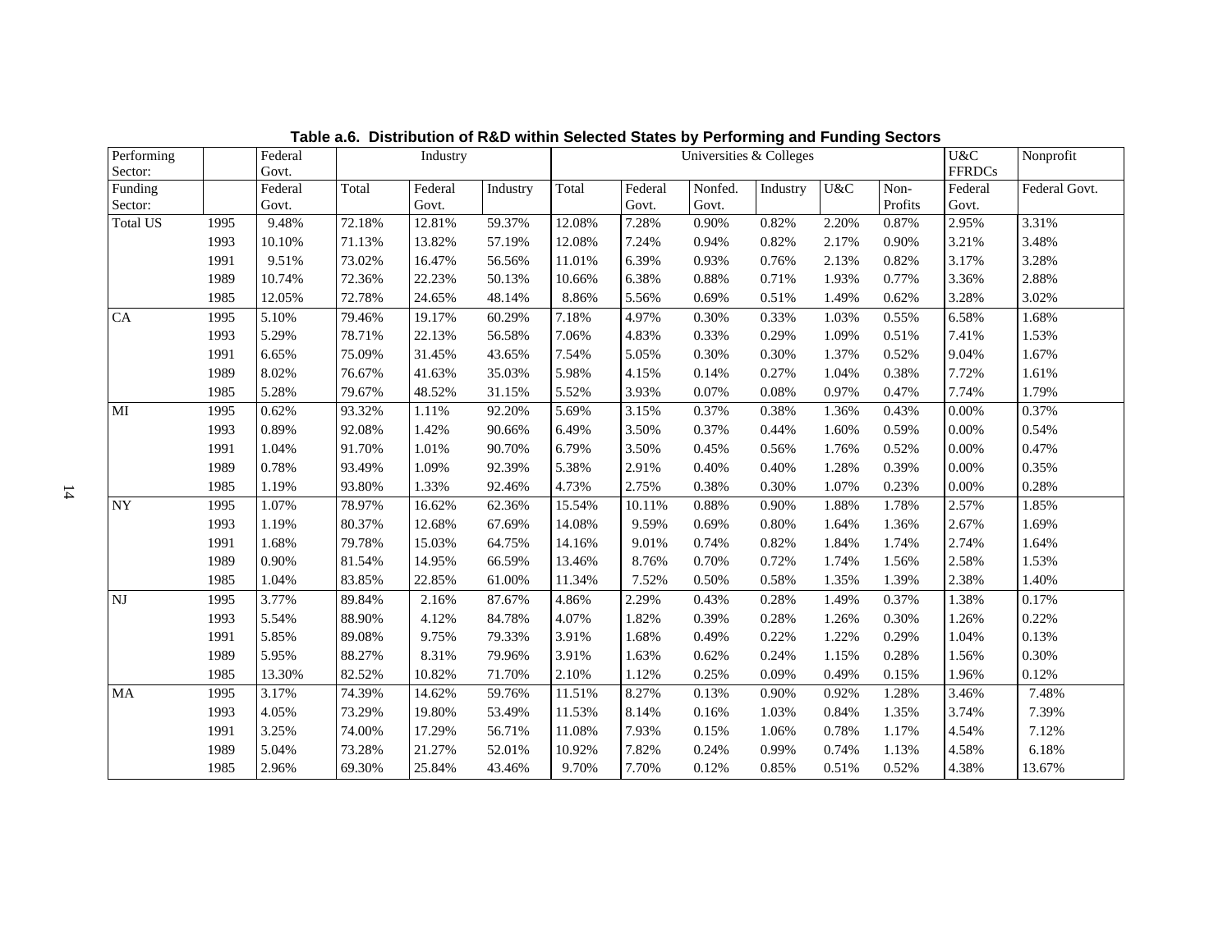**Table a.6. Distribution of R&D within Selected States by Performing and Funding Sectors**

| Performing Sector: | | Federal Govt. | Industry | | | Universities & Colleges | | | | | | U&C FFRDCs | Nonprofit |
|---|---|---|---|---|---|---|---|---|---|---|---|---|---|
| Funding Sector: | | Federal Govt. | Total | Federal Govt. | Industry | Total | Federal Govt. | Nonfed. Govt. | Industry | U&C | Non-Profits | Federal Govt. | Federal Govt. |
| Total US | 1995 | 9.48% | 72.18% | 12.81% | 59.37% | 12.08% | 7.28% | 0.90% | 0.82% | 2.20% | 0.87% | 2.95% | 3.31% |
| | 1993 | 10.10% | 71.13% | 13.82% | 57.19% | 12.08% | 7.24% | 0.94% | 0.82% | 2.17% | 0.90% | 3.21% | 3.48% |
| | 1991 | 9.51% | 73.02% | 16.47% | 56.56% | 11.01% | 6.39% | 0.93% | 0.76% | 2.13% | 0.82% | 3.17% | 3.28% |
| | 1989 | 10.74% | 72.36% | 22.23% | 50.13% | 10.66% | 6.38% | 0.88% | 0.71% | 1.93% | 0.77% | 3.36% | 2.88% |
| | 1985 | 12.05% | 72.78% | 24.65% | 48.14% | 8.86% | 5.56% | 0.69% | 0.51% | 1.49% | 0.62% | 3.28% | 3.02% |
| CA | 1995 | 5.10% | 79.46% | 19.17% | 60.29% | 7.18% | 4.97% | 0.30% | 0.33% | 1.03% | 0.55% | 6.58% | 1.68% |
| | 1993 | 5.29% | 78.71% | 22.13% | 56.58% | 7.06% | 4.83% | 0.33% | 0.29% | 1.09% | 0.51% | 7.41% | 1.53% |
| | 1991 | 6.65% | 75.09% | 31.45% | 43.65% | 7.54% | 5.05% | 0.30% | 0.30% | 1.37% | 0.52% | 9.04% | 1.67% |
| | 1989 | 8.02% | 76.67% | 41.63% | 35.03% | 5.98% | 4.15% | 0.14% | 0.27% | 1.04% | 0.38% | 7.72% | 1.61% |
| | 1985 | 5.28% | 79.67% | 48.52% | 31.15% | 5.52% | 3.93% | 0.07% | 0.08% | 0.97% | 0.47% | 7.74% | 1.79% |
| MI | 1995 | 0.62% | 93.32% | 1.11% | 92.20% | 5.69% | 3.15% | 0.37% | 0.38% | 1.36% | 0.43% | 0.00% | 0.37% |
| | 1993 | 0.89% | 92.08% | 1.42% | 90.66% | 6.49% | 3.50% | 0.37% | 0.44% | 1.60% | 0.59% | 0.00% | 0.54% |
| | 1991 | 1.04% | 91.70% | 1.01% | 90.70% | 6.79% | 3.50% | 0.45% | 0.56% | 1.76% | 0.52% | 0.00% | 0.47% |
| | 1989 | 0.78% | 93.49% | 1.09% | 92.39% | 5.38% | 2.91% | 0.40% | 0.40% | 1.28% | 0.39% | 0.00% | 0.35% |
| | 1985 | 1.19% | 93.80% | 1.33% | 92.46% | 4.73% | 2.75% | 0.38% | 0.30% | 1.07% | 0.23% | 0.00% | 0.28% |
| NY | 1995 | 1.07% | 78.97% | 16.62% | 62.36% | 15.54% | 10.11% | 0.88% | 0.90% | 1.88% | 1.78% | 2.57% | 1.85% |
| | 1993 | 1.19% | 80.37% | 12.68% | 67.69% | 14.08% | 9.59% | 0.69% | 0.80% | 1.64% | 1.36% | 2.67% | 1.69% |
| | 1991 | 1.68% | 79.78% | 15.03% | 64.75% | 14.16% | 9.01% | 0.74% | 0.82% | 1.84% | 1.74% | 2.74% | 1.64% |
| | 1989 | 0.90% | 81.54% | 14.95% | 66.59% | 13.46% | 8.76% | 0.70% | 0.72% | 1.74% | 1.56% | 2.58% | 1.53% |
| | 1985 | 1.04% | 83.85% | 22.85% | 61.00% | 11.34% | 7.52% | 0.50% | 0.58% | 1.35% | 1.39% | 2.38% | 1.40% |
| NJ | 1995 | 3.77% | 89.84% | 2.16% | 87.67% | 4.86% | 2.29% | 0.43% | 0.28% | 1.49% | 0.37% | 1.38% | 0.17% |
| | 1993 | 5.54% | 88.90% | 4.12% | 84.78% | 4.07% | 1.82% | 0.39% | 0.28% | 1.26% | 0.30% | 1.26% | 0.22% |
| | 1991 | 5.85% | 89.08% | 9.75% | 79.33% | 3.91% | 1.68% | 0.49% | 0.22% | 1.22% | 0.29% | 1.04% | 0.13% |
| | 1989 | 5.95% | 88.27% | 8.31% | 79.96% | 3.91% | 1.63% | 0.62% | 0.24% | 1.15% | 0.28% | 1.56% | 0.30% |
| | 1985 | 13.30% | 82.52% | 10.82% | 71.70% | 2.10% | 1.12% | 0.25% | 0.09% | 0.49% | 0.15% | 1.96% | 0.12% |
| MA | 1995 | 3.17% | 74.39% | 14.62% | 59.76% | 11.51% | 8.27% | 0.13% | 0.90% | 0.92% | 1.28% | 3.46% | 7.48% |
| | 1993 | 4.05% | 73.29% | 19.80% | 53.49% | 11.53% | 8.14% | 0.16% | 1.03% | 0.84% | 1.35% | 3.74% | 7.39% |
| | 1991 | 3.25% | 74.00% | 17.29% | 56.71% | 11.08% | 7.93% | 0.15% | 1.06% | 0.78% | 1.17% | 4.54% | 7.12% |
| | 1989 | 5.04% | 73.28% | 21.27% | 52.01% | 10.92% | 7.82% | 0.24% | 0.99% | 0.74% | 1.13% | 4.58% | 6.18% |
| | 1985 | 2.96% | 69.30% | 25.84% | 43.46% | 9.70% | 7.70% | 0.12% | 0.85% | 0.51% | 0.52% | 4.38% | 13.67% |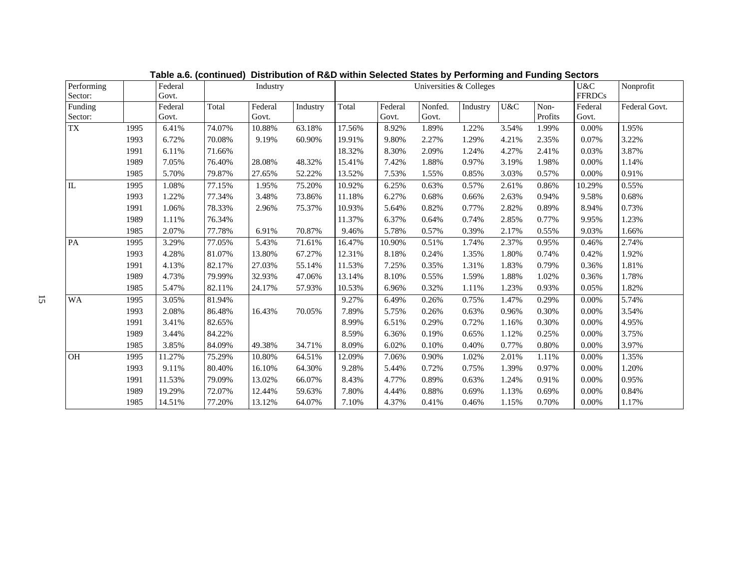**Table a.6. (continued) Distribution of R&D within Selected States by Performing and Funding Sectors**

| Performing Sector: | | Federal Govt. | Industry | | | Universities & Colleges | | | | | | U&C FFRDCs | Nonprofit |
|---|---|---|---|---|---|---|---|---|---|---|---|---|---|
| Funding Sector: | | Federal Govt. | Total | Federal Govt. | Industry | Total | Federal Govt. | Nonfed. Govt. | Industry | U&C | Non-Profits | Federal Govt. | Federal Govt. |
| TX | 1995 | 6.41% | 74.07% | 10.88% | 63.18% | 17.56% | 8.92% | 1.89% | 1.22% | 3.54% | 1.99% | 0.00% | 1.95% |
| | 1993 | 6.72% | 70.08% | 9.19% | 60.90% | 19.91% | 9.80% | 2.27% | 1.29% | 4.21% | 2.35% | 0.07% | 3.22% |
| | 1991 | 6.11% | 71.66% | | | 18.32% | 8.30% | 2.09% | 1.24% | 4.27% | 2.41% | 0.03% | 3.87% |
| | 1989 | 7.05% | 76.40% | 28.08% | 48.32% | 15.41% | 7.42% | 1.88% | 0.97% | 3.19% | 1.98% | 0.00% | 1.14% |
| | 1985 | 5.70% | 79.87% | 27.65% | 52.22% | 13.52% | 7.53% | 1.55% | 0.85% | 3.03% | 0.57% | 0.00% | 0.91% |
| IL | 1995 | 1.08% | 77.15% | 1.95% | 75.20% | 10.92% | 6.25% | 0.63% | 0.57% | 2.61% | 0.86% | 10.29% | 0.55% |
| | 1993 | 1.22% | 77.34% | 3.48% | 73.86% | 11.18% | 6.27% | 0.68% | 0.66% | 2.63% | 0.94% | 9.58% | 0.68% |
| | 1991 | 1.06% | 78.33% | 2.96% | 75.37% | 10.93% | 5.64% | 0.82% | 0.77% | 2.82% | 0.89% | 8.94% | 0.73% |
| | 1989 | 1.11% | 76.34% | | | 11.37% | 6.37% | 0.64% | 0.74% | 2.85% | 0.77% | 9.95% | 1.23% |
| | 1985 | 2.07% | 77.78% | 6.91% | 70.87% | 9.46% | 5.78% | 0.57% | 0.39% | 2.17% | 0.55% | 9.03% | 1.66% |
| PA | 1995 | 3.29% | 77.05% | 5.43% | 71.61% | 16.47% | 10.90% | 0.51% | 1.74% | 2.37% | 0.95% | 0.46% | 2.74% |
| | 1993 | 4.28% | 81.07% | 13.80% | 67.27% | 12.31% | 8.18% | 0.24% | 1.35% | 1.80% | 0.74% | 0.42% | 1.92% |
| | 1991 | 4.13% | 82.17% | 27.03% | 55.14% | 11.53% | 7.25% | 0.35% | 1.31% | 1.83% | 0.79% | 0.36% | 1.81% |
| | 1989 | 4.73% | 79.99% | 32.93% | 47.06% | 13.14% | 8.10% | 0.55% | 1.59% | 1.88% | 1.02% | 0.36% | 1.78% |
| | 1985 | 5.47% | 82.11% | 24.17% | 57.93% | 10.53% | 6.96% | 0.32% | 1.11% | 1.23% | 0.93% | 0.05% | 1.82% |
| WA | 1995 | 3.05% | 81.94% | | | 9.27% | 6.49% | 0.26% | 0.75% | 1.47% | 0.29% | 0.00% | 5.74% |
| | 1993 | 2.08% | 86.48% | 16.43% | 70.05% | 7.89% | 5.75% | 0.26% | 0.63% | 0.96% | 0.30% | 0.00% | 3.54% |
| | 1991 | 3.41% | 82.65% | | | 8.99% | 6.51% | 0.29% | 0.72% | 1.16% | 0.30% | 0.00% | 4.95% |
| | 1989 | 3.44% | 84.22% | | | 8.59% | 6.36% | 0.19% | 0.65% | 1.12% | 0.25% | 0.00% | 3.75% |
| | 1985 | 3.85% | 84.09% | 49.38% | 34.71% | 8.09% | 6.02% | 0.10% | 0.40% | 0.77% | 0.80% | 0.00% | 3.97% |
| OH | 1995 | 11.27% | 75.29% | 10.80% | 64.51% | 12.09% | 7.06% | 0.90% | 1.02% | 2.01% | 1.11% | 0.00% | 1.35% |
| | 1993 | 9.11% | 80.40% | 16.10% | 64.30% | 9.28% | 5.44% | 0.72% | 0.75% | 1.39% | 0.97% | 0.00% | 1.20% |
| | 1991 | 11.53% | 79.09% | 13.02% | 66.07% | 8.43% | 4.77% | 0.89% | 0.63% | 1.24% | 0.91% | 0.00% | 0.95% |
| | 1989 | 19.29% | 72.07% | 12.44% | 59.63% | 7.80% | 4.44% | 0.88% | 0.69% | 1.13% | 0.69% | 0.00% | 0.84% |
| | 1985 | 14.51% | 77.20% | 13.12% | 64.07% | 7.10% | 4.37% | 0.41% | 0.46% | 1.15% | 0.70% | 0.00% | 1.17% |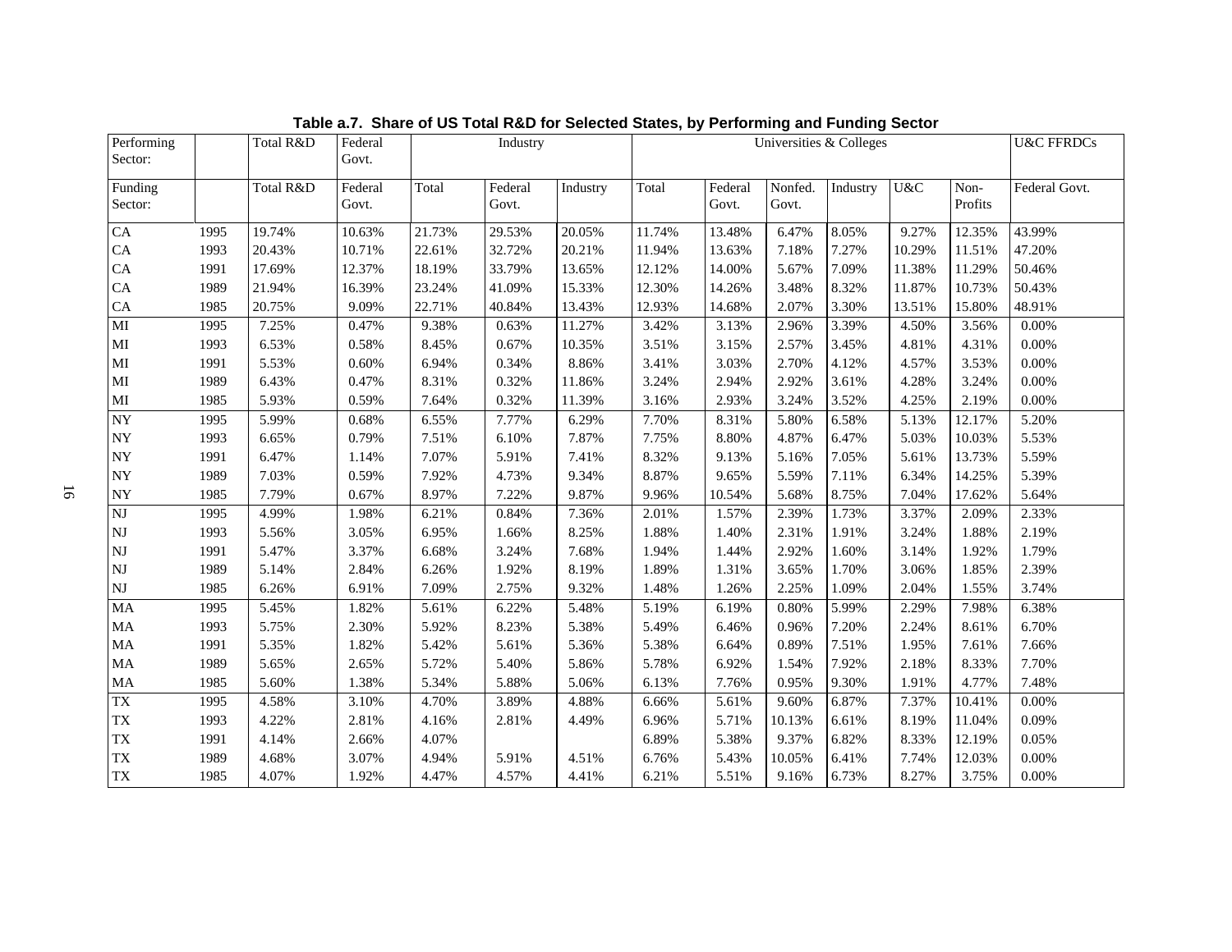**Table a.7. Share of US Total R&D for Selected States, by Performing and Funding Sector**

| Performing Sector: | | Total R&D | Federal Govt. | Industry | | | Universities & Colleges | | | | | | U&C FFRDCs |
|---|---|---|---|---|---|---|---|---|---|---|---|---|---|
| Funding Sector: | | Total R&D | Federal Govt. | Total | Federal Govt. | Industry | Total | Federal Govt. | Nonfed. Govt. | Industry | U&C | Non-Profits | Federal Govt. |
| CA | 1995 | 19.74% | 10.63% | 21.73% | 29.53% | 20.05% | 11.74% | 13.48% | 6.47% | 8.05% | 9.27% | 12.35% | 43.99% |
| CA | 1993 | 20.43% | 10.71% | 22.61% | 32.72% | 20.21% | 11.94% | 13.63% | 7.18% | 7.27% | 10.29% | 11.51% | 47.20% |
| CA | 1991 | 17.69% | 12.37% | 18.19% | 33.79% | 13.65% | 12.12% | 14.00% | 5.67% | 7.09% | 11.38% | 11.29% | 50.46% |
| CA | 1989 | 21.94% | 16.39% | 23.24% | 41.09% | 15.33% | 12.30% | 14.26% | 3.48% | 8.32% | 11.87% | 10.73% | 50.43% |
| CA | 1985 | 20.75% | 9.09% | 22.71% | 40.84% | 13.43% | 12.93% | 14.68% | 2.07% | 3.30% | 13.51% | 15.80% | 48.91% |
| MI | 1995 | 7.25% | 0.47% | 9.38% | 0.63% | 11.27% | 3.42% | 3.13% | 2.96% | 3.39% | 4.50% | 3.56% | 0.00% |
| MI | 1993 | 6.53% | 0.58% | 8.45% | 0.67% | 10.35% | 3.51% | 3.15% | 2.57% | 3.45% | 4.81% | 4.31% | 0.00% |
| MI | 1991 | 5.53% | 0.60% | 6.94% | 0.34% | 8.86% | 3.41% | 3.03% | 2.70% | 4.12% | 4.57% | 3.53% | 0.00% |
| MI | 1989 | 6.43% | 0.47% | 8.31% | 0.32% | 11.86% | 3.24% | 2.94% | 2.92% | 3.61% | 4.28% | 3.24% | 0.00% |
| MI | 1985 | 5.93% | 0.59% | 7.64% | 0.32% | 11.39% | 3.16% | 2.93% | 3.24% | 3.52% | 4.25% | 2.19% | 0.00% |
| NY | 1995 | 5.99% | 0.68% | 6.55% | 7.77% | 6.29% | 7.70% | 8.31% | 5.80% | 6.58% | 5.13% | 12.17% | 5.20% |
| NY | 1993 | 6.65% | 0.79% | 7.51% | 6.10% | 7.87% | 7.75% | 8.80% | 4.87% | 6.47% | 5.03% | 10.03% | 5.53% |
| NY | 1991 | 6.47% | 1.14% | 7.07% | 5.91% | 7.41% | 8.32% | 9.13% | 5.16% | 7.05% | 5.61% | 13.73% | 5.59% |
| NY | 1989 | 7.03% | 0.59% | 7.92% | 4.73% | 9.34% | 8.87% | 9.65% | 5.59% | 7.11% | 6.34% | 14.25% | 5.39% |
| NY | 1985 | 7.79% | 0.67% | 8.97% | 7.22% | 9.87% | 9.96% | 10.54% | 5.68% | 8.75% | 7.04% | 17.62% | 5.64% |
| NJ | 1995 | 4.99% | 1.98% | 6.21% | 0.84% | 7.36% | 2.01% | 1.57% | 2.39% | 1.73% | 3.37% | 2.09% | 2.33% |
| NJ | 1993 | 5.56% | 3.05% | 6.95% | 1.66% | 8.25% | 1.88% | 1.40% | 2.31% | 1.91% | 3.24% | 1.88% | 2.19% |
| NJ | 1991 | 5.47% | 3.37% | 6.68% | 3.24% | 7.68% | 1.94% | 1.44% | 2.92% | 1.60% | 3.14% | 1.92% | 1.79% |
| NJ | 1989 | 5.14% | 2.84% | 6.26% | 1.92% | 8.19% | 1.89% | 1.31% | 3.65% | 1.70% | 3.06% | 1.85% | 2.39% |
| NJ | 1985 | 6.26% | 6.91% | 7.09% | 2.75% | 9.32% | 1.48% | 1.26% | 2.25% | 1.09% | 2.04% | 1.55% | 3.74% |
| MA | 1995 | 5.45% | 1.82% | 5.61% | 6.22% | 5.48% | 5.19% | 6.19% | 0.80% | 5.99% | 2.29% | 7.98% | 6.38% |
| MA | 1993 | 5.75% | 2.30% | 5.92% | 8.23% | 5.38% | 5.49% | 6.46% | 0.96% | 7.20% | 2.24% | 8.61% | 6.70% |
| MA | 1991 | 5.35% | 1.82% | 5.42% | 5.61% | 5.36% | 5.38% | 6.64% | 0.89% | 7.51% | 1.95% | 7.61% | 7.66% |
| MA | 1989 | 5.65% | 2.65% | 5.72% | 5.40% | 5.86% | 5.78% | 6.92% | 1.54% | 7.92% | 2.18% | 8.33% | 7.70% |
| MA | 1985 | 5.60% | 1.38% | 5.34% | 5.88% | 5.06% | 6.13% | 7.76% | 0.95% | 9.30% | 1.91% | 4.77% | 7.48% |
| TX | 1995 | 4.58% | 3.10% | 4.70% | 3.89% | 4.88% | 6.66% | 5.61% | 9.60% | 6.87% | 7.37% | 10.41% | 0.00% |
| TX | 1993 | 4.22% | 2.81% | 4.16% | 2.81% | 4.49% | 6.96% | 5.71% | 10.13% | 6.61% | 8.19% | 11.04% | 0.09% |
| TX | 1991 | 4.14% | 2.66% | 4.07% | | | 6.89% | 5.38% | 9.37% | 6.82% | 8.33% | 12.19% | 0.05% |
| TX | 1989 | 4.68% | 3.07% | 4.94% | 5.91% | 4.51% | 6.76% | 5.43% | 10.05% | 6.41% | 7.74% | 12.03% | 0.00% |
| TX | 1985 | 4.07% | 1.92% | 4.47% | 4.57% | 4.41% | 6.21% | 5.51% | 9.16% | 6.73% | 8.27% | 3.75% | 0.00% |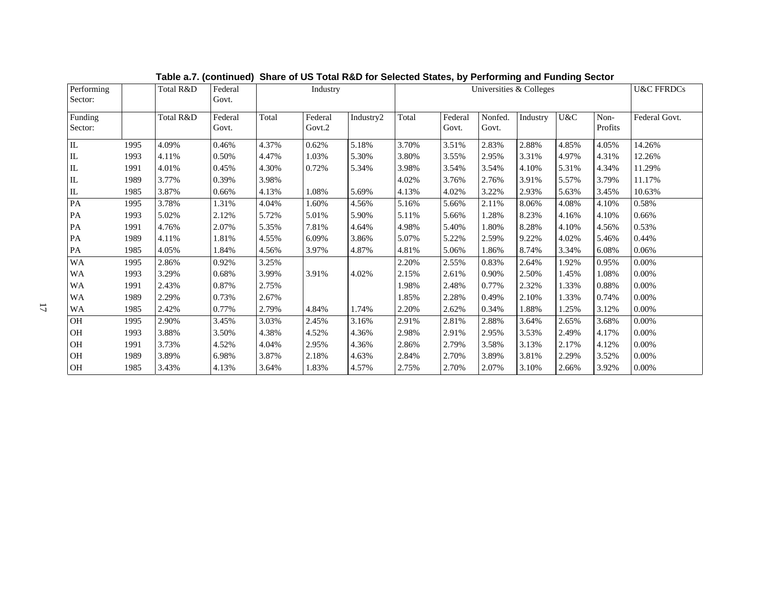**Table a.7. (continued) Share of US Total R&D for Selected States, by Performing and Funding Sector**

| Performing Sector: | | Total R&D | Federal Govt. | Industry | | | Universities & Colleges | | | | | | U&C FFRDCs |
|---|---|---|---|---|---|---|---|---|---|---|---|---|---|
| Funding Sector: | | Total R&D | Federal Govt. | Total | Federal Govt.2 | Industry2 | Total | Federal Govt. | Nonfed. Govt. | Industry | U&C | Non-Profits | Federal Govt. |
| IL | 1995 | 4.09% | 0.46% | 4.37% | 0.62% | 5.18% | 3.70% | 3.51% | 2.83% | 2.88% | 4.85% | 4.05% | 14.26% |
| IL | 1993 | 4.11% | 0.50% | 4.47% | 1.03% | 5.30% | 3.80% | 3.55% | 2.95% | 3.31% | 4.97% | 4.31% | 12.26% |
| IL | 1991 | 4.01% | 0.45% | 4.30% | 0.72% | 5.34% | 3.98% | 3.54% | 3.54% | 4.10% | 5.31% | 4.34% | 11.29% |
| IL | 1989 | 3.77% | 0.39% | 3.98% | | | 4.02% | 3.76% | 2.76% | 3.91% | 5.57% | 3.79% | 11.17% |
| IL | 1985 | 3.87% | 0.66% | 4.13% | 1.08% | 5.69% | 4.13% | 4.02% | 3.22% | 2.93% | 5.63% | 3.45% | 10.63% |
| PA | 1995 | 3.78% | 1.31% | 4.04% | 1.60% | 4.56% | 5.16% | 5.66% | 2.11% | 8.06% | 4.08% | 4.10% | 0.58% |
| PA | 1993 | 5.02% | 2.12% | 5.72% | 5.01% | 5.90% | 5.11% | 5.66% | 1.28% | 8.23% | 4.16% | 4.10% | 0.66% |
| PA | 1991 | 4.76% | 2.07% | 5.35% | 7.81% | 4.64% | 4.98% | 5.40% | 1.80% | 8.28% | 4.10% | 4.56% | 0.53% |
| PA | 1989 | 4.11% | 1.81% | 4.55% | 6.09% | 3.86% | 5.07% | 5.22% | 2.59% | 9.22% | 4.02% | 5.46% | 0.44% |
| PA | 1985 | 4.05% | 1.84% | 4.56% | 3.97% | 4.87% | 4.81% | 5.06% | 1.86% | 8.74% | 3.34% | 6.08% | 0.06% |
| WA | 1995 | 2.86% | 0.92% | 3.25% | | | 2.20% | 2.55% | 0.83% | 2.64% | 1.92% | 0.95% | 0.00% |
| WA | 1993 | 3.29% | 0.68% | 3.99% | 3.91% | 4.02% | 2.15% | 2.61% | 0.90% | 2.50% | 1.45% | 1.08% | 0.00% |
| WA | 1991 | 2.43% | 0.87% | 2.75% | | | 1.98% | 2.48% | 0.77% | 2.32% | 1.33% | 0.88% | 0.00% |
| WA | 1989 | 2.29% | 0.73% | 2.67% | | | 1.85% | 2.28% | 0.49% | 2.10% | 1.33% | 0.74% | 0.00% |
| WA | 1985 | 2.42% | 0.77% | 2.79% | 4.84% | 1.74% | 2.20% | 2.62% | 0.34% | 1.88% | 1.25% | 3.12% | 0.00% |
| OH | 1995 | 2.90% | 3.45% | 3.03% | 2.45% | 3.16% | 2.91% | 2.81% | 2.88% | 3.64% | 2.65% | 3.68% | 0.00% |
| OH | 1993 | 3.88% | 3.50% | 4.38% | 4.52% | 4.36% | 2.98% | 2.91% | 2.95% | 3.53% | 2.49% | 4.17% | 0.00% |
| OH | 1991 | 3.73% | 4.52% | 4.04% | 2.95% | 4.36% | 2.86% | 2.79% | 3.58% | 3.13% | 2.17% | 4.12% | 0.00% |
| OH | 1989 | 3.89% | 6.98% | 3.87% | 2.18% | 4.63% | 2.84% | 2.70% | 3.89% | 3.81% | 2.29% | 3.52% | 0.00% |
| OH | 1985 | 3.43% | 4.13% | 3.64% | 1.83% | 4.57% | 2.75% | 2.70% | 2.07% | 3.10% | 2.66% | 3.92% | 0.00% |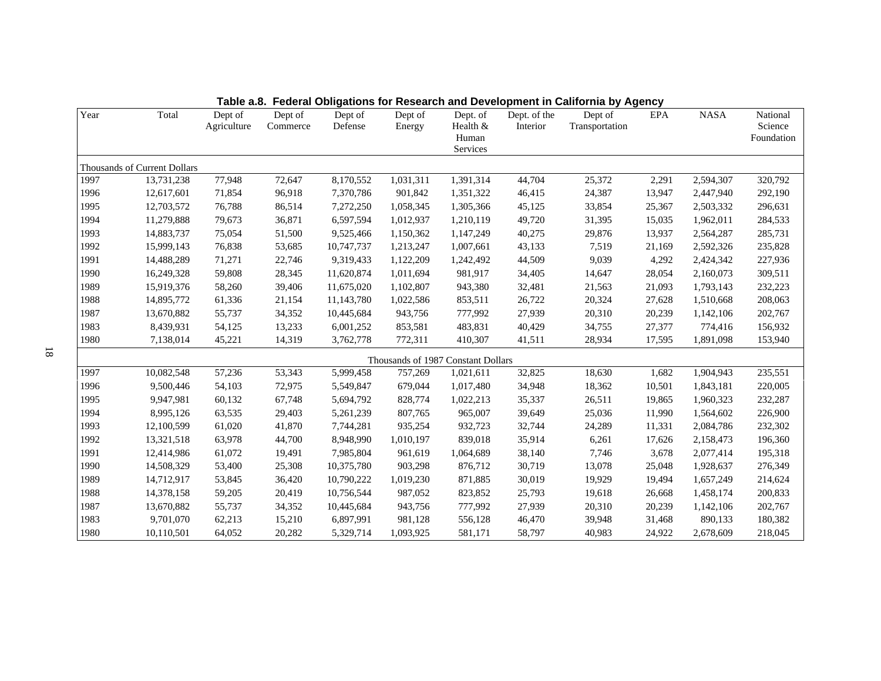**Table a.8. Federal Obligations for Research and Development in California by Agency**

| Year | Total | Dept of Agriculture | Dept of Commerce | Dept of Defense | Dept of Energy | Dept. of Health & Human Services | Dept. of the Interior | Dept of Transportation | EPA | NASA | National Science Foundation |
|---|---|---|---|---|---|---|---|---|---|---|---|
| Thousands of Current Dollars | | | | | | | | | | | |
| 1997 | 13,731,238 | 77,948 | 72,647 | 8,170,552 | 1,031,311 | 1,391,314 | 44,704 | 25,372 | 2,291 | 2,594,307 | 320,792 |
| 1996 | 12,617,601 | 71,854 | 96,918 | 7,370,786 | 901,842 | 1,351,322 | 46,415 | 24,387 | 13,947 | 2,447,940 | 292,190 |
| 1995 | 12,703,572 | 76,788 | 86,514 | 7,272,250 | 1,058,345 | 1,305,366 | 45,125 | 33,854 | 25,367 | 2,503,332 | 296,631 |
| 1994 | 11,279,888 | 79,673 | 36,871 | 6,597,594 | 1,012,937 | 1,210,119 | 49,720 | 31,395 | 15,035 | 1,962,011 | 284,533 |
| 1993 | 14,883,737 | 75,054 | 51,500 | 9,525,466 | 1,150,362 | 1,147,249 | 40,275 | 29,876 | 13,937 | 2,564,287 | 285,731 |
| 1992 | 15,999,143 | 76,838 | 53,685 | 10,747,737 | 1,213,247 | 1,007,661 | 43,133 | 7,519 | 21,169 | 2,592,326 | 235,828 |
| 1991 | 14,488,289 | 71,271 | 22,746 | 9,319,433 | 1,122,209 | 1,242,492 | 44,509 | 9,039 | 4,292 | 2,424,342 | 227,936 |
| 1990 | 16,249,328 | 59,808 | 28,345 | 11,620,874 | 1,011,694 | 981,917 | 34,405 | 14,647 | 28,054 | 2,160,073 | 309,511 |
| 1989 | 15,919,376 | 58,260 | 39,406 | 11,675,020 | 1,102,807 | 943,380 | 32,481 | 21,563 | 21,093 | 1,793,143 | 232,223 |
| 1988 | 14,895,772 | 61,336 | 21,154 | 11,143,780 | 1,022,586 | 853,511 | 26,722 | 20,324 | 27,628 | 1,510,668 | 208,063 |
| 1987 | 13,670,882 | 55,737 | 34,352 | 10,445,684 | 943,756 | 777,992 | 27,939 | 20,310 | 20,239 | 1,142,106 | 202,767 |
| 1983 | 8,439,931 | 54,125 | 13,233 | 6,001,252 | 853,581 | 483,831 | 40,429 | 34,755 | 27,377 | 774,416 | 156,932 |
| 1980 | 7,138,014 | 45,221 | 14,319 | 3,762,778 | 772,311 | 410,307 | 41,511 | 28,934 | 17,595 | 1,891,098 | 153,940 |
| Thousands of 1987 Constant Dollars | | | | | | | | | | | |
| 1997 | 10,082,548 | 57,236 | 53,343 | 5,999,458 | 757,269 | 1,021,611 | 32,825 | 18,630 | 1,682 | 1,904,943 | 235,551 |
| 1996 | 9,500,446 | 54,103 | 72,975 | 5,549,847 | 679,044 | 1,017,480 | 34,948 | 18,362 | 10,501 | 1,843,181 | 220,005 |
| 1995 | 9,947,981 | 60,132 | 67,748 | 5,694,792 | 828,774 | 1,022,213 | 35,337 | 26,511 | 19,865 | 1,960,323 | 232,287 |
| 1994 | 8,995,126 | 63,535 | 29,403 | 5,261,239 | 807,765 | 965,007 | 39,649 | 25,036 | 11,990 | 1,564,602 | 226,900 |
| 1993 | 12,100,599 | 61,020 | 41,870 | 7,744,281 | 935,254 | 932,723 | 32,744 | 24,289 | 11,331 | 2,084,786 | 232,302 |
| 1992 | 13,321,518 | 63,978 | 44,700 | 8,948,990 | 1,010,197 | 839,018 | 35,914 | 6,261 | 17,626 | 2,158,473 | 196,360 |
| 1991 | 12,414,986 | 61,072 | 19,491 | 7,985,804 | 961,619 | 1,064,689 | 38,140 | 7,746 | 3,678 | 2,077,414 | 195,318 |
| 1990 | 14,508,329 | 53,400 | 25,308 | 10,375,780 | 903,298 | 876,712 | 30,719 | 13,078 | 25,048 | 1,928,637 | 276,349 |
| 1989 | 14,712,917 | 53,845 | 36,420 | 10,790,222 | 1,019,230 | 871,885 | 30,019 | 19,929 | 19,494 | 1,657,249 | 214,624 |
| 1988 | 14,378,158 | 59,205 | 20,419 | 10,756,544 | 987,052 | 823,852 | 25,793 | 19,618 | 26,668 | 1,458,174 | 200,833 |
| 1987 | 13,670,882 | 55,737 | 34,352 | 10,445,684 | 943,756 | 777,992 | 27,939 | 20,310 | 20,239 | 1,142,106 | 202,767 |
| 1983 | 9,701,070 | 62,213 | 15,210 | 6,897,991 | 981,128 | 556,128 | 46,470 | 39,948 | 31,468 | 890,133 | 180,382 |
| 1980 | 10,110,501 | 64,052 | 20,282 | 5,329,714 | 1,093,925 | 581,171 | 58,797 | 40,983 | 24,922 | 2,678,609 | 218,045 |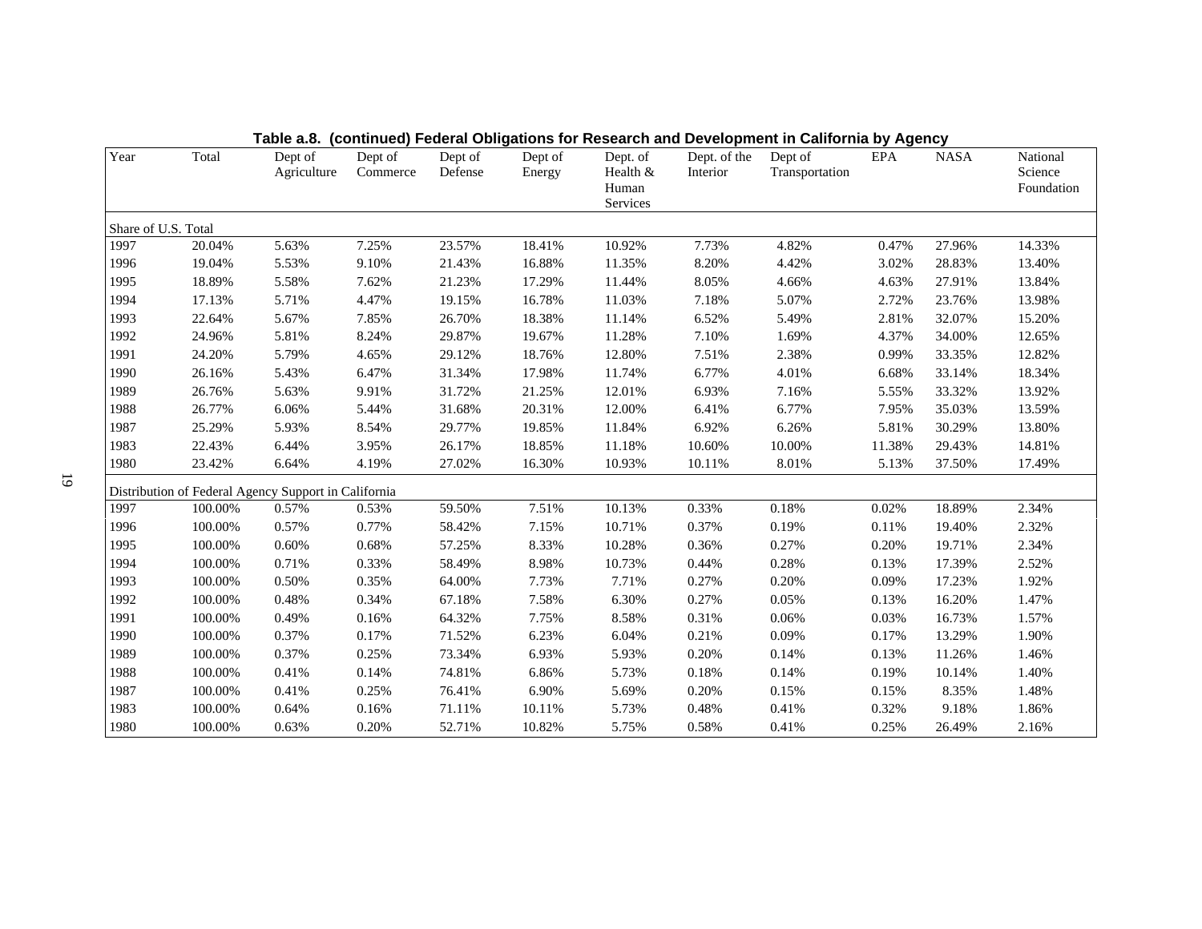**Table a.8. (continued) Federal Obligations for Research and Development in California by Agency**

| Year | Total | Dept of Agriculture | Dept of Commerce | Dept of Defense | Dept of Energy | Dept. of Health & Human Services | Dept. of the Interior | Dept of Transportation | EPA | NASA | National Science Foundation |
|---|---|---|---|---|---|---|---|---|---|---|---|
| Share of U.S. Total | | | | | | | | | | | |
| 1997 | 20.04% | 5.63% | 7.25% | 23.57% | 18.41% | 10.92% | 7.73% | 4.82% | 0.47% | 27.96% | 14.33% |
| 1996 | 19.04% | 5.53% | 9.10% | 21.43% | 16.88% | 11.35% | 8.20% | 4.42% | 3.02% | 28.83% | 13.40% |
| 1995 | 18.89% | 5.58% | 7.62% | 21.23% | 17.29% | 11.44% | 8.05% | 4.66% | 4.63% | 27.91% | 13.84% |
| 1994 | 17.13% | 5.71% | 4.47% | 19.15% | 16.78% | 11.03% | 7.18% | 5.07% | 2.72% | 23.76% | 13.98% |
| 1993 | 22.64% | 5.67% | 7.85% | 26.70% | 18.38% | 11.14% | 6.52% | 5.49% | 2.81% | 32.07% | 15.20% |
| 1992 | 24.96% | 5.81% | 8.24% | 29.87% | 19.67% | 11.28% | 7.10% | 1.69% | 4.37% | 34.00% | 12.65% |
| 1991 | 24.20% | 5.79% | 4.65% | 29.12% | 18.76% | 12.80% | 7.51% | 2.38% | 0.99% | 33.35% | 12.82% |
| 1990 | 26.16% | 5.43% | 6.47% | 31.34% | 17.98% | 11.74% | 6.77% | 4.01% | 6.68% | 33.14% | 18.34% |
| 1989 | 26.76% | 5.63% | 9.91% | 31.72% | 21.25% | 12.01% | 6.93% | 7.16% | 5.55% | 33.32% | 13.92% |
| 1988 | 26.77% | 6.06% | 5.44% | 31.68% | 20.31% | 12.00% | 6.41% | 6.77% | 7.95% | 35.03% | 13.59% |
| 1987 | 25.29% | 5.93% | 8.54% | 29.77% | 19.85% | 11.84% | 6.92% | 6.26% | 5.81% | 30.29% | 13.80% |
| 1983 | 22.43% | 6.44% | 3.95% | 26.17% | 18.85% | 11.18% | 10.60% | 10.00% | 11.38% | 29.43% | 14.81% |
| 1980 | 23.42% | 6.64% | 4.19% | 27.02% | 16.30% | 10.93% | 10.11% | 8.01% | 5.13% | 37.50% | 17.49% |
| Distribution of Federal Agency Support in California | | | | | | | | | | | |
| 1997 | 100.00% | 0.57% | 0.53% | 59.50% | 7.51% | 10.13% | 0.33% | 0.18% | 0.02% | 18.89% | 2.34% |
| 1996 | 100.00% | 0.57% | 0.77% | 58.42% | 7.15% | 10.71% | 0.37% | 0.19% | 0.11% | 19.40% | 2.32% |
| 1995 | 100.00% | 0.60% | 0.68% | 57.25% | 8.33% | 10.28% | 0.36% | 0.27% | 0.20% | 19.71% | 2.34% |
| 1994 | 100.00% | 0.71% | 0.33% | 58.49% | 8.98% | 10.73% | 0.44% | 0.28% | 0.13% | 17.39% | 2.52% |
| 1993 | 100.00% | 0.50% | 0.35% | 64.00% | 7.73% | 7.71% | 0.27% | 0.20% | 0.09% | 17.23% | 1.92% |
| 1992 | 100.00% | 0.48% | 0.34% | 67.18% | 7.58% | 6.30% | 0.27% | 0.05% | 0.13% | 16.20% | 1.47% |
| 1991 | 100.00% | 0.49% | 0.16% | 64.32% | 7.75% | 8.58% | 0.31% | 0.06% | 0.03% | 16.73% | 1.57% |
| 1990 | 100.00% | 0.37% | 0.17% | 71.52% | 6.23% | 6.04% | 0.21% | 0.09% | 0.17% | 13.29% | 1.90% |
| 1989 | 100.00% | 0.37% | 0.25% | 73.34% | 6.93% | 5.93% | 0.20% | 0.14% | 0.13% | 11.26% | 1.46% |
| 1988 | 100.00% | 0.41% | 0.14% | 74.81% | 6.86% | 5.73% | 0.18% | 0.14% | 0.19% | 10.14% | 1.40% |
| 1987 | 100.00% | 0.41% | 0.25% | 76.41% | 6.90% | 5.69% | 0.20% | 0.15% | 0.15% | 8.35% | 1.48% |
| 1983 | 100.00% | 0.64% | 0.16% | 71.11% | 10.11% | 5.73% | 0.48% | 0.41% | 0.32% | 9.18% | 1.86% |
| 1980 | 100.00% | 0.63% | 0.20% | 52.71% | 10.82% | 5.75% | 0.58% | 0.41% | 0.25% | 26.49% | 2.16% |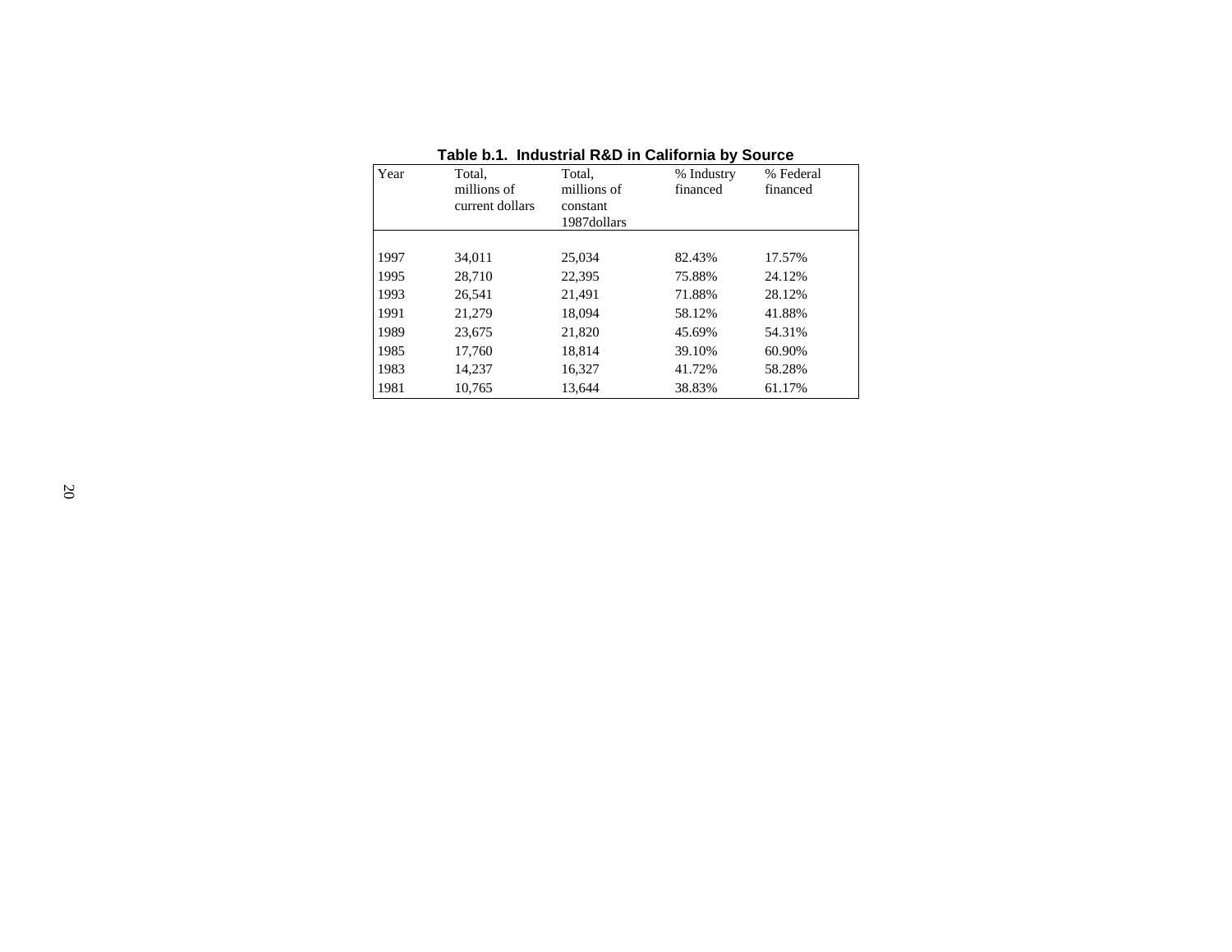**Table b.1. Industrial R&D in California by Source**

| Year | Total, millions of current dollars | Total, millions of constant 1987dollars | % Industry financed | % Federal financed |
|---|---|---|---|---|
| 1997 | 34,011 | 25,034 | 82.43% | 17.57% |
| 1995 | 28,710 | 22,395 | 75.88% | 24.12% |
| 1993 | 26,541 | 21,491 | 71.88% | 28.12% |
| 1991 | 21,279 | 18,094 | 58.12% | 41.88% |
| 1989 | 23,675 | 21,820 | 45.69% | 54.31% |
| 1985 | 17,760 | 18,814 | 39.10% | 60.90% |
| 1983 | 14,237 | 16,327 | 41.72% | 58.28% |
| 1981 | 10,765 | 13,644 | 38.83% | 61.17% |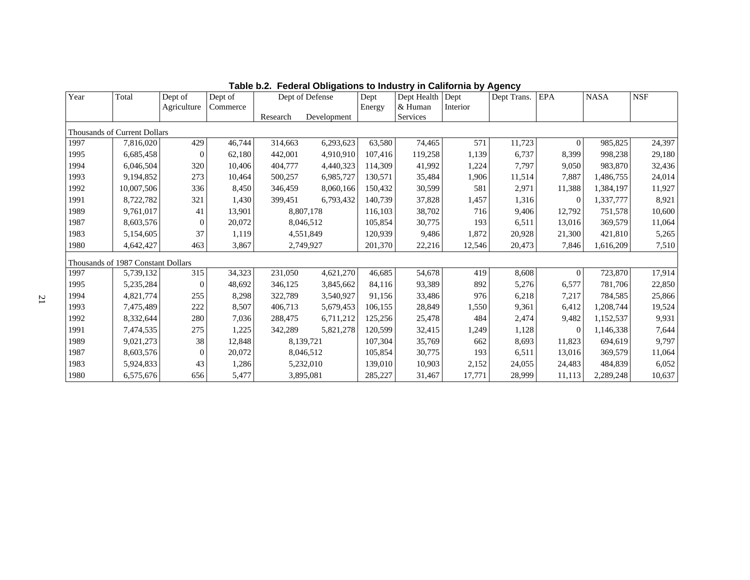**Table b.2. Federal Obligations to Industry in California by Agency**

| Year | Total | Dept of Agriculture | Dept of Commerce | Dept of Defense | | Dept Energy | Dept Health & Human Services | Dept Interior | Dept Trans. | EPA | NASA | NSF |
|---|---|---|---|---|---|---|---|---|---|---|---|---|
| | | | | Research | Development | | | | | | | |
| Thousands of Current Dollars | | | | | | | | | | | | |
| 1997 | 7,816,020 | 429 | 46,744 | 314,663 | 6,293,623 | 63,580 | 74,465 | 571 | 11,723 | 0 | 985,825 | 24,397 |
| 1995 | 6,685,458 | 0 | 62,180 | 442,001 | 4,910,910 | 107,416 | 119,258 | 1,139 | 6,737 | 8,399 | 998,238 | 29,180 |
| 1994 | 6,046,504 | 320 | 10,406 | 404,777 | 4,440,323 | 114,309 | 41,992 | 1,224 | 7,797 | 9,050 | 983,870 | 32,436 |
| 1993 | 9,194,852 | 273 | 10,464 | 500,257 | 6,985,727 | 130,571 | 35,484 | 1,906 | 11,514 | 7,887 | 1,486,755 | 24,014 |
| 1992 | 10,007,506 | 336 | 8,450 | 346,459 | 8,060,166 | 150,432 | 30,599 | 581 | 2,971 | 11,388 | 1,384,197 | 11,927 |
| 1991 | 8,722,782 | 321 | 1,430 | 399,451 | 6,793,432 | 140,739 | 37,828 | 1,457 | 1,316 | 0 | 1,337,777 | 8,921 |
| 1989 | 9,761,017 | 41 | 13,901 | 8,807,178 | | 116,103 | 38,702 | 716 | 9,406 | 12,792 | 751,578 | 10,600 |
| 1987 | 8,603,576 | 0 | 20,072 | 8,046,512 | | 105,854 | 30,775 | 193 | 6,511 | 13,016 | 369,579 | 11,064 |
| 1983 | 5,154,605 | 37 | 1,119 | 4,551,849 | | 120,939 | 9,486 | 1,872 | 20,928 | 21,300 | 421,810 | 5,265 |
| 1980 | 4,642,427 | 463 | 3,867 | 2,749,927 | | 201,370 | 22,216 | 12,546 | 20,473 | 7,846 | 1,616,209 | 7,510 |
| Thousands of 1987 Constant Dollars | | | | | | | | | | | | |
| 1997 | 5,739,132 | 315 | 34,323 | 231,050 | 4,621,270 | 46,685 | 54,678 | 419 | 8,608 | 0 | 723,870 | 17,914 |
| 1995 | 5,235,284 | 0 | 48,692 | 346,125 | 3,845,662 | 84,116 | 93,389 | 892 | 5,276 | 6,577 | 781,706 | 22,850 |
| 1994 | 4,821,774 | 255 | 8,298 | 322,789 | 3,540,927 | 91,156 | 33,486 | 976 | 6,218 | 7,217 | 784,585 | 25,866 |
| 1993 | 7,475,489 | 222 | 8,507 | 406,713 | 5,679,453 | 106,155 | 28,849 | 1,550 | 9,361 | 6,412 | 1,208,744 | 19,524 |
| 1992 | 8,332,644 | 280 | 7,036 | 288,475 | 6,711,212 | 125,256 | 25,478 | 484 | 2,474 | 9,482 | 1,152,537 | 9,931 |
| 1991 | 7,474,535 | 275 | 1,225 | 342,289 | 5,821,278 | 120,599 | 32,415 | 1,249 | 1,128 | 0 | 1,146,338 | 7,644 |
| 1989 | 9,021,273 | 38 | 12,848 | 8,139,721 | | 107,304 | 35,769 | 662 | 8,693 | 11,823 | 694,619 | 9,797 |
| 1987 | 8,603,576 | 0 | 20,072 | 8,046,512 | | 105,854 | 30,775 | 193 | 6,511 | 13,016 | 369,579 | 11,064 |
| 1983 | 5,924,833 | 43 | 1,286 | 5,232,010 | | 139,010 | 10,903 | 2,152 | 24,055 | 24,483 | 484,839 | 6,052 |
| 1980 | 6,575,676 | 656 | 5,477 | 3,895,081 | | 285,227 | 31,467 | 17,771 | 28,999 | 11,113 | 2,289,248 | 10,637 |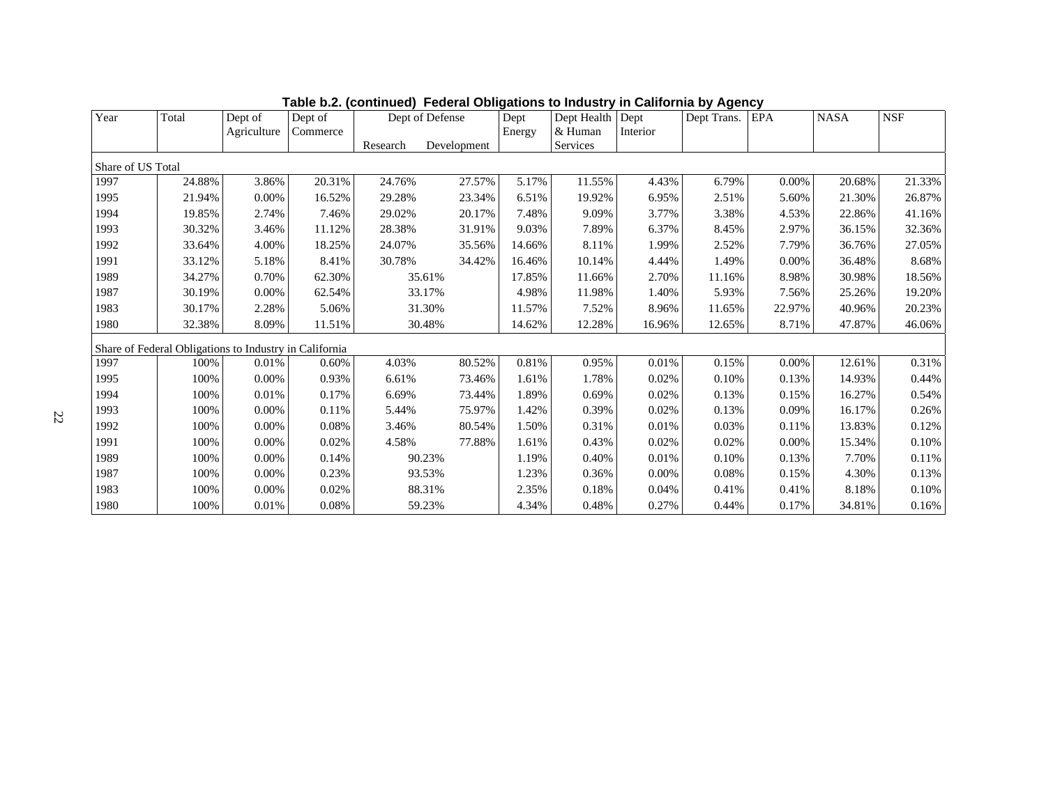**Table b.2. (continued) Federal Obligations to Industry in California by Agency**

| Year | Total | Dept of Agriculture | Dept of Commerce | Dept of Defense | | Dept Energy | Dept Health & Human Services | Dept Interior | Dept Trans. | EPA | NASA | NSF |
|---|---|---|---|---|---|---|---|---|---|---|---|---|
| | | | | Research | Development | | | | | | | |
| Share of US Total | | | | | | | | | | | | |
| 1997 | 24.88% | 3.86% | 20.31% | 24.76% | 27.57% | 5.17% | 11.55% | 4.43% | 6.79% | 0.00% | 20.68% | 21.33% |
| 1995 | 21.94% | 0.00% | 16.52% | 29.28% | 23.34% | 6.51% | 19.92% | 6.95% | 2.51% | 5.60% | 21.30% | 26.87% |
| 1994 | 19.85% | 2.74% | 7.46% | 29.02% | 20.17% | 7.48% | 9.09% | 3.77% | 3.38% | 4.53% | 22.86% | 41.16% |
| 1993 | 30.32% | 3.46% | 11.12% | 28.38% | 31.91% | 9.03% | 7.89% | 6.37% | 8.45% | 2.97% | 36.15% | 32.36% |
| 1992 | 33.64% | 4.00% | 18.25% | 24.07% | 35.56% | 14.66% | 8.11% | 1.99% | 2.52% | 7.79% | 36.76% | 27.05% |
| 1991 | 33.12% | 5.18% | 8.41% | 30.78% | 34.42% | 16.46% | 10.14% | 4.44% | 1.49% | 0.00% | 36.48% | 8.68% |
| 1989 | 34.27% | 0.70% | 62.30% | 35.61% | | 17.85% | 11.66% | 2.70% | 11.16% | 8.98% | 30.98% | 18.56% |
| 1987 | 30.19% | 0.00% | 62.54% | 33.17% | | 4.98% | 11.98% | 1.40% | 5.93% | 7.56% | 25.26% | 19.20% |
| 1983 | 30.17% | 2.28% | 5.06% | 31.30% | | 11.57% | 7.52% | 8.96% | 11.65% | 22.97% | 40.96% | 20.23% |
| 1980 | 32.38% | 8.09% | 11.51% | 30.48% | | 14.62% | 12.28% | 16.96% | 12.65% | 8.71% | 47.87% | 46.06% |
| Share of Federal Obligations to Industry in California | | | | | | | | | | | | |
| 1997 | 100% | 0.01% | 0.60% | 4.03% | 80.52% | 0.81% | 0.95% | 0.01% | 0.15% | 0.00% | 12.61% | 0.31% |
| 1995 | 100% | 0.00% | 0.93% | 6.61% | 73.46% | 1.61% | 1.78% | 0.02% | 0.10% | 0.13% | 14.93% | 0.44% |
| 1994 | 100% | 0.01% | 0.17% | 6.69% | 73.44% | 1.89% | 0.69% | 0.02% | 0.13% | 0.15% | 16.27% | 0.54% |
| 1993 | 100% | 0.00% | 0.11% | 5.44% | 75.97% | 1.42% | 0.39% | 0.02% | 0.13% | 0.09% | 16.17% | 0.26% |
| 1992 | 100% | 0.00% | 0.08% | 3.46% | 80.54% | 1.50% | 0.31% | 0.01% | 0.03% | 0.11% | 13.83% | 0.12% |
| 1991 | 100% | 0.00% | 0.02% | 4.58% | 77.88% | 1.61% | 0.43% | 0.02% | 0.02% | 0.00% | 15.34% | 0.10% |
| 1989 | 100% | 0.00% | 0.14% | 90.23% | | 1.19% | 0.40% | 0.01% | 0.10% | 0.13% | 7.70% | 0.11% |
| 1987 | 100% | 0.00% | 0.23% | 93.53% | | 1.23% | 0.36% | 0.00% | 0.08% | 0.15% | 4.30% | 0.13% |
| 1983 | 100% | 0.00% | 0.02% | 88.31% | | 2.35% | 0.18% | 0.04% | 0.41% | 0.41% | 8.18% | 0.10% |
| 1980 | 100% | 0.01% | 0.08% | 59.23% | | 4.34% | 0.48% | 0.27% | 0.44% | 0.17% | 34.81% | 0.16% |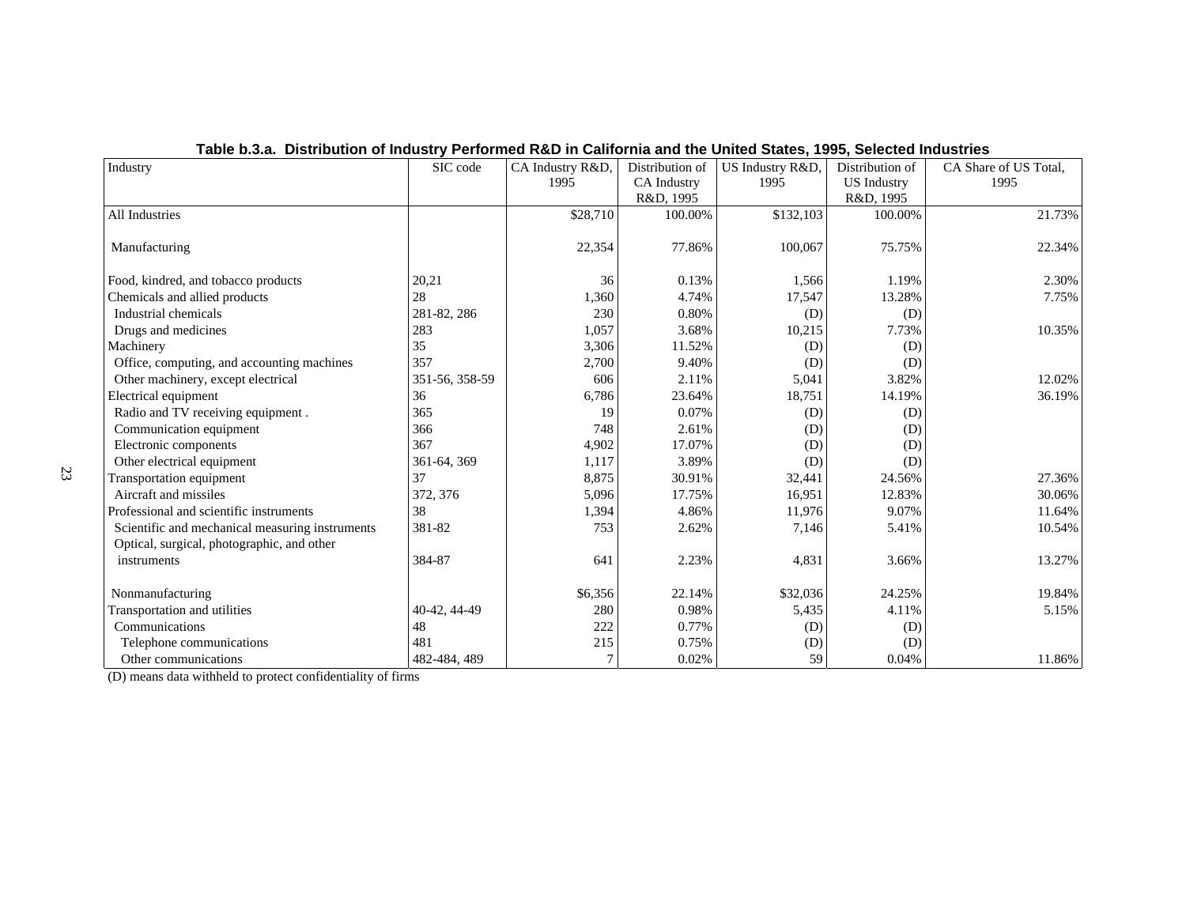**Table b.3.a. Distribution of Industry Performed R&D in California and the United States, 1995, Selected Industries**

| Industry | SIC code | CA Industry R&D, 1995 | Distribution of CA Industry R&D, 1995 | US Industry R&D, 1995 | Distribution of US Industry R&D, 1995 | CA Share of US Total, 1995 |
|---|---|---|---|---|---|---|
| All Industries | | $28,710 | 100.00% | $132,103 | 100.00% | 21.73% |
| Manufacturing | | 22,354 | 77.86% | 100,067 | 75.75% | 22.34% |
| Food, kindred, and tobacco products | 20,21 | 36 | 0.13% | 1,566 | 1.19% | 2.30% |
| Chemicals and allied products | 28 | 1,360 | 4.74% | 17,547 | 13.28% | 7.75% |
| Industrial chemicals | 281-82, 286 | 230 | 0.80% | (D) | (D) | |
| Drugs and medicines | 283 | 1,057 | 3.68% | 10,215 | 7.73% | 10.35% |
| Machinery | 35 | 3,306 | 11.52% | (D) | (D) | |
| Office, computing, and accounting machines | 357 | 2,700 | 9.40% | (D) | (D) | |
| Other machinery, except electrical | 351-56, 358-59 | 606 | 2.11% | 5,041 | 3.82% | 12.02% |
| Electrical equipment | 36 | 6,786 | 23.64% | 18,751 | 14.19% | 36.19% |
| Radio and TV receiving equipment . | 365 | 19 | 0.07% | (D) | (D) | |
| Communication equipment | 366 | 748 | 2.61% | (D) | (D) | |
| Electronic components | 367 | 4,902 | 17.07% | (D) | (D) | |
| Other electrical equipment | 361-64, 369 | 1,117 | 3.89% | (D) | (D) | |
| Transportation equipment | 37 | 8,875 | 30.91% | 32,441 | 24.56% | 27.36% |
| Aircraft and missiles | 372, 376 | 5,096 | 17.75% | 16,951 | 12.83% | 30.06% |
| Professional and scientific instruments | 38 | 1,394 | 4.86% | 11,976 | 9.07% | 11.64% |
| Scientific and mechanical measuring instruments | 381-82 | 753 | 2.62% | 7,146 | 5.41% | 10.54% |
| Optical, surgical, photographic, and other instruments | 384-87 | 641 | 2.23% | 4,831 | 3.66% | 13.27% |
| Nonmanufacturing | | $6,356 | 22.14% | $32,036 | 24.25% | 19.84% |
| Transportation and utilities | 40-42, 44-49 | 280 | 0.98% | 5,435 | 4.11% | 5.15% |
| Communications | 48 | 222 | 0.77% | (D) | (D) | |
| Telephone communications | 481 | 215 | 0.75% | (D) | (D) | |
| Other communications | 482-484, 489 | 7 | 0.02% | 59 | 0.04% | 11.86% |

(D) means data withheld to protect confidentiality of firms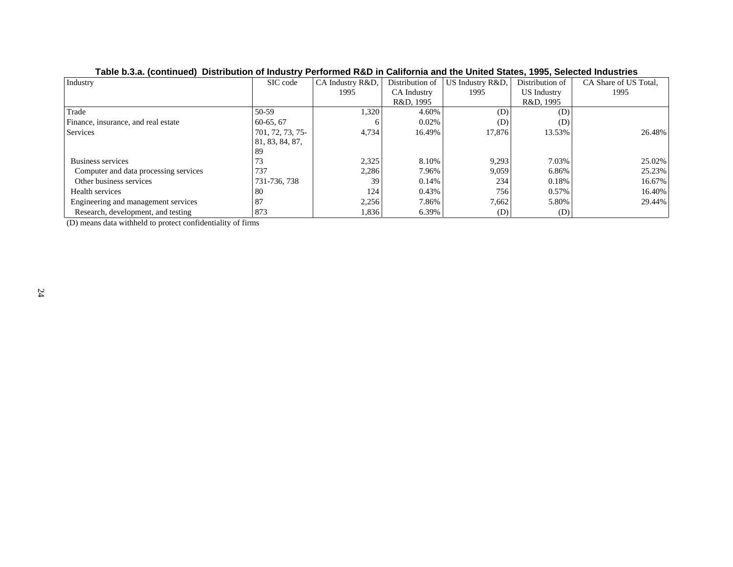**Table b.3.a. (continued) Distribution of Industry Performed R&D in California and the United States, 1995, Selected Industries**

| Industry | SIC code | CA Industry R&D, 1995 | Distribution of CA Industry R&D, 1995 | US Industry R&D, 1995 | Distribution of US Industry R&D, 1995 | CA Share of US Total, 1995 |
|---|---|---|---|---|---|---|
| Trade | 50-59 | 1,320 | 4.60% | (D) | (D) | |
| Finance, insurance, and real estate | 60-65, 67 | 6 | 0.02% | (D) | (D) | |
| Services | 701, 72, 73, 75-81, 83, 84, 87, 89 | 4,734 | 16.49% | 17,876 | 13.53% | 26.48% |
| Business services | 73 | 2,325 | 8.10% | 9,293 | 7.03% | 25.02% |
| Computer and data processing services | 737 | 2,286 | 7.96% | 9,059 | 6.86% | 25.23% |
| Other business services | 731-736, 738 | 39 | 0.14% | 234 | 0.18% | 16.67% |
| Health services | 80 | 124 | 0.43% | 756 | 0.57% | 16.40% |
| Engineering and management services | 87 | 2,256 | 7.86% | 7,662 | 5.80% | 29.44% |
| Research, development, and testing | 873 | 1,836 | 6.39% | (D) | (D) | |

(D) means data withheld to protect confidentiality of firms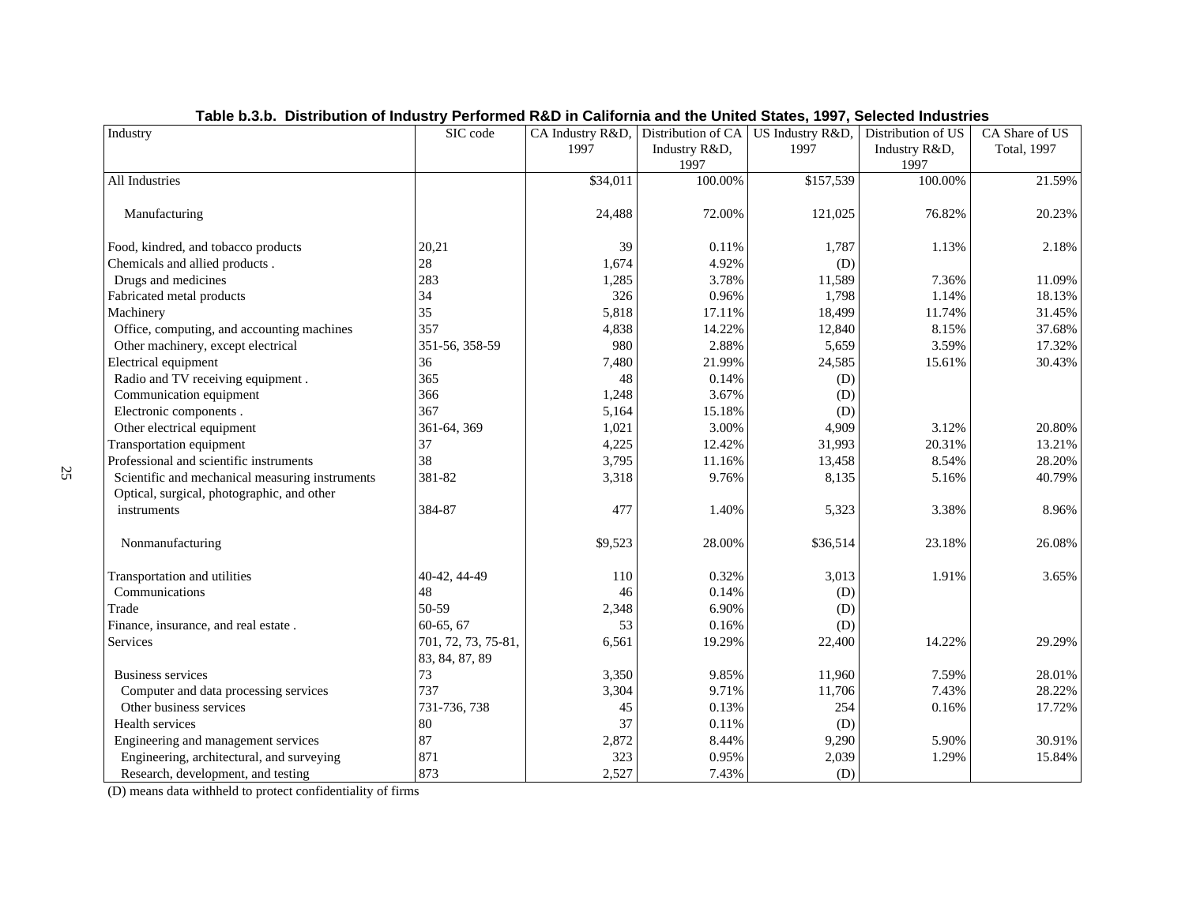**Table b.3.b. Distribution of Industry Performed R&D in California and the United States, 1997, Selected Industries**

| Industry | SIC code | CA Industry R&D, 1997 | Distribution of CA Industry R&D, 1997 | US Industry R&D, 1997 | Distribution of US Industry R&D, 1997 | CA Share of US Total, 1997 |
|---|---|---|---|---|---|---|
| All Industries | | $34,011 | 100.00% | $157,539 | 100.00% | 21.59% |
| Manufacturing | | 24,488 | 72.00% | 121,025 | 76.82% | 20.23% |
| Food, kindred, and tobacco products | 20,21 | 39 | 0.11% | 1,787 | 1.13% | 2.18% |
| Chemicals and allied products . | 28 | 1,674 | 4.92% | (D) | | |
| Drugs and medicines | 283 | 1,285 | 3.78% | 11,589 | 7.36% | 11.09% |
| Fabricated metal products | 34 | 326 | 0.96% | 1,798 | 1.14% | 18.13% |
| Machinery | 35 | 5,818 | 17.11% | 18,499 | 11.74% | 31.45% |
| Office, computing, and accounting machines | 357 | 4,838 | 14.22% | 12,840 | 8.15% | 37.68% |
| Other machinery, except electrical | 351-56, 358-59 | 980 | 2.88% | 5,659 | 3.59% | 17.32% |
| Electrical equipment | 36 | 7,480 | 21.99% | 24,585 | 15.61% | 30.43% |
| Radio and TV receiving equipment . | 365 | 48 | 0.14% | (D) | | |
| Communication equipment | 366 | 1,248 | 3.67% | (D) | | |
| Electronic components . | 367 | 5,164 | 15.18% | (D) | | |
| Other electrical equipment | 361-64, 369 | 1,021 | 3.00% | 4,909 | 3.12% | 20.80% |
| Transportation equipment | 37 | 4,225 | 12.42% | 31,993 | 20.31% | 13.21% |
| Professional and scientific instruments | 38 | 3,795 | 11.16% | 13,458 | 8.54% | 28.20% |
| Scientific and mechanical measuring instruments | 381-82 | 3,318 | 9.76% | 8,135 | 5.16% | 40.79% |
| Optical, surgical, photographic, and other instruments | 384-87 | 477 | 1.40% | 5,323 | 3.38% | 8.96% |
| Nonmanufacturing | | $9,523 | 28.00% | $36,514 | 23.18% | 26.08% |
| Transportation and utilities | 40-42, 44-49 | 110 | 0.32% | 3,013 | 1.91% | 3.65% |
| Communications | 48 | 46 | 0.14% | (D) | | |
| Trade | 50-59 | 2,348 | 6.90% | (D) | | |
| Finance, insurance, and real estate . | 60-65, 67 | 53 | 0.16% | (D) | | |
| Services | 701, 72, 73, 75-81, 83, 84, 87, 89 | 6,561 | 19.29% | 22,400 | 14.22% | 29.29% |
| Business services | 73 | 3,350 | 9.85% | 11,960 | 7.59% | 28.01% |
| Computer and data processing services | 737 | 3,304 | 9.71% | 11,706 | 7.43% | 28.22% |
| Other business services | 731-736, 738 | 45 | 0.13% | 254 | 0.16% | 17.72% |
| Health services | 80 | 37 | 0.11% | (D) | | |
| Engineering and management services | 87 | 2,872 | 8.44% | 9,290 | 5.90% | 30.91% |
| Engineering, architectural, and surveying | 871 | 323 | 0.95% | 2,039 | 1.29% | 15.84% |
| Research, development, and testing | 873 | 2,527 | 7.43% | (D) | | |

(D) means data withheld to protect confidentiality of firms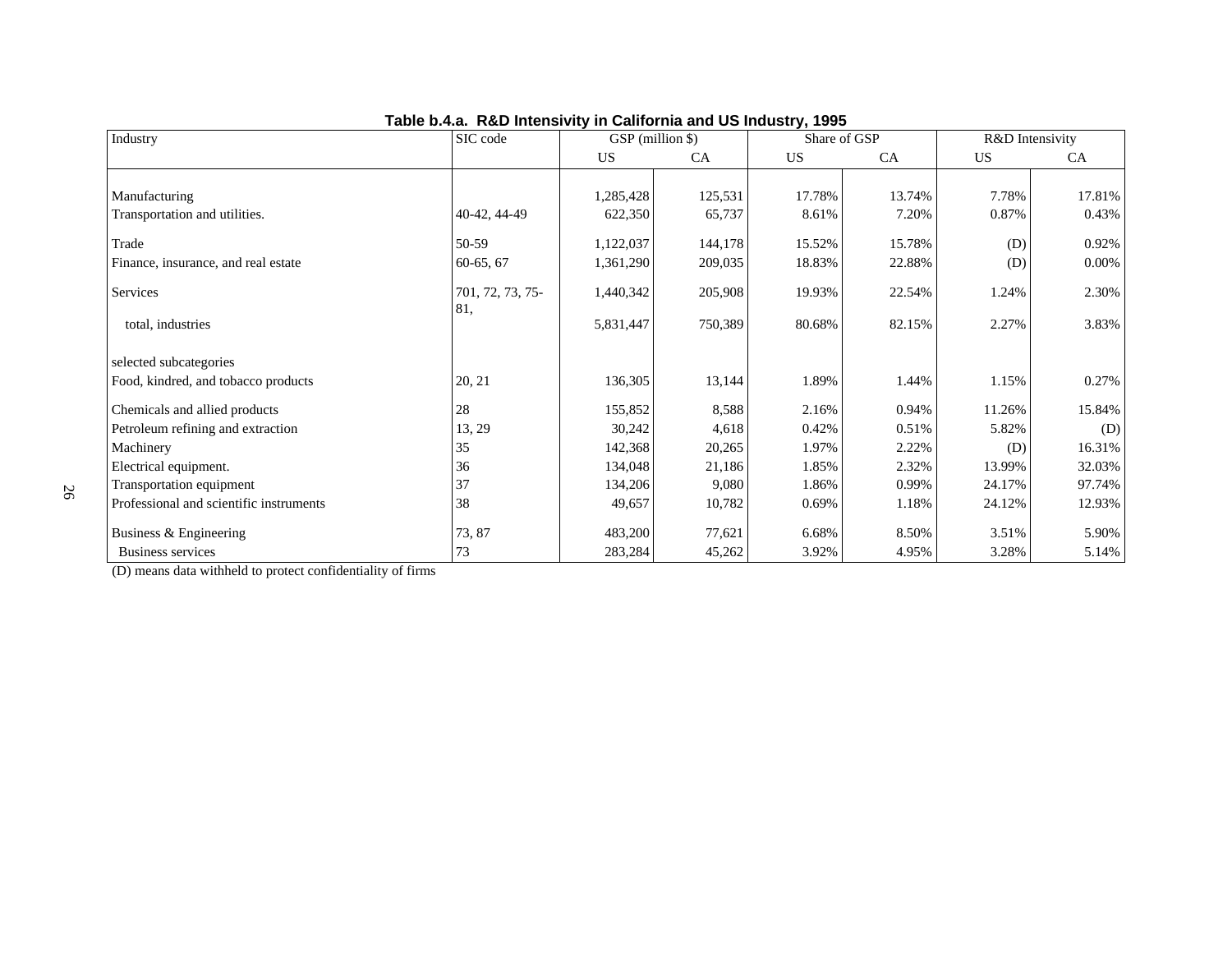**Table b.4.a. R&D Intensivity in California and US Industry, 1995**

| Industry | SIC code | GSP (million $) | | Share of GSP | | R&D Intensivity | |
|---|---|---|---|---|---|---|---|
| | | US | CA | US | CA | US | CA |
| Manufacturing | | 1,285,428 | 125,531 | 17.78% | 13.74% | 7.78% | 17.81% |
| Transportation and utilities. | 40-42, 44-49 | 622,350 | 65,737 | 8.61% | 7.20% | 0.87% | 0.43% |
| Trade | 50-59 | 1,122,037 | 144,178 | 15.52% | 15.78% | (D) | 0.92% |
| Finance, insurance, and real estate | 60-65, 67 | 1,361,290 | 209,035 | 18.83% | 22.88% | (D) | 0.00% |
| Services | 701, 72, 73, 75-81, | 1,440,342 | 205,908 | 19.93% | 22.54% | 1.24% | 2.30% |
| total, industries | | 5,831,447 | 750,389 | 80.68% | 82.15% | 2.27% | 3.83% |
| selected subcategories | | | | | | | |
| Food, kindred, and tobacco products | 20, 21 | 136,305 | 13,144 | 1.89% | 1.44% | 1.15% | 0.27% |
| Chemicals and allied products | 28 | 155,852 | 8,588 | 2.16% | 0.94% | 11.26% | 15.84% |
| Petroleum refining and extraction | 13, 29 | 30,242 | 4,618 | 0.42% | 0.51% | 5.82% | (D) |
| Machinery | 35 | 142,368 | 20,265 | 1.97% | 2.22% | (D) | 16.31% |
| Electrical equipment. | 36 | 134,048 | 21,186 | 1.85% | 2.32% | 13.99% | 32.03% |
| Transportation equipment | 37 | 134,206 | 9,080 | 1.86% | 0.99% | 24.17% | 97.74% |
| Professional and scientific instruments | 38 | 49,657 | 10,782 | 0.69% | 1.18% | 24.12% | 12.93% |
| Business & Engineering | 73, 87 | 483,200 | 77,621 | 6.68% | 8.50% | 3.51% | 5.90% |
| Business services | 73 | 283,284 | 45,262 | 3.92% | 4.95% | 3.28% | 5.14% |

(D) means data withheld to protect confidentiality of firms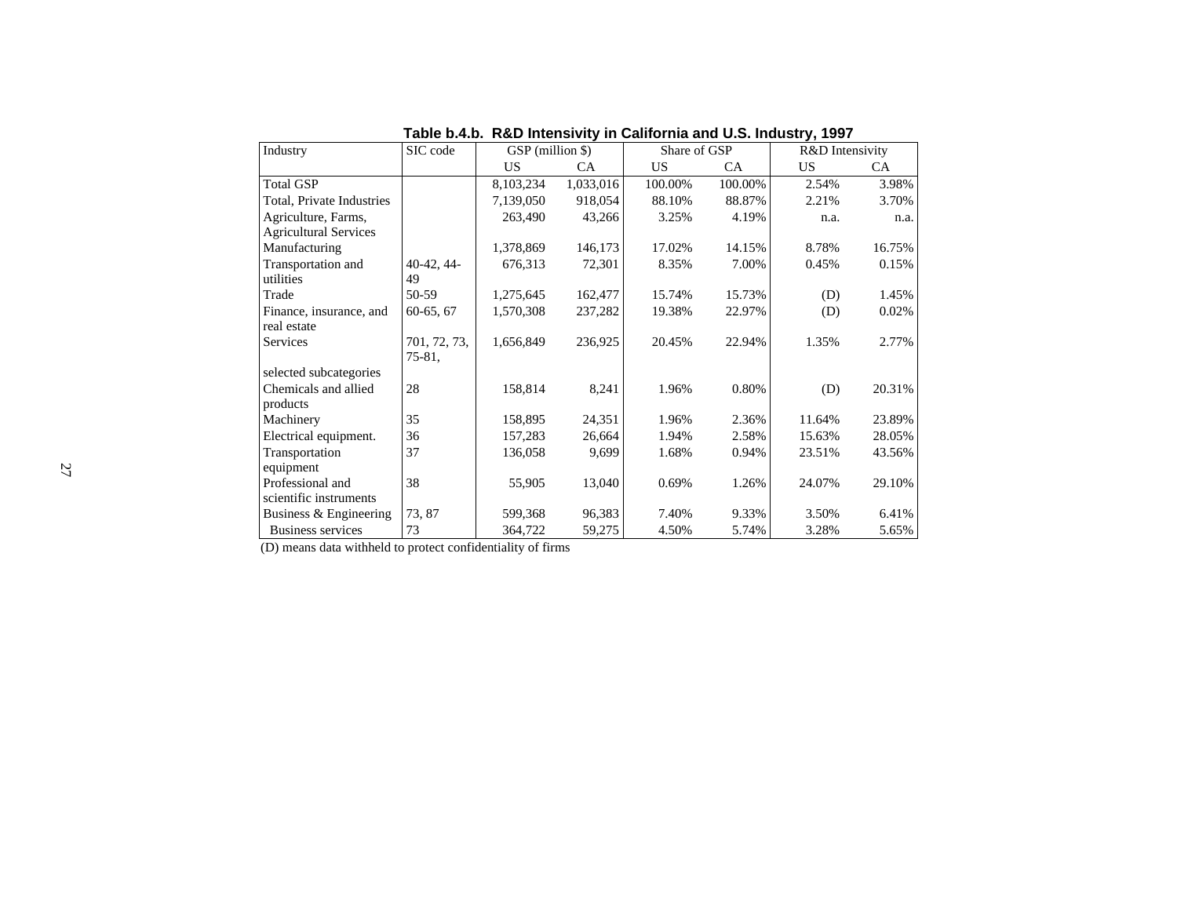**Table b.4.b. R&D Intensity in California and U.S. Industry, 1997**

| Industry | SIC code | GSP (million $) | | Share of GSP | | R&D Intensivity | |
|---|---|---|---|---|---|---|---|
| | | US | CA | US | CA | US | CA |
| Total GSP | | 8,103,234 | 1,033,016 | 100.00% | 100.00% | 2.54% | 3.98% |
| Total, Private Industries | | 7,139,050 | 918,054 | 88.10% | 88.87% | 2.21% | 3.70% |
| Agriculture, Farms, Agricultural Services | | 263,490 | 43,266 | 3.25% | 4.19% | n.a. | n.a. |
| Manufacturing | | 1,378,869 | 146,173 | 17.02% | 14.15% | 8.78% | 16.75% |
| Transportation and utilities | 40-42, 44-49 | 676,313 | 72,301 | 8.35% | 7.00% | 0.45% | 0.15% |
| Trade | 50-59 | 1,275,645 | 162,477 | 15.74% | 15.73% | (D) | 1.45% |
| Finance, insurance, and real estate | 60-65, 67 | 1,570,308 | 237,282 | 19.38% | 22.97% | (D) | 0.02% |
| Services | 701, 72, 73, 75-81, | 1,656,849 | 236,925 | 20.45% | 22.94% | 1.35% | 2.77% |
| selected subcategories | | | | | | | |
| Chemicals and allied products | 28 | 158,814 | 8,241 | 1.96% | 0.80% | (D) | 20.31% |
| Machinery | 35 | 158,895 | 24,351 | 1.96% | 2.36% | 11.64% | 23.89% |
| Electrical equipment. | 36 | 157,283 | 26,664 | 1.94% | 2.58% | 15.63% | 28.05% |
| Transportation equipment | 37 | 136,058 | 9,699 | 1.68% | 0.94% | 23.51% | 43.56% |
| Professional and scientific instruments | 38 | 55,905 | 13,040 | 0.69% | 1.26% | 24.07% | 29.10% |
| Business & Engineering | 73, 87 | 599,368 | 96,383 | 7.40% | 9.33% | 3.50% | 6.41% |
| Business services | 73 | 364,722 | 59,275 | 4.50% | 5.74% | 3.28% | 5.65% |

(D) means data withheld to protect confidentiality of firms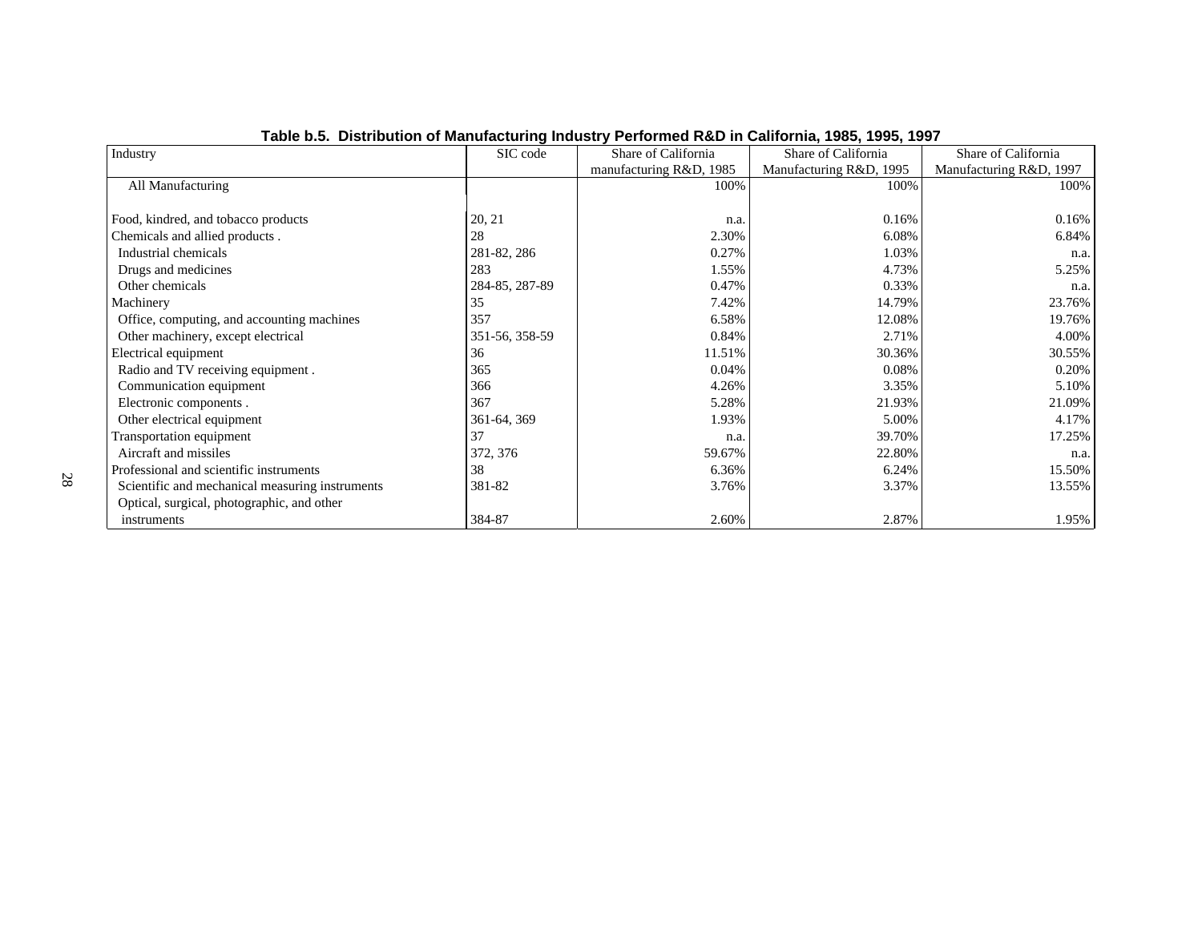**Table b.5. Distribution of Manufacturing Industry Performed R&D in California, 1985, 1995, 1997**

| Industry | SIC code | Share of California manufacturing R&D, 1985 | Share of California Manufacturing R&D, 1995 | Share of California Manufacturing R&D, 1997 |
|---|---|---|---|---|
| All Manufacturing | | 100% | 100% | 100% |
| Food, kindred, and tobacco products | 20, 21 | n.a. | 0.16% | 0.16% |
| Chemicals and allied products . | 28 | 2.30% | 6.08% | 6.84% |
| Industrial chemicals | 281-82, 286 | 0.27% | 1.03% | n.a. |
| Drugs and medicines | 283 | 1.55% | 4.73% | 5.25% |
| Other chemicals | 284-85, 287-89 | 0.47% | 0.33% | n.a. |
| Machinery | 35 | 7.42% | 14.79% | 23.76% |
| Office, computing, and accounting machines | 357 | 6.58% | 12.08% | 19.76% |
| Other machinery, except electrical | 351-56, 358-59 | 0.84% | 2.71% | 4.00% |
| Electrical equipment | 36 | 11.51% | 30.36% | 30.55% |
| Radio and TV receiving equipment . | 365 | 0.04% | 0.08% | 0.20% |
| Communication equipment | 366 | 4.26% | 3.35% | 5.10% |
| Electronic components . | 367 | 5.28% | 21.93% | 21.09% |
| Other electrical equipment | 361-64, 369 | 1.93% | 5.00% | 4.17% |
| Transportation equipment | 37 | n.a. | 39.70% | 17.25% |
| Aircraft and missiles | 372, 376 | 59.67% | 22.80% | n.a. |
| Professional and scientific instruments | 38 | 6.36% | 6.24% | 15.50% |
| Scientific and mechanical measuring instruments | 381-82 | 3.76% | 3.37% | 13.55% |
| Optical, surgical, photographic, and other instruments | 384-87 | 2.60% | 2.87% | 1.95% |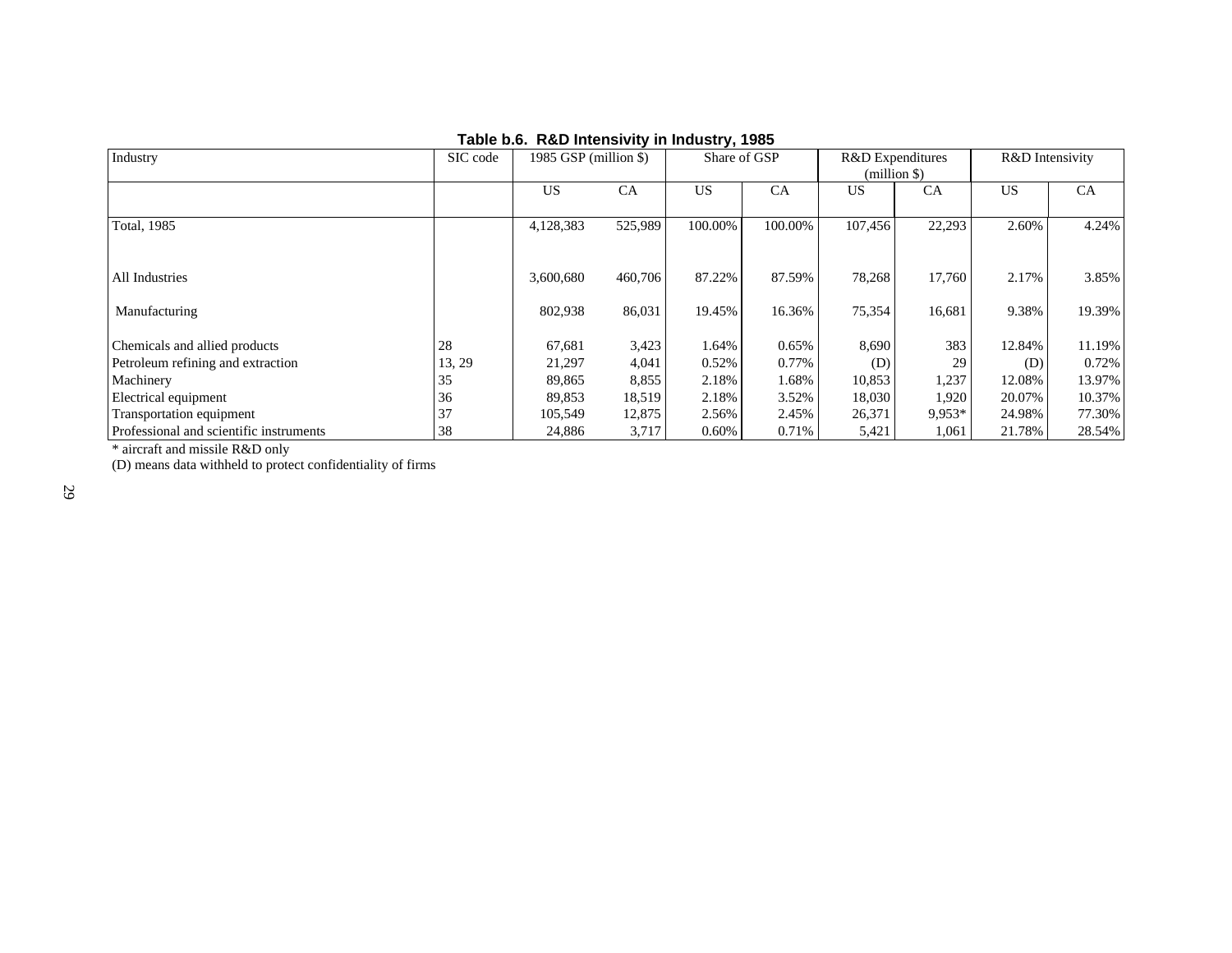**Table b.6. R&D Intensity in Industry, 1985**

| Industry | SIC code | 1985 GSP (million $) | | Share of GSP | | R&D Expenditures (million $) | | R&D Intensivity | |
|---|---|---|---|---|---|---|---|---|---|
| | | US | CA | US | CA | US | CA | US | CA |
| Total, 1985 | | 4,128,383 | 525,989 | 100.00% | 100.00% | 107,456 | 22,293 | 2.60% | 4.24% |
| All Industries | | 3,600,680 | 460,706 | 87.22% | 87.59% | 78,268 | 17,760 | 2.17% | 3.85% |
| Manufacturing | | 802,938 | 86,031 | 19.45% | 16.36% | 75,354 | 16,681 | 9.38% | 19.39% |
| Chemicals and allied products | 28 | 67,681 | 3,423 | 1.64% | 0.65% | 8,690 | 383 | 12.84% | 11.19% |
| Petroleum refining and extraction | 13, 29 | 21,297 | 4,041 | 0.52% | 0.77% | (D) | 29 | (D) | 0.72% |
| Machinery | 35 | 89,865 | 8,855 | 2.18% | 1.68% | 10,853 | 1,237 | 12.08% | 13.97% |
| Electrical equipment | 36 | 89,853 | 18,519 | 2.18% | 3.52% | 18,030 | 1,920 | 20.07% | 10.37% |
| Transportation equipment | 37 | 105,549 | 12,875 | 2.56% | 2.45% | 26,371 | 9,953* | 24.98% | 77.30% |
| Professional and scientific instruments | 38 | 24,886 | 3,717 | 0.60% | 0.71% | 5,421 | 1,061 | 21.78% | 28.54% |

* aircraft and missile R&D only

(D) means data withheld to protect confidentiality of firms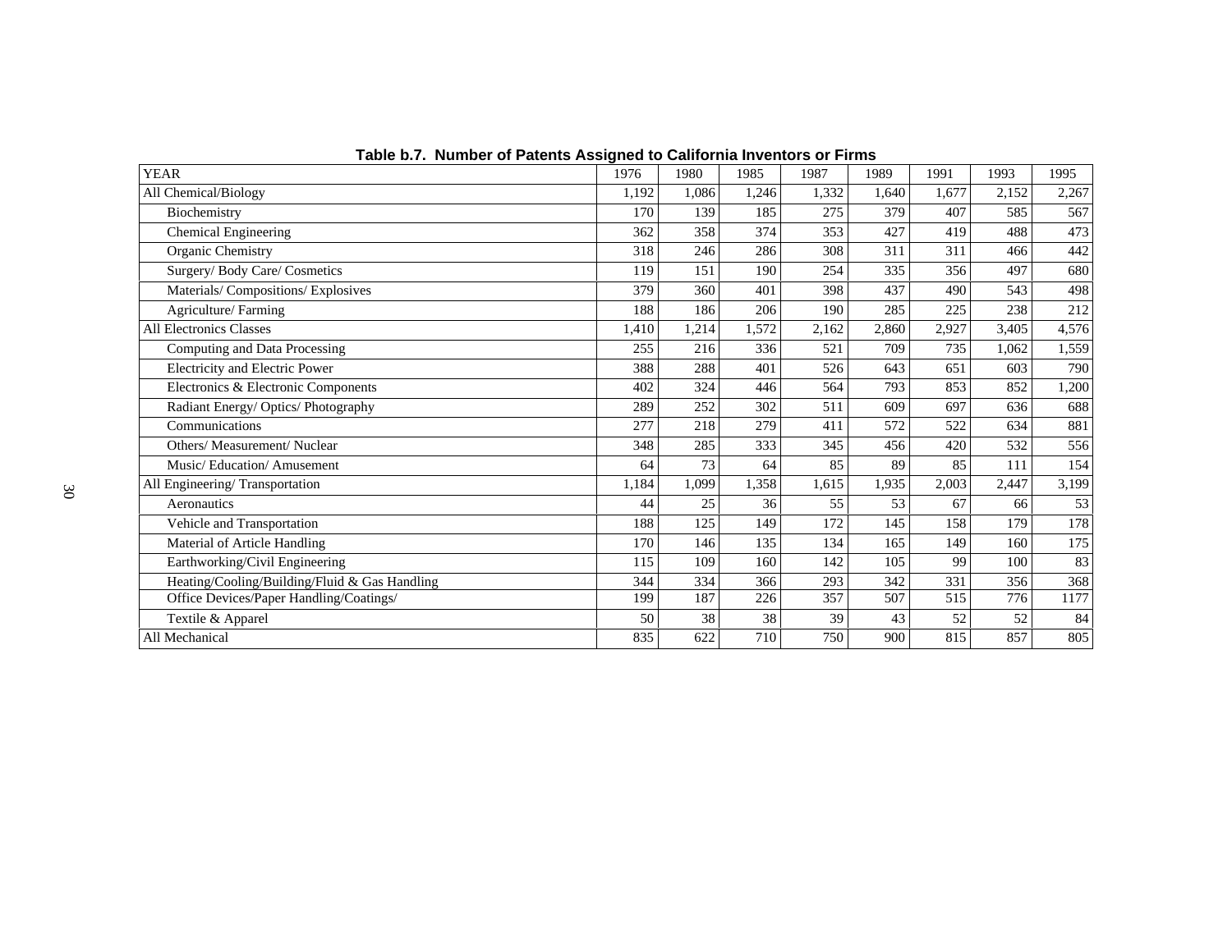**Table b.7. Number of Patents Assigned to California Inventors or Firms**

| YEAR | 1976 | 1980 | 1985 | 1987 | 1989 | 1991 | 1993 | 1995 |
|---|---|---|---|---|---|---|---|---|
| All Chemical/Biology | 1,192 | 1,086 | 1,246 | 1,332 | 1,640 | 1,677 | 2,152 | 2,267 |
| Biochemistry | 170 | 139 | 185 | 275 | 379 | 407 | 585 | 567 |
| Chemical Engineering | 362 | 358 | 374 | 353 | 427 | 419 | 488 | 473 |
| Organic Chemistry | 318 | 246 | 286 | 308 | 311 | 311 | 466 | 442 |
| Surgery/ Body Care/ Cosmetics | 119 | 151 | 190 | 254 | 335 | 356 | 497 | 680 |
| Materials/ Compositions/ Explosives | 379 | 360 | 401 | 398 | 437 | 490 | 543 | 498 |
| Agriculture/ Farming | 188 | 186 | 206 | 190 | 285 | 225 | 238 | 212 |
| All Electronics Classes | 1,410 | 1,214 | 1,572 | 2,162 | 2,860 | 2,927 | 3,405 | 4,576 |
| Computing and Data Processing | 255 | 216 | 336 | 521 | 709 | 735 | 1,062 | 1,559 |
| Electricity and Electric Power | 388 | 288 | 401 | 526 | 643 | 651 | 603 | 790 |
| Electronics & Electronic Components | 402 | 324 | 446 | 564 | 793 | 853 | 852 | 1,200 |
| Radiant Energy/ Optics/ Photography | 289 | 252 | 302 | 511 | 609 | 697 | 636 | 688 |
| Communications | 277 | 218 | 279 | 411 | 572 | 522 | 634 | 881 |
| Others/ Measurement/ Nuclear | 348 | 285 | 333 | 345 | 456 | 420 | 532 | 556 |
| Music/ Education/ Amusement | 64 | 73 | 64 | 85 | 89 | 85 | 111 | 154 |
| All Engineering/ Transportation | 1,184 | 1,099 | 1,358 | 1,615 | 1,935 | 2,003 | 2,447 | 3,199 |
| Aeronautics | 44 | 25 | 36 | 55 | 53 | 67 | 66 | 53 |
| Vehicle and Transportation | 188 | 125 | 149 | 172 | 145 | 158 | 179 | 178 |
| Material of Article Handling | 170 | 146 | 135 | 134 | 165 | 149 | 160 | 175 |
| Earthworking/Civil Engineering | 115 | 109 | 160 | 142 | 105 | 99 | 100 | 83 |
| Heating/Cooling/Building/Fluid & Gas Handling | 344 | 334 | 366 | 293 | 342 | 331 | 356 | 368 |
| Office Devices/Paper Handling/Coatings/ | 199 | 187 | 226 | 357 | 507 | 515 | 776 | 1177 |
| Textile & Apparel | 50 | 38 | 38 | 39 | 43 | 52 | 52 | 84 |
| All Mechanical | 835 | 622 | 710 | 750 | 900 | 815 | 857 | 805 |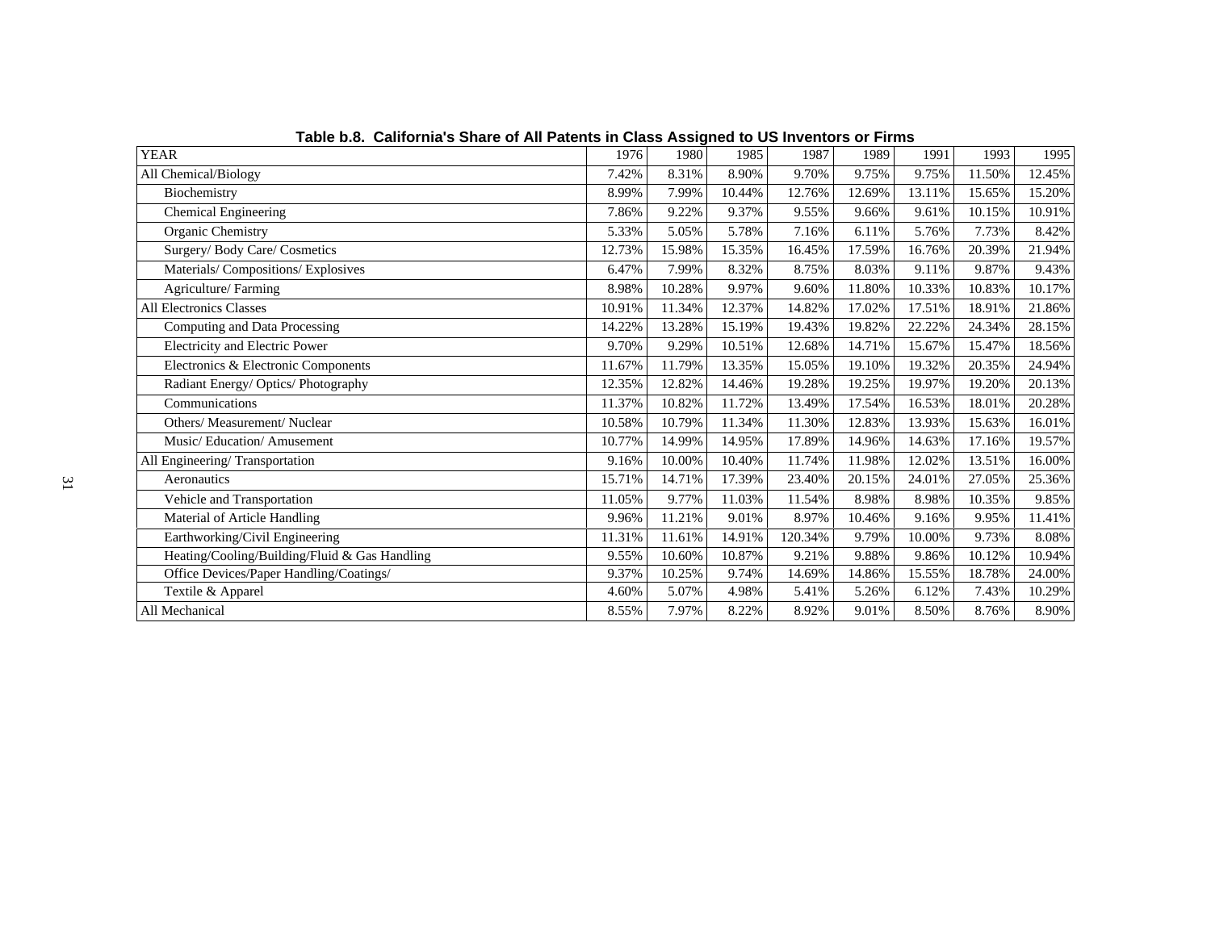**Table b.8. California's Share of All Patents in Class Assigned to US Inventors or Firms**

| YEAR | 1976 | 1980 | 1985 | 1987 | 1989 | 1991 | 1993 | 1995 |
|---|---|---|---|---|---|---|---|---|
| All Chemical/Biology | 7.42% | 8.31% | 8.90% | 9.70% | 9.75% | 9.75% | 11.50% | 12.45% |
| Biochemistry | 8.99% | 7.99% | 10.44% | 12.76% | 12.69% | 13.11% | 15.65% | 15.20% |
| Chemical Engineering | 7.86% | 9.22% | 9.37% | 9.55% | 9.66% | 9.61% | 10.15% | 10.91% |
| Organic Chemistry | 5.33% | 5.05% | 5.78% | 7.16% | 6.11% | 5.76% | 7.73% | 8.42% |
| Surgery/ Body Care/ Cosmetics | 12.73% | 15.98% | 15.35% | 16.45% | 17.59% | 16.76% | 20.39% | 21.94% |
| Materials/ Compositions/ Explosives | 6.47% | 7.99% | 8.32% | 8.75% | 8.03% | 9.11% | 9.87% | 9.43% |
| Agriculture/ Farming | 8.98% | 10.28% | 9.97% | 9.60% | 11.80% | 10.33% | 10.83% | 10.17% |
| All Electronics Classes | 10.91% | 11.34% | 12.37% | 14.82% | 17.02% | 17.51% | 18.91% | 21.86% |
| Computing and Data Processing | 14.22% | 13.28% | 15.19% | 19.43% | 19.82% | 22.22% | 24.34% | 28.15% |
| Electricity and Electric Power | 9.70% | 9.29% | 10.51% | 12.68% | 14.71% | 15.67% | 15.47% | 18.56% |
| Electronics & Electronic Components | 11.67% | 11.79% | 13.35% | 15.05% | 19.10% | 19.32% | 20.35% | 24.94% |
| Radiant Energy/ Optics/ Photography | 12.35% | 12.82% | 14.46% | 19.28% | 19.25% | 19.97% | 19.20% | 20.13% |
| Communications | 11.37% | 10.82% | 11.72% | 13.49% | 17.54% | 16.53% | 18.01% | 20.28% |
| Others/ Measurement/ Nuclear | 10.58% | 10.79% | 11.34% | 11.30% | 12.83% | 13.93% | 15.63% | 16.01% |
| Music/ Education/ Amusement | 10.77% | 14.99% | 14.95% | 17.89% | 14.96% | 14.63% | 17.16% | 19.57% |
| All Engineering/ Transportation | 9.16% | 10.00% | 10.40% | 11.74% | 11.98% | 12.02% | 13.51% | 16.00% |
| Aeronautics | 15.71% | 14.71% | 17.39% | 23.40% | 20.15% | 24.01% | 27.05% | 25.36% |
| Vehicle and Transportation | 11.05% | 9.77% | 11.03% | 11.54% | 8.98% | 8.98% | 10.35% | 9.85% |
| Material of Article Handling | 9.96% | 11.21% | 9.01% | 8.97% | 10.46% | 9.16% | 9.95% | 11.41% |
| Earthworking/Civil Engineering | 11.31% | 11.61% | 14.91% | 120.34% | 9.79% | 10.00% | 9.73% | 8.08% |
| Heating/Cooling/Building/Fluid & Gas Handling | 9.55% | 10.60% | 10.87% | 9.21% | 9.88% | 9.86% | 10.12% | 10.94% |
| Office Devices/Paper Handling/Coatings/ | 9.37% | 10.25% | 9.74% | 14.69% | 14.86% | 15.55% | 18.78% | 24.00% |
| Textile & Apparel | 4.60% | 5.07% | 4.98% | 5.41% | 5.26% | 6.12% | 7.43% | 10.29% |
| All Mechanical | 8.55% | 7.97% | 8.22% | 8.92% | 9.01% | 8.50% | 8.76% | 8.90% |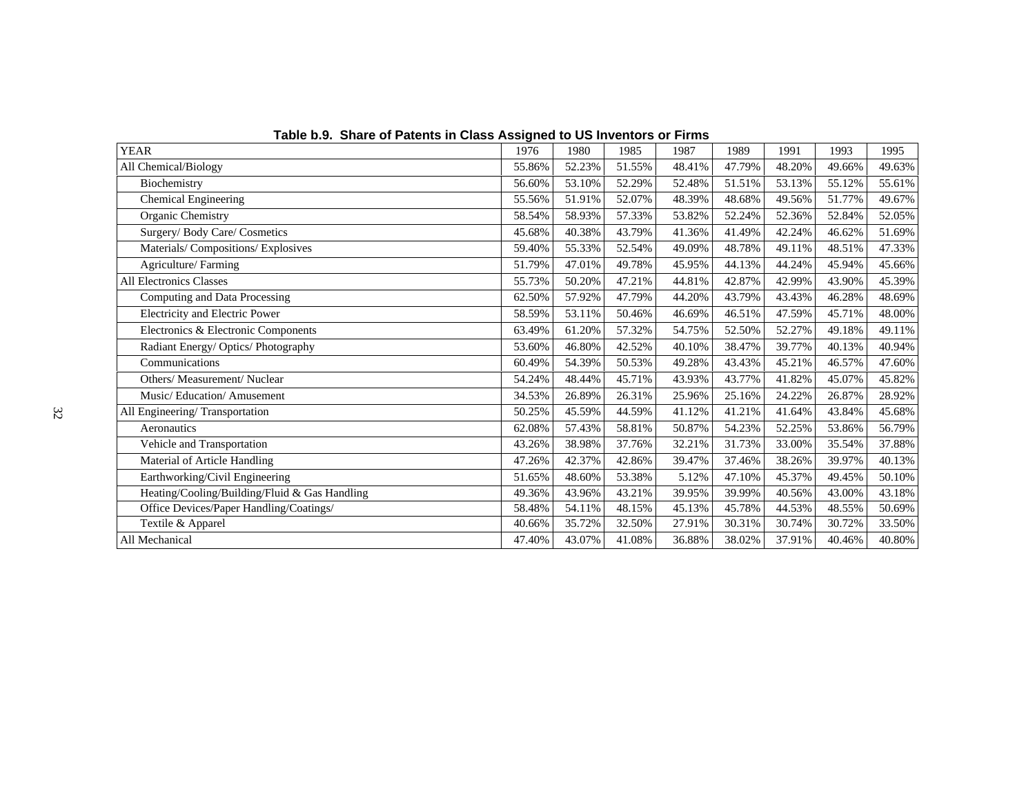**Table b.9. Share of Patents in Class Assigned to US Inventors or Firms**

| YEAR | 1976 | 1980 | 1985 | 1987 | 1989 | 1991 | 1993 | 1995 |
|---|---|---|---|---|---|---|---|---|
| All Chemical/Biology | 55.86% | 52.23% | 51.55% | 48.41% | 47.79% | 48.20% | 49.66% | 49.63% |
| Biochemistry | 56.60% | 53.10% | 52.29% | 52.48% | 51.51% | 53.13% | 55.12% | 55.61% |
| Chemical Engineering | 55.56% | 51.91% | 52.07% | 48.39% | 48.68% | 49.56% | 51.77% | 49.67% |
| Organic Chemistry | 58.54% | 58.93% | 57.33% | 53.82% | 52.24% | 52.36% | 52.84% | 52.05% |
| Surgery/ Body Care/ Cosmetics | 45.68% | 40.38% | 43.79% | 41.36% | 41.49% | 42.24% | 46.62% | 51.69% |
| Materials/ Compositions/ Explosives | 59.40% | 55.33% | 52.54% | 49.09% | 48.78% | 49.11% | 48.51% | 47.33% |
| Agriculture/ Farming | 51.79% | 47.01% | 49.78% | 45.95% | 44.13% | 44.24% | 45.94% | 45.66% |
| All Electronics Classes | 55.73% | 50.20% | 47.21% | 44.81% | 42.87% | 42.99% | 43.90% | 45.39% |
| Computing and Data Processing | 62.50% | 57.92% | 47.79% | 44.20% | 43.79% | 43.43% | 46.28% | 48.69% |
| Electricity and Electric Power | 58.59% | 53.11% | 50.46% | 46.69% | 46.51% | 47.59% | 45.71% | 48.00% |
| Electronics & Electronic Components | 63.49% | 61.20% | 57.32% | 54.75% | 52.50% | 52.27% | 49.18% | 49.11% |
| Radiant Energy/ Optics/ Photography | 53.60% | 46.80% | 42.52% | 40.10% | 38.47% | 39.77% | 40.13% | 40.94% |
| Communications | 60.49% | 54.39% | 50.53% | 49.28% | 43.43% | 45.21% | 46.57% | 47.60% |
| Others/ Measurement/ Nuclear | 54.24% | 48.44% | 45.71% | 43.93% | 43.77% | 41.82% | 45.07% | 45.82% |
| Music/ Education/ Amusement | 34.53% | 26.89% | 26.31% | 25.96% | 25.16% | 24.22% | 26.87% | 28.92% |
| All Engineering/ Transportation | 50.25% | 45.59% | 44.59% | 41.12% | 41.21% | 41.64% | 43.84% | 45.68% |
| Aeronautics | 62.08% | 57.43% | 58.81% | 50.87% | 54.23% | 52.25% | 53.86% | 56.79% |
| Vehicle and Transportation | 43.26% | 38.98% | 37.76% | 32.21% | 31.73% | 33.00% | 35.54% | 37.88% |
| Material of Article Handling | 47.26% | 42.37% | 42.86% | 39.47% | 37.46% | 38.26% | 39.97% | 40.13% |
| Earthworking/Civil Engineering | 51.65% | 48.60% | 53.38% | 5.12% | 47.10% | 45.37% | 49.45% | 50.10% |
| Heating/Cooling/Building/Fluid & Gas Handling | 49.36% | 43.96% | 43.21% | 39.95% | 39.99% | 40.56% | 43.00% | 43.18% |
| Office Devices/Paper Handling/Coatings/ | 58.48% | 54.11% | 48.15% | 45.13% | 45.78% | 44.53% | 48.55% | 50.69% |
| Textile & Apparel | 40.66% | 35.72% | 32.50% | 27.91% | 30.31% | 30.74% | 30.72% | 33.50% |
| All Mechanical | 47.40% | 43.07% | 41.08% | 36.88% | 38.02% | 37.91% | 40.46% | 40.80% |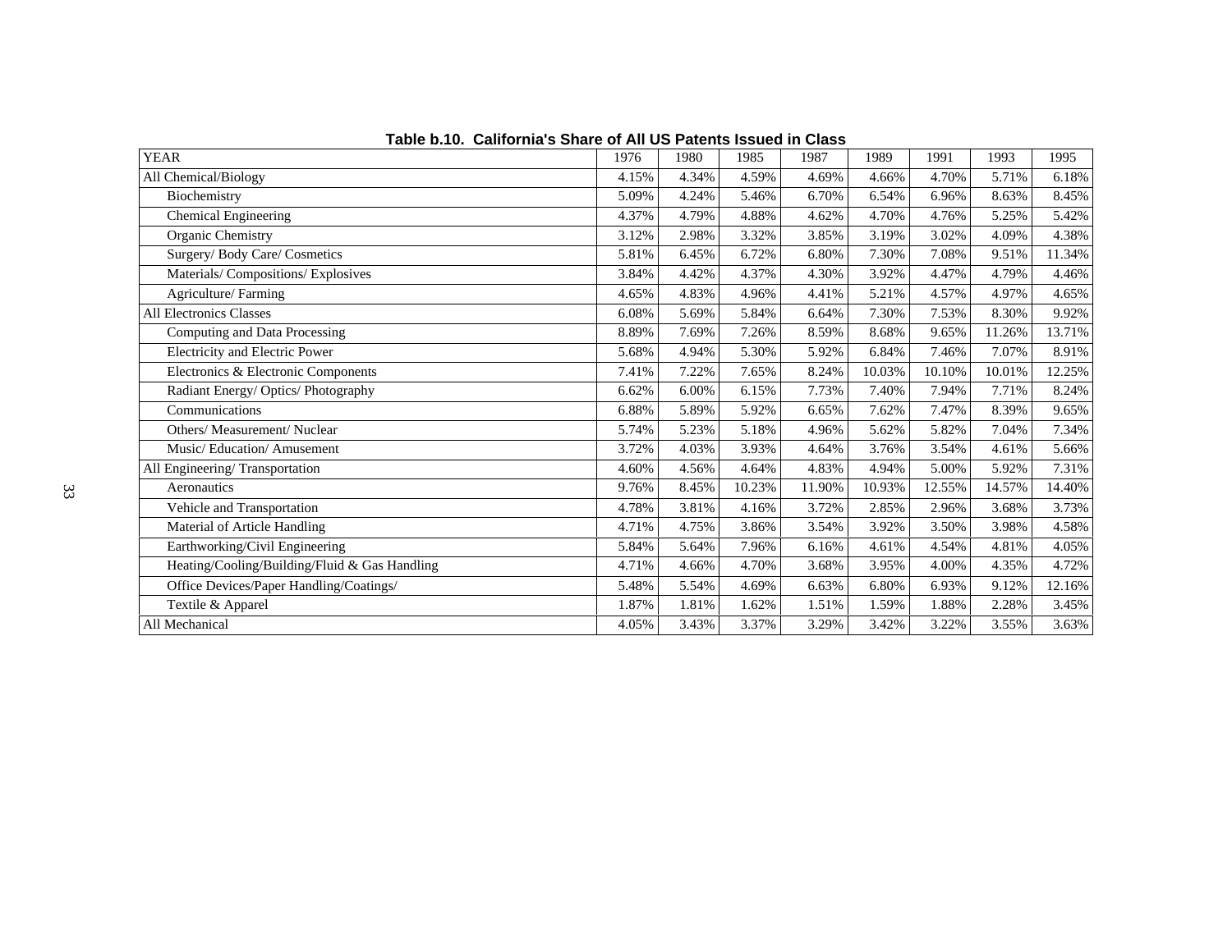**Table b.10. California's Share of All US Patents Issued in Class**

| YEAR | 1976 | 1980 | 1985 | 1987 | 1989 | 1991 | 1993 | 1995 |
|---|---|---|---|---|---|---|---|---|
| All Chemical/Biology | 4.15% | 4.34% | 4.59% | 4.69% | 4.66% | 4.70% | 5.71% | 6.18% |
| Biochemistry | 5.09% | 4.24% | 5.46% | 6.70% | 6.54% | 6.96% | 8.63% | 8.45% |
| Chemical Engineering | 4.37% | 4.79% | 4.88% | 4.62% | 4.70% | 4.76% | 5.25% | 5.42% |
| Organic Chemistry | 3.12% | 2.98% | 3.32% | 3.85% | 3.19% | 3.02% | 4.09% | 4.38% |
| Surgery/ Body Care/ Cosmetics | 5.81% | 6.45% | 6.72% | 6.80% | 7.30% | 7.08% | 9.51% | 11.34% |
| Materials/ Compositions/ Explosives | 3.84% | 4.42% | 4.37% | 4.30% | 3.92% | 4.47% | 4.79% | 4.46% |
| Agriculture/ Farming | 4.65% | 4.83% | 4.96% | 4.41% | 5.21% | 4.57% | 4.97% | 4.65% |
| All Electronics Classes | 6.08% | 5.69% | 5.84% | 6.64% | 7.30% | 7.53% | 8.30% | 9.92% |
| Computing and Data Processing | 8.89% | 7.69% | 7.26% | 8.59% | 8.68% | 9.65% | 11.26% | 13.71% |
| Electricity and Electric Power | 5.68% | 4.94% | 5.30% | 5.92% | 6.84% | 7.46% | 7.07% | 8.91% |
| Electronics & Electronic Components | 7.41% | 7.22% | 7.65% | 8.24% | 10.03% | 10.10% | 10.01% | 12.25% |
| Radiant Energy/ Optics/ Photography | 6.62% | 6.00% | 6.15% | 7.73% | 7.40% | 7.94% | 7.71% | 8.24% |
| Communications | 6.88% | 5.89% | 5.92% | 6.65% | 7.62% | 7.47% | 8.39% | 9.65% |
| Others/ Measurement/ Nuclear | 5.74% | 5.23% | 5.18% | 4.96% | 5.62% | 5.82% | 7.04% | 7.34% |
| Music/ Education/ Amusement | 3.72% | 4.03% | 3.93% | 4.64% | 3.76% | 3.54% | 4.61% | 5.66% |
| All Engineering/ Transportation | 4.60% | 4.56% | 4.64% | 4.83% | 4.94% | 5.00% | 5.92% | 7.31% |
| Aeronautics | 9.76% | 8.45% | 10.23% | 11.90% | 10.93% | 12.55% | 14.57% | 14.40% |
| Vehicle and Transportation | 4.78% | 3.81% | 4.16% | 3.72% | 2.85% | 2.96% | 3.68% | 3.73% |
| Material of Article Handling | 4.71% | 4.75% | 3.86% | 3.54% | 3.92% | 3.50% | 3.98% | 4.58% |
| Earthworking/Civil Engineering | 5.84% | 5.64% | 7.96% | 6.16% | 4.61% | 4.54% | 4.81% | 4.05% |
| Heating/Cooling/Building/Fluid & Gas Handling | 4.71% | 4.66% | 4.70% | 3.68% | 3.95% | 4.00% | 4.35% | 4.72% |
| Office Devices/Paper Handling/Coatings/ | 5.48% | 5.54% | 4.69% | 6.63% | 6.80% | 6.93% | 9.12% | 12.16% |
| Textile & Apparel | 1.87% | 1.81% | 1.62% | 1.51% | 1.59% | 1.88% | 2.28% | 3.45% |
| All Mechanical | 4.05% | 3.43% | 3.37% | 3.29% | 3.42% | 3.22% | 3.55% | 3.63% |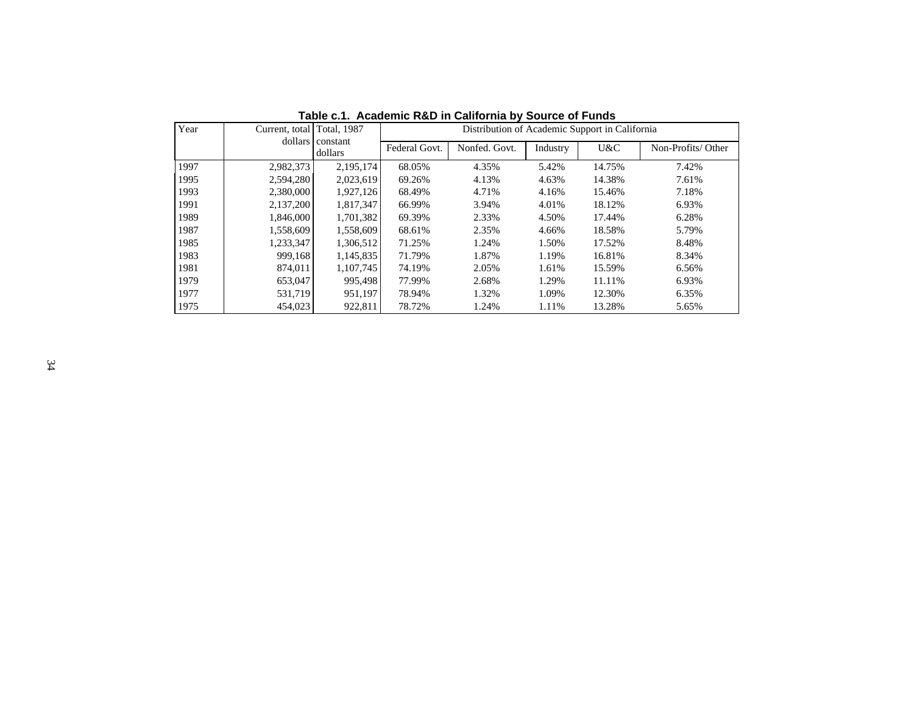**Table c.1. Academic R&D in California by Source of Funds**

| Year | Current, total dollars | Total, 1987 constant dollars | Distribution of Academic Support in California | | | | |
|---|---|---|---|---|---|---|---|
| | | | Federal Govt. | Nonfed. Govt. | Industry | U&C | Non-Profits/ Other |
| 1997 | 2,982,373 | 2,195,174 | 68.05% | 4.35% | 5.42% | 14.75% | 7.42% |
| 1995 | 2,594,280 | 2,023,619 | 69.26% | 4.13% | 4.63% | 14.38% | 7.61% |
| 1993 | 2,380,000 | 1,927,126 | 68.49% | 4.71% | 4.16% | 15.46% | 7.18% |
| 1991 | 2,137,200 | 1,817,347 | 66.99% | 3.94% | 4.01% | 18.12% | 6.93% |
| 1989 | 1,846,000 | 1,701,382 | 69.39% | 2.33% | 4.50% | 17.44% | 6.28% |
| 1987 | 1,558,609 | 1,558,609 | 68.61% | 2.35% | 4.66% | 18.58% | 5.79% |
| 1985 | 1,233,347 | 1,306,512 | 71.25% | 1.24% | 1.50% | 17.52% | 8.48% |
| 1983 | 999,168 | 1,145,835 | 71.79% | 1.87% | 1.19% | 16.81% | 8.34% |
| 1981 | 874,011 | 1,107,745 | 74.19% | 2.05% | 1.61% | 15.59% | 6.56% |
| 1979 | 653,047 | 995,498 | 77.99% | 2.68% | 1.29% | 11.11% | 6.93% |
| 1977 | 531,719 | 951,197 | 78.94% | 1.32% | 1.09% | 12.30% | 6.35% |
| 1975 | 454,023 | 922,811 | 78.72% | 1.24% | 1.11% | 13.28% | 5.65% |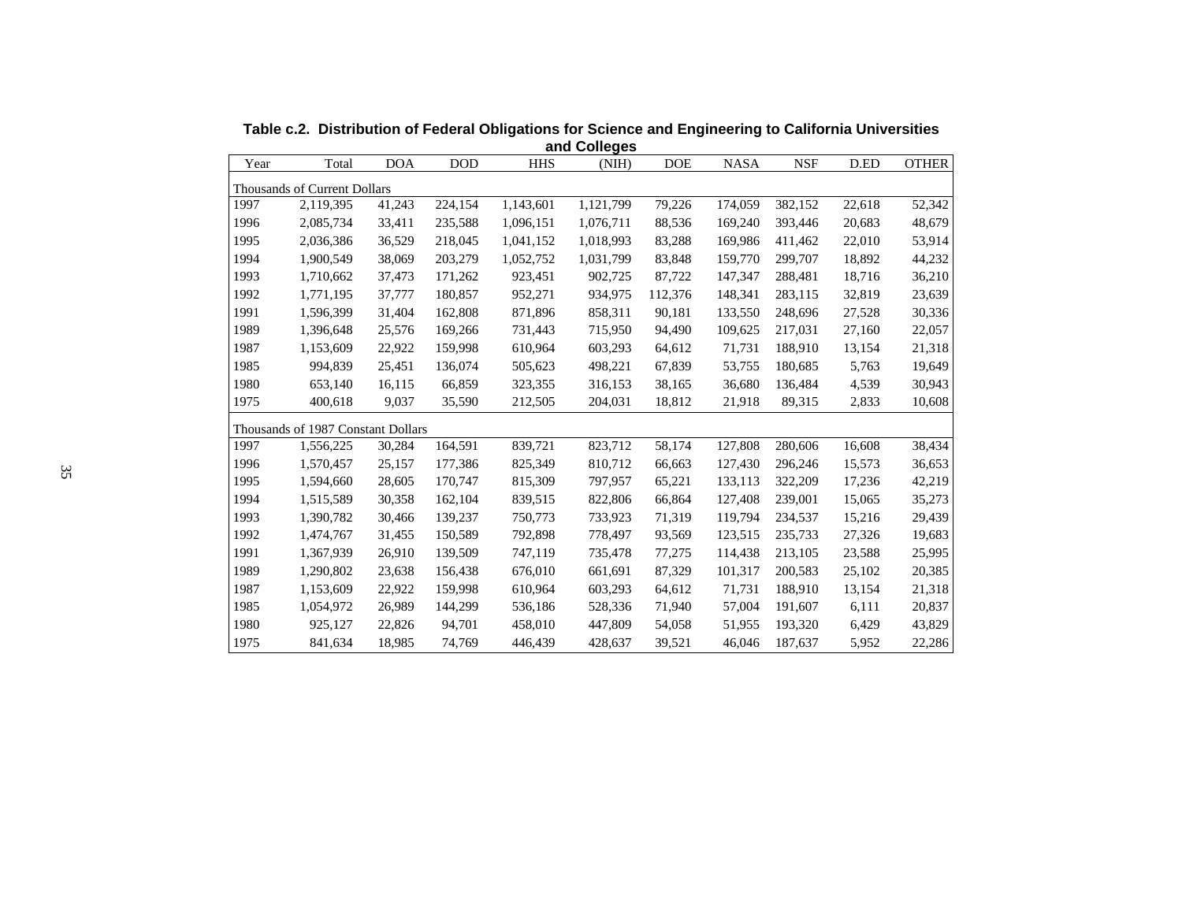**Table c.2. Distribution of Federal Obligations for Science and Engineering to California Universities and Colleges**

| Year | Total | DOA | DOD | HHS | (NIH) | DOE | NASA | NSF | D.ED | OTHER |
|---|---|---|---|---|---|---|---|---|---|---|
| Thousands of Current Dollars | | | | | | | | | | |
| 1997 | 2,119,395 | 41,243 | 224,154 | 1,143,601 | 1,121,799 | 79,226 | 174,059 | 382,152 | 22,618 | 52,342 |
| 1996 | 2,085,734 | 33,411 | 235,588 | 1,096,151 | 1,076,711 | 88,536 | 169,240 | 393,446 | 20,683 | 48,679 |
| 1995 | 2,036,386 | 36,529 | 218,045 | 1,041,152 | 1,018,993 | 83,288 | 169,986 | 411,462 | 22,010 | 53,914 |
| 1994 | 1,900,549 | 38,069 | 203,279 | 1,052,752 | 1,031,799 | 83,848 | 159,770 | 299,707 | 18,892 | 44,232 |
| 1993 | 1,710,662 | 37,473 | 171,262 | 923,451 | 902,725 | 87,722 | 147,347 | 288,481 | 18,716 | 36,210 |
| 1992 | 1,771,195 | 37,777 | 180,857 | 952,271 | 934,975 | 112,376 | 148,341 | 283,115 | 32,819 | 23,639 |
| 1991 | 1,596,399 | 31,404 | 162,808 | 871,896 | 858,311 | 90,181 | 133,550 | 248,696 | 27,528 | 30,336 |
| 1989 | 1,396,648 | 25,576 | 169,266 | 731,443 | 715,950 | 94,490 | 109,625 | 217,031 | 27,160 | 22,057 |
| 1987 | 1,153,609 | 22,922 | 159,998 | 610,964 | 603,293 | 64,612 | 71,731 | 188,910 | 13,154 | 21,318 |
| 1985 | 994,839 | 25,451 | 136,074 | 505,623 | 498,221 | 67,839 | 53,755 | 180,685 | 5,763 | 19,649 |
| 1980 | 653,140 | 16,115 | 66,859 | 323,355 | 316,153 | 38,165 | 36,680 | 136,484 | 4,539 | 30,943 |
| 1975 | 400,618 | 9,037 | 35,590 | 212,505 | 204,031 | 18,812 | 21,918 | 89,315 | 2,833 | 10,608 |
| Thousands of 1987 Constant Dollars | | | | | | | | | | |
| 1997 | 1,556,225 | 30,284 | 164,591 | 839,721 | 823,712 | 58,174 | 127,808 | 280,606 | 16,608 | 38,434 |
| 1996 | 1,570,457 | 25,157 | 177,386 | 825,349 | 810,712 | 66,663 | 127,430 | 296,246 | 15,573 | 36,653 |
| 1995 | 1,594,660 | 28,605 | 170,747 | 815,309 | 797,957 | 65,221 | 133,113 | 322,209 | 17,236 | 42,219 |
| 1994 | 1,515,589 | 30,358 | 162,104 | 839,515 | 822,806 | 66,864 | 127,408 | 239,001 | 15,065 | 35,273 |
| 1993 | 1,390,782 | 30,466 | 139,237 | 750,773 | 733,923 | 71,319 | 119,794 | 234,537 | 15,216 | 29,439 |
| 1992 | 1,474,767 | 31,455 | 150,589 | 792,898 | 778,497 | 93,569 | 123,515 | 235,733 | 27,326 | 19,683 |
| 1991 | 1,367,939 | 26,910 | 139,509 | 747,119 | 735,478 | 77,275 | 114,438 | 213,105 | 23,588 | 25,995 |
| 1989 | 1,290,802 | 23,638 | 156,438 | 676,010 | 661,691 | 87,329 | 101,317 | 200,583 | 25,102 | 20,385 |
| 1987 | 1,153,609 | 22,922 | 159,998 | 610,964 | 603,293 | 64,612 | 71,731 | 188,910 | 13,154 | 21,318 |
| 1985 | 1,054,972 | 26,989 | 144,299 | 536,186 | 528,336 | 71,940 | 57,004 | 191,607 | 6,111 | 20,837 |
| 1980 | 925,127 | 22,826 | 94,701 | 458,010 | 447,809 | 54,058 | 51,955 | 193,320 | 6,429 | 43,829 |
| 1975 | 841,634 | 18,985 | 74,769 | 446,439 | 428,637 | 39,521 | 46,046 | 187,637 | 5,952 | 22,286 |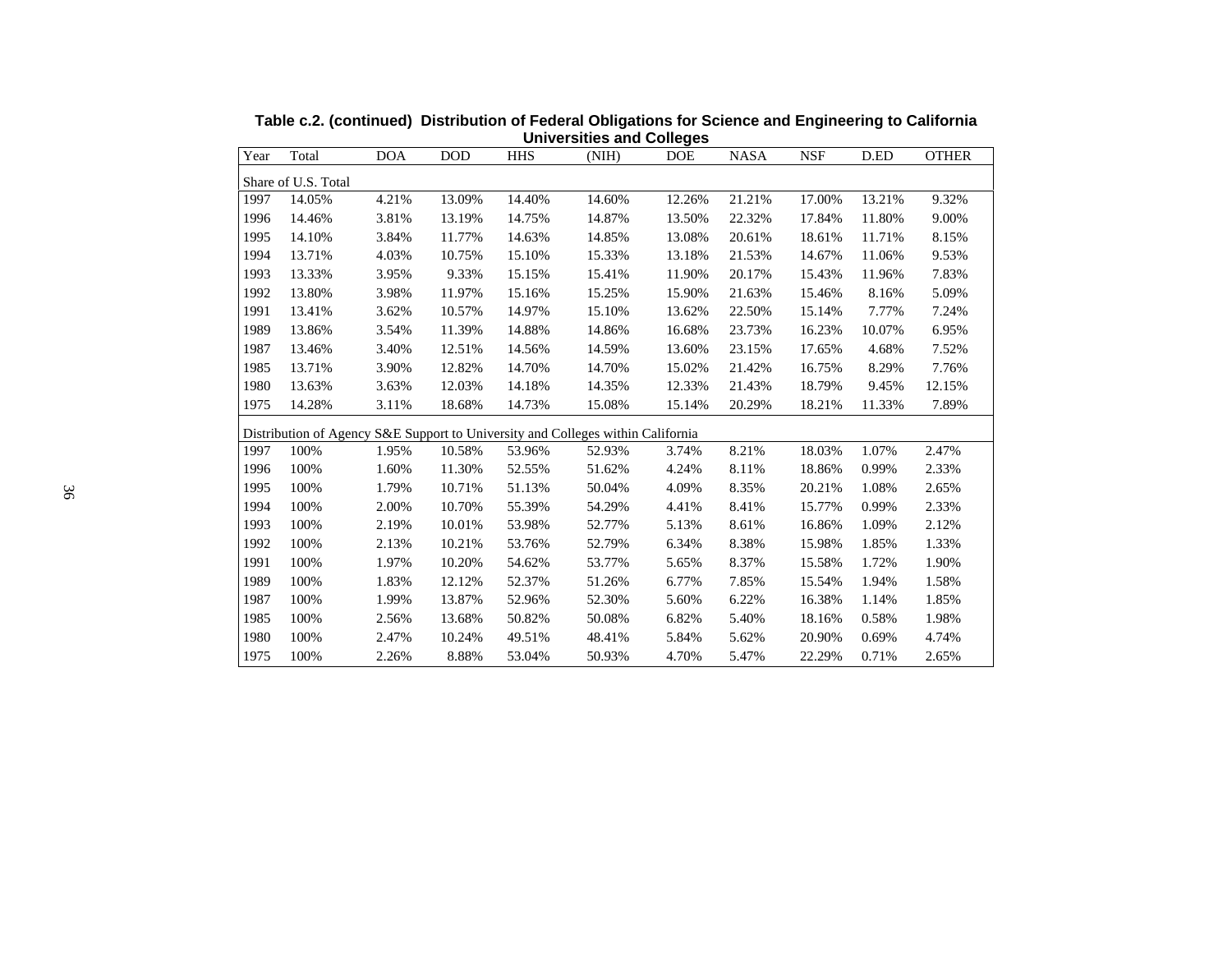**Table c.2. (continued) Distribution of Federal Obligations for Science and Engineering to California Universities and Colleges**

| Year | Total | DOA | DOD | HHS | (NIH) | DOE | NASA | NSF | D.ED | OTHER |
|---|---|---|---|---|---|---|---|---|---|---|
| Share of U.S. Total | | | | | | | | | | |
| 1997 | 14.05% | 4.21% | 13.09% | 14.40% | 14.60% | 12.26% | 21.21% | 17.00% | 13.21% | 9.32% |
| 1996 | 14.46% | 3.81% | 13.19% | 14.75% | 14.87% | 13.50% | 22.32% | 17.84% | 11.80% | 9.00% |
| 1995 | 14.10% | 3.84% | 11.77% | 14.63% | 14.85% | 13.08% | 20.61% | 18.61% | 11.71% | 8.15% |
| 1994 | 13.71% | 4.03% | 10.75% | 15.10% | 15.33% | 13.18% | 21.53% | 14.67% | 11.06% | 9.53% |
| 1993 | 13.33% | 3.95% | 9.33% | 15.15% | 15.41% | 11.90% | 20.17% | 15.43% | 11.96% | 7.83% |
| 1992 | 13.80% | 3.98% | 11.97% | 15.16% | 15.25% | 15.90% | 21.63% | 15.46% | 8.16% | 5.09% |
| 1991 | 13.41% | 3.62% | 10.57% | 14.97% | 15.10% | 13.62% | 22.50% | 15.14% | 7.77% | 7.24% |
| 1989 | 13.86% | 3.54% | 11.39% | 14.88% | 14.86% | 16.68% | 23.73% | 16.23% | 10.07% | 6.95% |
| 1987 | 13.46% | 3.40% | 12.51% | 14.56% | 14.59% | 13.60% | 23.15% | 17.65% | 4.68% | 7.52% |
| 1985 | 13.71% | 3.90% | 12.82% | 14.70% | 14.70% | 15.02% | 21.42% | 16.75% | 8.29% | 7.76% |
| 1980 | 13.63% | 3.63% | 12.03% | 14.18% | 14.35% | 12.33% | 21.43% | 18.79% | 9.45% | 12.15% |
| 1975 | 14.28% | 3.11% | 18.68% | 14.73% | 15.08% | 15.14% | 20.29% | 18.21% | 11.33% | 7.89% |
| Distribution of Agency S&E Support to University and Colleges within California | | | | | | | | | | |
| 1997 | 100% | 1.95% | 10.58% | 53.96% | 52.93% | 3.74% | 8.21% | 18.03% | 1.07% | 2.47% |
| 1996 | 100% | 1.60% | 11.30% | 52.55% | 51.62% | 4.24% | 8.11% | 18.86% | 0.99% | 2.33% |
| 1995 | 100% | 1.79% | 10.71% | 51.13% | 50.04% | 4.09% | 8.35% | 20.21% | 1.08% | 2.65% |
| 1994 | 100% | 2.00% | 10.70% | 55.39% | 54.29% | 4.41% | 8.41% | 15.77% | 0.99% | 2.33% |
| 1993 | 100% | 2.19% | 10.01% | 53.98% | 52.77% | 5.13% | 8.61% | 16.86% | 1.09% | 2.12% |
| 1992 | 100% | 2.13% | 10.21% | 53.76% | 52.79% | 6.34% | 8.38% | 15.98% | 1.85% | 1.33% |
| 1991 | 100% | 1.97% | 10.20% | 54.62% | 53.77% | 5.65% | 8.37% | 15.58% | 1.72% | 1.90% |
| 1989 | 100% | 1.83% | 12.12% | 52.37% | 51.26% | 6.77% | 7.85% | 15.54% | 1.94% | 1.58% |
| 1987 | 100% | 1.99% | 13.87% | 52.96% | 52.30% | 5.60% | 6.22% | 16.38% | 1.14% | 1.85% |
| 1985 | 100% | 2.56% | 13.68% | 50.82% | 50.08% | 6.82% | 5.40% | 18.16% | 0.58% | 1.98% |
| 1980 | 100% | 2.47% | 10.24% | 49.51% | 48.41% | 5.84% | 5.62% | 20.90% | 0.69% | 4.74% |
| 1975 | 100% | 2.26% | 8.88% | 53.04% | 50.93% | 4.70% | 5.47% | 22.29% | 0.71% | 2.65% |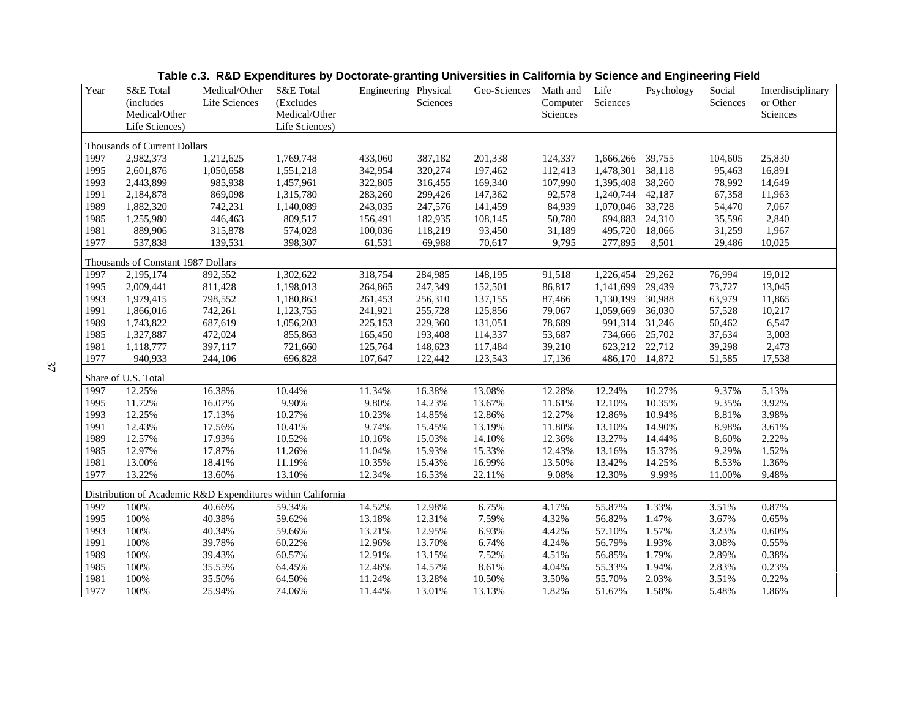**Table c.3. R&D Expenditures by Doctorate-granting Universities in California by Science and Engineering Field**

| Year | S&E Total (includes Medical/Other Life Sciences) | Medical/Other Life Sciences | S&E Total (Excludes Medical/Other Life Sciences) | Engineering | Physical Sciences | Geo-Sciences | Math and Computer Sciences | Life Sciences | Psychology | Social Sciences | Interdisciplinary or Other Sciences |
|---|---|---|---|---|---|---|---|---|---|---|---|
| Thousands of Current Dollars | | | | | | | | | | | |
| 1997 | 2,982,373 | 1,212,625 | 1,769,748 | 433,060 | 387,182 | 201,338 | 124,337 | 1,666,266 | 39,755 | 104,605 | 25,830 |
| 1995 | 2,601,876 | 1,050,658 | 1,551,218 | 342,954 | 320,274 | 197,462 | 112,413 | 1,478,301 | 38,118 | 95,463 | 16,891 |
| 1993 | 2,443,899 | 985,938 | 1,457,961 | 322,805 | 316,455 | 169,340 | 107,990 | 1,395,408 | 38,260 | 78,992 | 14,649 |
| 1991 | 2,184,878 | 869,098 | 1,315,780 | 283,260 | 299,426 | 147,362 | 92,578 | 1,240,744 | 42,187 | 67,358 | 11,963 |
| 1989 | 1,882,320 | 742,231 | 1,140,089 | 243,035 | 247,576 | 141,459 | 84,939 | 1,070,046 | 33,728 | 54,470 | 7,067 |
| 1985 | 1,255,980 | 446,463 | 809,517 | 156,491 | 182,935 | 108,145 | 50,780 | 694,883 | 24,310 | 35,596 | 2,840 |
| 1981 | 889,906 | 315,878 | 574,028 | 100,036 | 118,219 | 93,450 | 31,189 | 495,720 | 18,066 | 31,259 | 1,967 |
| 1977 | 537,838 | 139,531 | 398,307 | 61,531 | 69,988 | 70,617 | 9,795 | 277,895 | 8,501 | 29,486 | 10,025 |
| Thousands of Constant 1987 Dollars | | | | | | | | | | | |
| 1997 | 2,195,174 | 892,552 | 1,302,622 | 318,754 | 284,985 | 148,195 | 91,518 | 1,226,454 | 29,262 | 76,994 | 19,012 |
| 1995 | 2,009,441 | 811,428 | 1,198,013 | 264,865 | 247,349 | 152,501 | 86,817 | 1,141,699 | 29,439 | 73,727 | 13,045 |
| 1993 | 1,979,415 | 798,552 | 1,180,863 | 261,453 | 256,310 | 137,155 | 87,466 | 1,130,199 | 30,988 | 63,979 | 11,865 |
| 1991 | 1,866,016 | 742,261 | 1,123,755 | 241,921 | 255,728 | 125,856 | 79,067 | 1,059,669 | 36,030 | 57,528 | 10,217 |
| 1989 | 1,743,822 | 687,619 | 1,056,203 | 225,153 | 229,360 | 131,051 | 78,689 | 991,314 | 31,246 | 50,462 | 6,547 |
| 1985 | 1,327,887 | 472,024 | 855,863 | 165,450 | 193,408 | 114,337 | 53,687 | 734,666 | 25,702 | 37,634 | 3,003 |
| 1981 | 1,118,777 | 397,117 | 721,660 | 125,764 | 148,623 | 117,484 | 39,210 | 623,212 | 22,712 | 39,298 | 2,473 |
| 1977 | 940,933 | 244,106 | 696,828 | 107,647 | 122,442 | 123,543 | 17,136 | 486,170 | 14,872 | 51,585 | 17,538 |
| Share of U.S. Total | | | | | | | | | | | |
| 1997 | 12.25% | 16.38% | 10.44% | 11.34% | 16.38% | 13.08% | 12.28% | 12.24% | 10.27% | 9.37% | 5.13% |
| 1995 | 11.72% | 16.07% | 9.90% | 9.80% | 14.23% | 13.67% | 11.61% | 12.10% | 10.35% | 9.35% | 3.92% |
| 1993 | 12.25% | 17.13% | 10.27% | 10.23% | 14.85% | 12.86% | 12.27% | 12.86% | 10.94% | 8.81% | 3.98% |
| 1991 | 12.43% | 17.56% | 10.41% | 9.74% | 15.45% | 13.19% | 11.80% | 13.10% | 14.90% | 8.98% | 3.61% |
| 1989 | 12.57% | 17.93% | 10.52% | 10.16% | 15.03% | 14.10% | 12.36% | 13.27% | 14.44% | 8.60% | 2.22% |
| 1985 | 12.97% | 17.87% | 11.26% | 11.04% | 15.93% | 15.33% | 12.43% | 13.16% | 15.37% | 9.29% | 1.52% |
| 1981 | 13.00% | 18.41% | 11.19% | 10.35% | 15.43% | 16.99% | 13.50% | 13.42% | 14.25% | 8.53% | 1.36% |
| 1977 | 13.22% | 13.60% | 13.10% | 12.34% | 16.53% | 22.11% | 9.08% | 12.30% | 9.99% | 11.00% | 9.48% |
| Distribution of Academic R&D Expenditures within California | | | | | | | | | | | |
| 1997 | 100% | 40.66% | 59.34% | 14.52% | 12.98% | 6.75% | 4.17% | 55.87% | 1.33% | 3.51% | 0.87% |
| 1995 | 100% | 40.38% | 59.62% | 13.18% | 12.31% | 7.59% | 4.32% | 56.82% | 1.47% | 3.67% | 0.65% |
| 1993 | 100% | 40.34% | 59.66% | 13.21% | 12.95% | 6.93% | 4.42% | 57.10% | 1.57% | 3.23% | 0.60% |
| 1991 | 100% | 39.78% | 60.22% | 12.96% | 13.70% | 6.74% | 4.24% | 56.79% | 1.93% | 3.08% | 0.55% |
| 1989 | 100% | 39.43% | 60.57% | 12.91% | 13.15% | 7.52% | 4.51% | 56.85% | 1.79% | 2.89% | 0.38% |
| 1985 | 100% | 35.55% | 64.45% | 12.46% | 14.57% | 8.61% | 4.04% | 55.33% | 1.94% | 2.83% | 0.23% |
| 1981 | 100% | 35.50% | 64.50% | 11.24% | 13.28% | 10.50% | 3.50% | 55.70% | 2.03% | 3.51% | 0.22% |
| 1977 | 100% | 25.94% | 74.06% | 11.44% | 13.01% | 13.13% | 1.82% | 51.67% | 1.58% | 5.48% | 1.86% |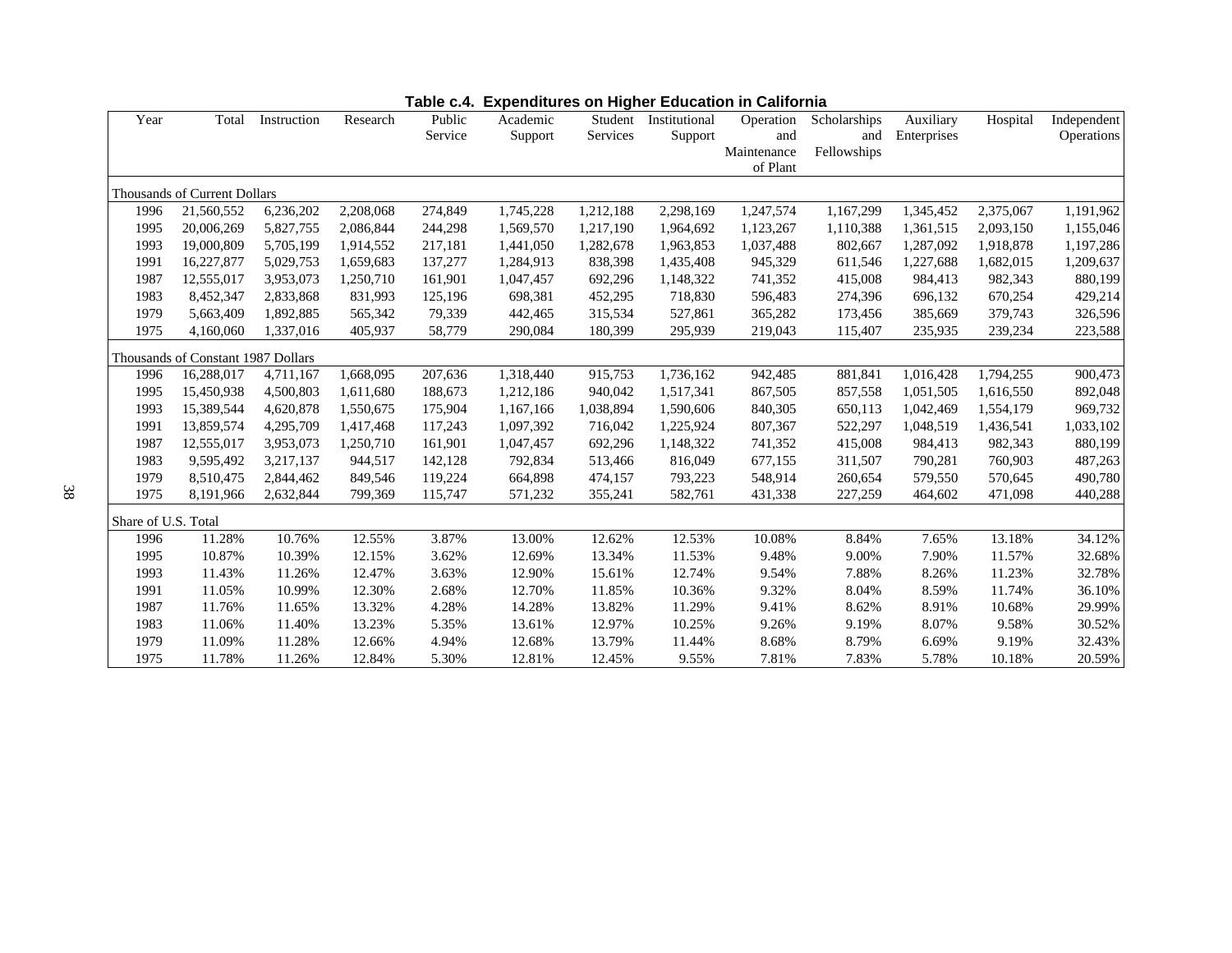**Table c.4. Expenditures on Higher Education in California**

| Year | Total | Instruction | Research | Public Service | Academic Support | Student Services | Institutional Support | Operation and Maintenance of Plant | Scholarships and Fellowships | Auxiliary Enterprises | Hospital | Independent Operations |
|---|---|---|---|---|---|---|---|---|---|---|---|---|
| Thousands of Current Dollars | | | | | | | | | | | | |
| 1996 | 21,560,552 | 6,236,202 | 2,208,068 | 274,849 | 1,745,228 | 1,212,188 | 2,298,169 | 1,247,574 | 1,167,299 | 1,345,452 | 2,375,067 | 1,191,962 |
| 1995 | 20,006,269 | 5,827,755 | 2,086,844 | 244,298 | 1,569,570 | 1,217,190 | 1,964,692 | 1,123,267 | 1,110,388 | 1,361,515 | 2,093,150 | 1,155,046 |
| 1993 | 19,000,809 | 5,705,199 | 1,914,552 | 217,181 | 1,441,050 | 1,282,678 | 1,963,853 | 1,037,488 | 802,667 | 1,287,092 | 1,918,878 | 1,197,286 |
| 1991 | 16,227,877 | 5,029,753 | 1,659,683 | 137,277 | 1,284,913 | 838,398 | 1,435,408 | 945,329 | 611,546 | 1,227,688 | 1,682,015 | 1,209,637 |
| 1987 | 12,555,017 | 3,953,073 | 1,250,710 | 161,901 | 1,047,457 | 692,296 | 1,148,322 | 741,352 | 415,008 | 984,413 | 982,343 | 880,199 |
| 1983 | 8,452,347 | 2,833,868 | 831,993 | 125,196 | 698,381 | 452,295 | 718,830 | 596,483 | 274,396 | 696,132 | 670,254 | 429,214 |
| 1979 | 5,663,409 | 1,892,885 | 565,342 | 79,339 | 442,465 | 315,534 | 527,861 | 365,282 | 173,456 | 385,669 | 379,743 | 326,596 |
| 1975 | 4,160,060 | 1,337,016 | 405,937 | 58,779 | 290,084 | 180,399 | 295,939 | 219,043 | 115,407 | 235,935 | 239,234 | 223,588 |
| Thousands of Constant 1987 Dollars | | | | | | | | | | | | |
| 1996 | 16,288,017 | 4,711,167 | 1,668,095 | 207,636 | 1,318,440 | 915,753 | 1,736,162 | 942,485 | 881,841 | 1,016,428 | 1,794,255 | 900,473 |
| 1995 | 15,450,938 | 4,500,803 | 1,611,680 | 188,673 | 1,212,186 | 940,042 | 1,517,341 | 867,505 | 857,558 | 1,051,505 | 1,616,550 | 892,048 |
| 1993 | 15,389,544 | 4,620,878 | 1,550,675 | 175,904 | 1,167,166 | 1,038,894 | 1,590,606 | 840,305 | 650,113 | 1,042,469 | 1,554,179 | 969,732 |
| 1991 | 13,859,574 | 4,295,709 | 1,417,468 | 117,243 | 1,097,392 | 716,042 | 1,225,924 | 807,367 | 522,297 | 1,048,519 | 1,436,541 | 1,033,102 |
| 1987 | 12,555,017 | 3,953,073 | 1,250,710 | 161,901 | 1,047,457 | 692,296 | 1,148,322 | 741,352 | 415,008 | 984,413 | 982,343 | 880,199 |
| 1983 | 9,595,492 | 3,217,137 | 944,517 | 142,128 | 792,834 | 513,466 | 816,049 | 677,155 | 311,507 | 790,281 | 760,903 | 487,263 |
| 1979 | 8,510,475 | 2,844,462 | 849,546 | 119,224 | 664,898 | 474,157 | 793,223 | 548,914 | 260,654 | 579,550 | 570,645 | 490,780 |
| 1975 | 8,191,966 | 2,632,844 | 799,369 | 115,747 | 571,232 | 355,241 | 582,761 | 431,338 | 227,259 | 464,602 | 471,098 | 440,288 |
| Share of U.S. Total | | | | | | | | | | | | |
| 1996 | 11.28% | 10.76% | 12.55% | 3.87% | 13.00% | 12.62% | 12.53% | 10.08% | 8.84% | 7.65% | 13.18% | 34.12% |
| 1995 | 10.87% | 10.39% | 12.15% | 3.62% | 12.69% | 13.34% | 11.53% | 9.48% | 9.00% | 7.90% | 11.57% | 32.68% |
| 1993 | 11.43% | 11.26% | 12.47% | 3.63% | 12.90% | 15.61% | 12.74% | 9.54% | 7.88% | 8.26% | 11.23% | 32.78% |
| 1991 | 11.05% | 10.99% | 12.30% | 2.68% | 12.70% | 11.85% | 10.36% | 9.32% | 8.04% | 8.59% | 11.74% | 36.10% |
| 1987 | 11.76% | 11.65% | 13.32% | 4.28% | 14.28% | 13.82% | 11.29% | 9.41% | 8.62% | 8.91% | 10.68% | 29.99% |
| 1983 | 11.06% | 11.40% | 13.23% | 5.35% | 13.61% | 12.97% | 10.25% | 9.26% | 9.19% | 8.07% | 9.58% | 30.52% |
| 1979 | 11.09% | 11.28% | 12.66% | 4.94% | 12.68% | 13.79% | 11.44% | 8.68% | 8.79% | 6.69% | 9.19% | 32.43% |
| 1975 | 11.78% | 11.26% | 12.84% | 5.30% | 12.81% | 12.45% | 9.55% | 7.81% | 7.83% | 5.78% | 10.18% | 20.59% |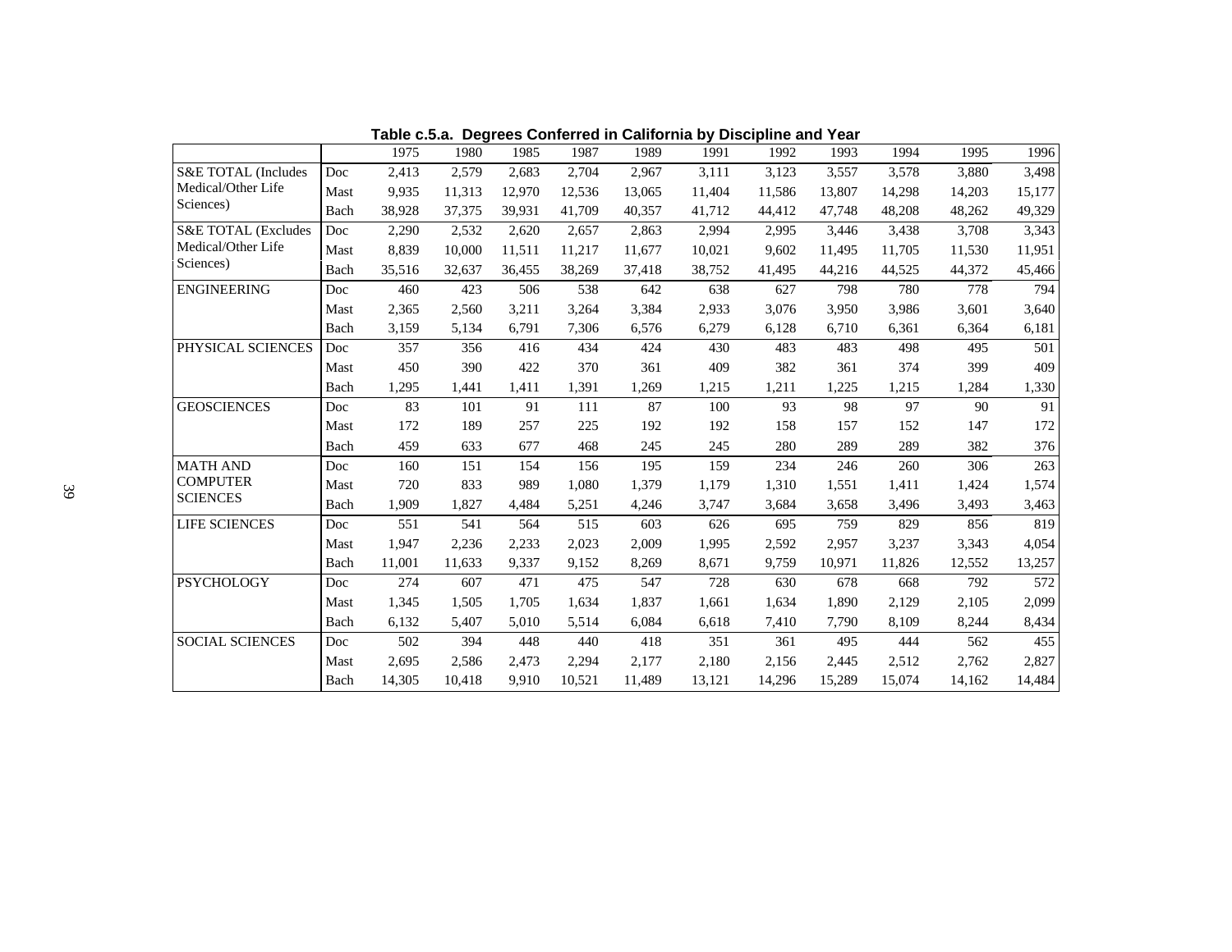**Table c.5.a. Degrees Conferred in California by Discipline and Year**

| | | 1975 | 1980 | 1985 | 1987 | 1989 | 1991 | 1992 | 1993 | 1994 | 1995 | 1996 |
|---|---|---|---|---|---|---|---|---|---|---|---|---|
| S&E TOTAL (Includes Medical/Other Life Sciences) | Doc | 2,413 | 2,579 | 2,683 | 2,704 | 2,967 | 3,111 | 3,123 | 3,557 | 3,578 | 3,880 | 3,498 |
| | Mast | 9,935 | 11,313 | 12,970 | 12,536 | 13,065 | 11,404 | 11,586 | 13,807 | 14,298 | 14,203 | 15,177 |
| | Bach | 38,928 | 37,375 | 39,931 | 41,709 | 40,357 | 41,712 | 44,412 | 47,748 | 48,208 | 48,262 | 49,329 |
| S&E TOTAL (Excludes Medical/Other Life Sciences) | Doc | 2,290 | 2,532 | 2,620 | 2,657 | 2,863 | 2,994 | 2,995 | 3,446 | 3,438 | 3,708 | 3,343 |
| | Mast | 8,839 | 10,000 | 11,511 | 11,217 | 11,677 | 10,021 | 9,602 | 11,495 | 11,705 | 11,530 | 11,951 |
| | Bach | 35,516 | 32,637 | 36,455 | 38,269 | 37,418 | 38,752 | 41,495 | 44,216 | 44,525 | 44,372 | 45,466 |
| ENGINEERING | Doc | 460 | 423 | 506 | 538 | 642 | 638 | 627 | 798 | 780 | 778 | 794 |
| | Mast | 2,365 | 2,560 | 3,211 | 3,264 | 3,384 | 2,933 | 3,076 | 3,950 | 3,986 | 3,601 | 3,640 |
| | Bach | 3,159 | 5,134 | 6,791 | 7,306 | 6,576 | 6,279 | 6,128 | 6,710 | 6,361 | 6,364 | 6,181 |
| PHYSICAL SCIENCES | Doc | 357 | 356 | 416 | 434 | 424 | 430 | 483 | 483 | 498 | 495 | 501 |
| | Mast | 450 | 390 | 422 | 370 | 361 | 409 | 382 | 361 | 374 | 399 | 409 |
| | Bach | 1,295 | 1,441 | 1,411 | 1,391 | 1,269 | 1,215 | 1,211 | 1,225 | 1,215 | 1,284 | 1,330 |
| GEOSCIENCES | Doc | 83 | 101 | 91 | 111 | 87 | 100 | 93 | 98 | 97 | 90 | 91 |
| | Mast | 172 | 189 | 257 | 225 | 192 | 192 | 158 | 157 | 152 | 147 | 172 |
| | Bach | 459 | 633 | 677 | 468 | 245 | 245 | 280 | 289 | 289 | 382 | 376 |
| MATH AND COMPUTER SCIENCES | Doc | 160 | 151 | 154 | 156 | 195 | 159 | 234 | 246 | 260 | 306 | 263 |
| | Mast | 720 | 833 | 989 | 1,080 | 1,379 | 1,179 | 1,310 | 1,551 | 1,411 | 1,424 | 1,574 |
| | Bach | 1,909 | 1,827 | 4,484 | 5,251 | 4,246 | 3,747 | 3,684 | 3,658 | 3,496 | 3,493 | 3,463 |
| LIFE SCIENCES | Doc | 551 | 541 | 564 | 515 | 603 | 626 | 695 | 759 | 829 | 856 | 819 |
| | Mast | 1,947 | 2,236 | 2,233 | 2,023 | 2,009 | 1,995 | 2,592 | 2,957 | 3,237 | 3,343 | 4,054 |
| | Bach | 11,001 | 11,633 | 9,337 | 9,152 | 8,269 | 8,671 | 9,759 | 10,971 | 11,826 | 12,552 | 13,257 |
| PSYCHOLOGY | Doc | 274 | 607 | 471 | 475 | 547 | 728 | 630 | 678 | 668 | 792 | 572 |
| | Mast | 1,345 | 1,505 | 1,705 | 1,634 | 1,837 | 1,661 | 1,634 | 1,890 | 2,129 | 2,105 | 2,099 |
| | Bach | 6,132 | 5,407 | 5,010 | 5,514 | 6,084 | 6,618 | 7,410 | 7,790 | 8,109 | 8,244 | 8,434 |
| SOCIAL SCIENCES | Doc | 502 | 394 | 448 | 440 | 418 | 351 | 361 | 495 | 444 | 562 | 455 |
| | Mast | 2,695 | 2,586 | 2,473 | 2,294 | 2,177 | 2,180 | 2,156 | 2,445 | 2,512 | 2,762 | 2,827 |
| | Bach | 14,305 | 10,418 | 9,910 | 10,521 | 11,489 | 13,121 | 14,296 | 15,289 | 15,074 | 14,162 | 14,484 |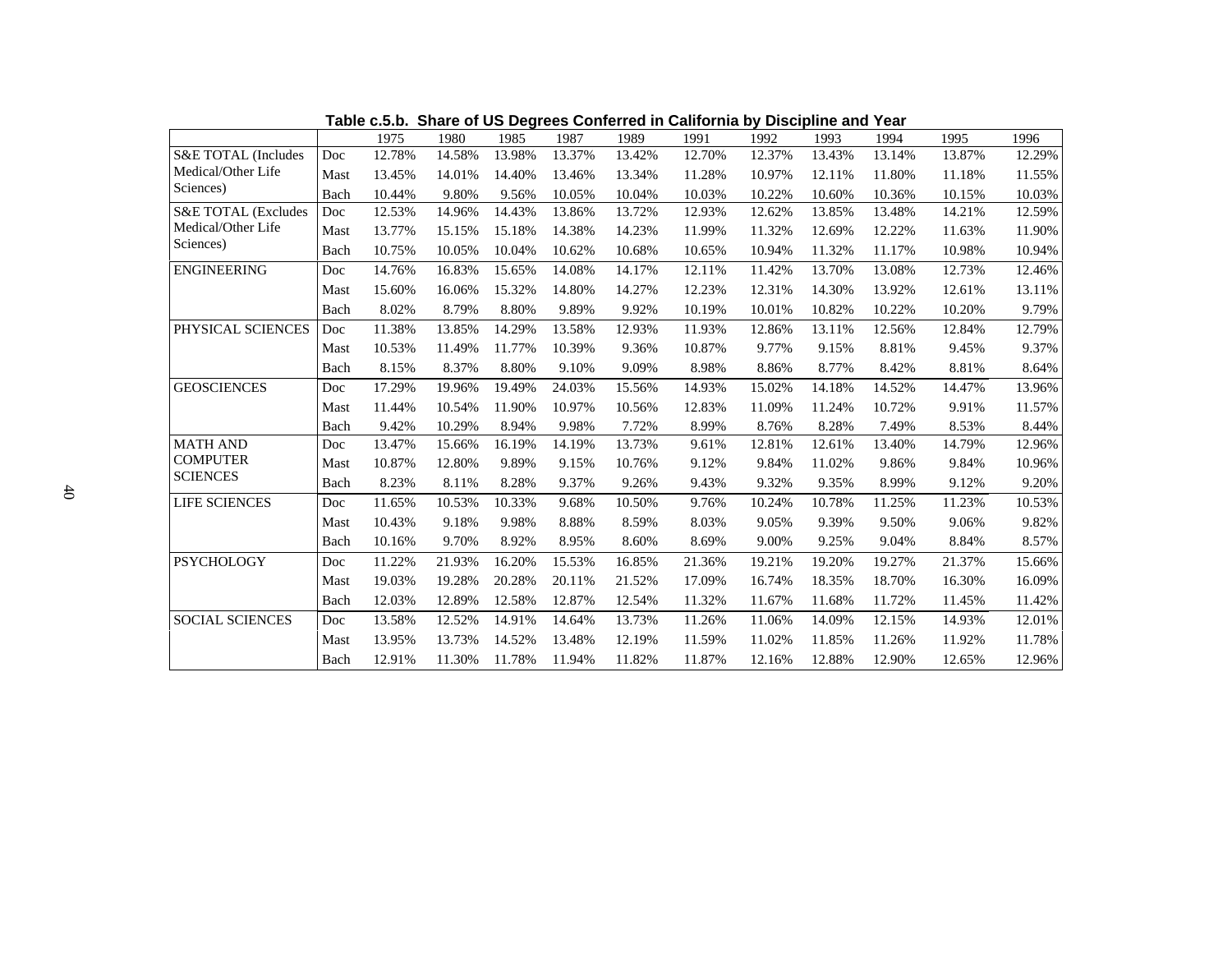**Table c.5.b. Share of US Degrees Conferred in California by Discipline and Year**

| | | 1975 | 1980 | 1985 | 1987 | 1989 | 1991 | 1992 | 1993 | 1994 | 1995 | 1996 |
|---|---|---|---|---|---|---|---|---|---|---|---|---|
| S&E TOTAL (Includes Medical/Other Life Sciences) | Doc | 12.78% | 14.58% | 13.98% | 13.37% | 13.42% | 12.70% | 12.37% | 13.43% | 13.14% | 13.87% | 12.29% |
| | Mast | 13.45% | 14.01% | 14.40% | 13.46% | 13.34% | 11.28% | 10.97% | 12.11% | 11.80% | 11.18% | 11.55% |
| | Bach | 10.44% | 9.80% | 9.56% | 10.05% | 10.04% | 10.03% | 10.22% | 10.60% | 10.36% | 10.15% | 10.03% |
| S&E TOTAL (Excludes Medical/Other Life Sciences) | Doc | 12.53% | 14.96% | 14.43% | 13.86% | 13.72% | 12.93% | 12.62% | 13.85% | 13.48% | 14.21% | 12.59% |
| | Mast | 13.77% | 15.15% | 15.18% | 14.38% | 14.23% | 11.99% | 11.32% | 12.69% | 12.22% | 11.63% | 11.90% |
| | Bach | 10.75% | 10.05% | 10.04% | 10.62% | 10.68% | 10.65% | 10.94% | 11.32% | 11.17% | 10.98% | 10.94% |
| ENGINEERING | Doc | 14.76% | 16.83% | 15.65% | 14.08% | 14.17% | 12.11% | 11.42% | 13.70% | 13.08% | 12.73% | 12.46% |
| | Mast | 15.60% | 16.06% | 15.32% | 14.80% | 14.27% | 12.23% | 12.31% | 14.30% | 13.92% | 12.61% | 13.11% |
| | Bach | 8.02% | 8.79% | 8.80% | 9.89% | 9.92% | 10.19% | 10.01% | 10.82% | 10.22% | 10.20% | 9.79% |
| PHYSICAL SCIENCES | Doc | 11.38% | 13.85% | 14.29% | 13.58% | 12.93% | 11.93% | 12.86% | 13.11% | 12.56% | 12.84% | 12.79% |
| | Mast | 10.53% | 11.49% | 11.77% | 10.39% | 9.36% | 10.87% | 9.77% | 9.15% | 8.81% | 9.45% | 9.37% |
| | Bach | 8.15% | 8.37% | 8.80% | 9.10% | 9.09% | 8.98% | 8.86% | 8.77% | 8.42% | 8.81% | 8.64% |
| GEOSCIENCES | Doc | 17.29% | 19.96% | 19.49% | 24.03% | 15.56% | 14.93% | 15.02% | 14.18% | 14.52% | 14.47% | 13.96% |
| | Mast | 11.44% | 10.54% | 11.90% | 10.97% | 10.56% | 12.83% | 11.09% | 11.24% | 10.72% | 9.91% | 11.57% |
| | Bach | 9.42% | 10.29% | 8.94% | 9.98% | 7.72% | 8.99% | 8.76% | 8.28% | 7.49% | 8.53% | 8.44% |
| MATH AND COMPUTER SCIENCES | Doc | 13.47% | 15.66% | 16.19% | 14.19% | 13.73% | 9.61% | 12.81% | 12.61% | 13.40% | 14.79% | 12.96% |
| | Mast | 10.87% | 12.80% | 9.89% | 9.15% | 10.76% | 9.12% | 9.84% | 11.02% | 9.86% | 9.84% | 10.96% |
| | Bach | 8.23% | 8.11% | 8.28% | 9.37% | 9.26% | 9.43% | 9.32% | 9.35% | 8.99% | 9.12% | 9.20% |
| LIFE SCIENCES | Doc | 11.65% | 10.53% | 10.33% | 9.68% | 10.50% | 9.76% | 10.24% | 10.78% | 11.25% | 11.23% | 10.53% |
| | Mast | 10.43% | 9.18% | 9.98% | 8.88% | 8.59% | 8.03% | 9.05% | 9.39% | 9.50% | 9.06% | 9.82% |
| | Bach | 10.16% | 9.70% | 8.92% | 8.95% | 8.60% | 8.69% | 9.00% | 9.25% | 9.04% | 8.84% | 8.57% |
| PSYCHOLOGY | Doc | 11.22% | 21.93% | 16.20% | 15.53% | 16.85% | 21.36% | 19.21% | 19.20% | 19.27% | 21.37% | 15.66% |
| | Mast | 19.03% | 19.28% | 20.28% | 20.11% | 21.52% | 17.09% | 16.74% | 18.35% | 18.70% | 16.30% | 16.09% |
| | Bach | 12.03% | 12.89% | 12.58% | 12.87% | 12.54% | 11.32% | 11.67% | 11.68% | 11.72% | 11.45% | 11.42% |
| SOCIAL SCIENCES | Doc | 13.58% | 12.52% | 14.91% | 14.64% | 13.73% | 11.26% | 11.06% | 14.09% | 12.15% | 14.93% | 12.01% |
| | Mast | 13.95% | 13.73% | 14.52% | 13.48% | 12.19% | 11.59% | 11.02% | 11.85% | 11.26% | 11.92% | 11.78% |
| | Bach | 12.91% | 11.30% | 11.78% | 11.94% | 11.82% | 11.87% | 12.16% | 12.88% | 12.90% | 12.65% | 12.96% |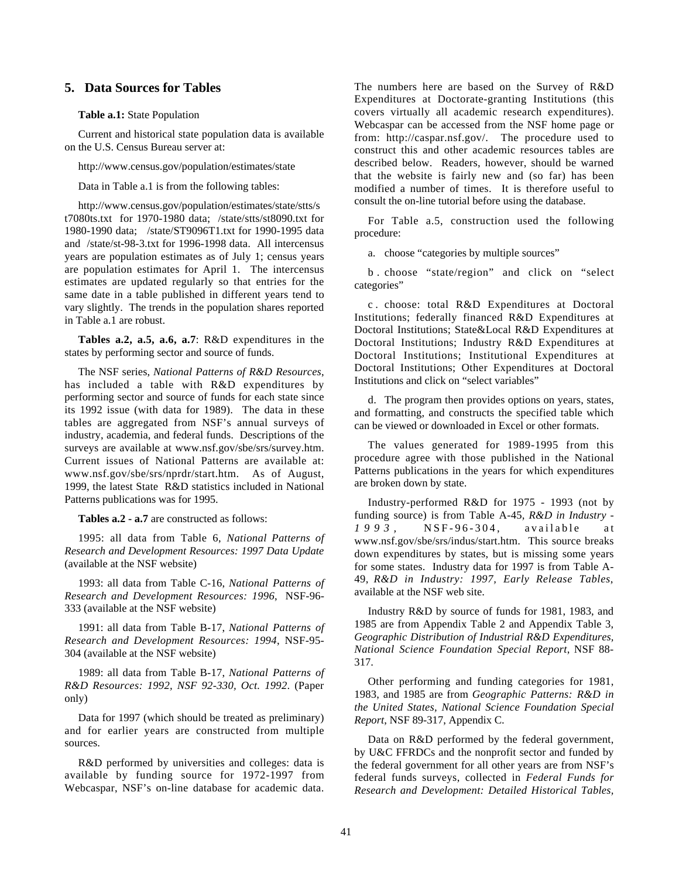## 5. Data Sources for Tables

**Table a.1:** State Population

Current and historical state population data is available on the U.S. Census Bureau server at:

http://www.census.gov/population/estimates/state

Data in Table a.1 is from the following tables:

http://www.census.gov/population/estimates/state/stts/st7080ts.txt for 1970-1980 data; /state/stts/st8090.txt for 1980-1990 data; /state/ST9096T1.txt for 1990-1995 data and /state/st-98-3.txt for 1996-1998 data. All intercensus years are population estimates as of July 1; census years are population estimates for April 1. The intercensus estimates are updated regularly so that entries for the same date in a table published in different years tend to vary slightly. The trends in the population shares reported in Table a.1 are robust.

**Tables a.2, a.5, a.6, a.7**: R&D expenditures in the states by performing sector and source of funds.

The NSF series, *National Patterns of R&D Resources*, has included a table with R&D expenditures by performing sector and source of funds for each state since its 1992 issue (with data for 1989). The data in these tables are aggregated from NSF's annual surveys of industry, academia, and federal funds. Descriptions of the surveys are available at www.nsf.gov/sbe/srs/survey.htm. Current issues of National Patterns are available at: www.nsf.gov/sbe/srs/nprdr/start.htm. As of August, 1999, the latest State R&D statistics included in National Patterns publications was for 1995.

**Tables a.2 - a.7** are constructed as follows:

1995: all data from Table 6, *National Patterns of Research and Development Resources: 1997 Data Update* (available at the NSF website)

1993: all data from Table C-16, *National Patterns of Research and Development Resources: 1996*, NSF-96-333 (available at the NSF website)

1991: all data from Table B-17, *National Patterns of Research and Development Resources: 1994*, NSF-95-304 (available at the NSF website)

1989: all data from Table B-17, *National Patterns of R&D Resources: 1992, NSF 92-330, Oct. 1992*. (Paper only)

Data for 1997 (which should be treated as preliminary) and for earlier years are constructed from multiple sources.

R&D performed by universities and colleges: data is available by funding source for 1972-1997 from Webcaspar, NSF's on-line database for academic data. The numbers here are based on the Survey of R&D Expenditures at Doctorate-granting Institutions (this covers virtually all academic research expenditures). Webcaspar can be accessed from the NSF home page or from: http://caspar.nsf.gov/. The procedure used to construct this and other academic resources tables are described below. Readers, however, should be warned that the website is fairly new and (so far) has been modified a number of times. It is therefore useful to consult the on-line tutorial before using the database.

For Table a.5, construction used the following procedure:

a. choose "categories by multiple sources"

b. choose "state/region" and click on "select categories"

c. choose: total R&D Expenditures at Doctoral Institutions; federally financed R&D Expenditures at Doctoral Institutions; State&Local R&D Expenditures at Doctoral Institutions; Industry R&D Expenditures at Doctoral Institutions; Institutional Expenditures at Doctoral Institutions; Other Expenditures at Doctoral Institutions and click on "select variables"

d. The program then provides options on years, states, and formatting, and constructs the specified table which can be viewed or downloaded in Excel or other formats.

The values generated for 1989-1995 from this procedure agree with those published in the National Patterns publications in the years for which expenditures are broken down by state.

Industry-performed R&D for 1975 - 1993 (not by funding source) is from Table A-45, *R&D in Industry - 1993*, NSF-96-304, available at www.nsf.gov/sbe/srs/indus/start.htm. This source breaks down expenditures by states, but is missing some years for some states. Industry data for 1997 is from Table A-49, *R&D in Industry: 1997, Early Release Tables,* available at the NSF web site.

Industry R&D by source of funds for 1981, 1983, and 1985 are from Appendix Table 2 and Appendix Table 3, *Geographic Distribution of Industrial R&D Expenditures, National Science Foundation Special Report*, NSF 88-317.

Other performing and funding categories for 1981, 1983, and 1985 are from *Geographic Patterns: R&D in the United States, National Science Foundation Special Report*, NSF 89-317, Appendix C.

Data on R&D performed by the federal government, by U&C FFRDCs and the nonprofit sector and funded by the federal government for all other years are from NSF's federal funds surveys, collected in *Federal Funds for Research and Development: Detailed Historical Tables,*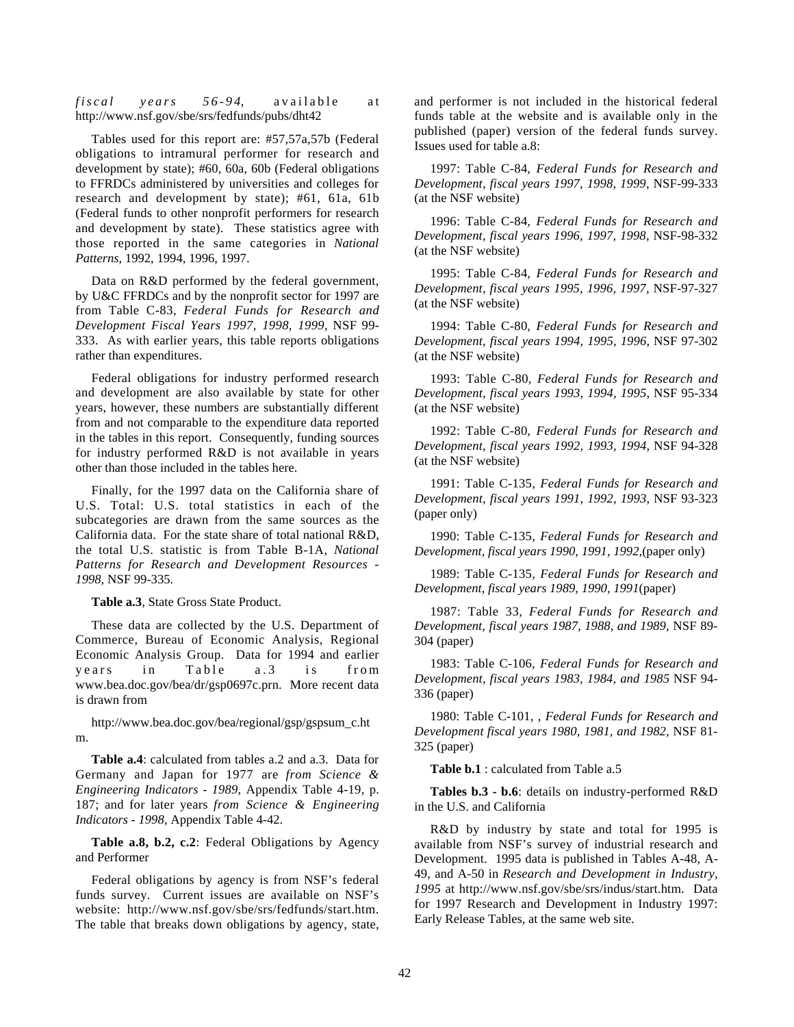*fiscal years 56-94*, available at http://www.nsf.gov/sbe/srs/fedfunds/pubs/dht42

Tables used for this report are: #57,57a,57b (Federal obligations to intramural performer for research and development by state); #60, 60a, 60b (Federal obligations to FFRDCs administered by universities and colleges for research and development by state); #61, 61a, 61b (Federal funds to other nonprofit performers for research and development by state). These statistics agree with those reported in the same categories in *National Patterns*, 1992, 1994, 1996, 1997.

Data on R&D performed by the federal government, by U&C FFRDCs and by the nonprofit sector for 1997 are from Table C-83, *Federal Funds for Research and Development Fiscal Years 1997, 1998, 1999*, NSF 99-333. As with earlier years, this table reports obligations rather than expenditures.

Federal obligations for industry performed research and development are also available by state for other years, however, these numbers are substantially different from and not comparable to the expenditure data reported in the tables in this report. Consequently, funding sources for industry performed R&D is not available in years other than those included in the tables here.

Finally, for the 1997 data on the California share of U.S. Total: U.S. total statistics in each of the subcategories are drawn from the same sources as the California data. For the state share of total national R&D, the total U.S. statistic is from Table B-1A, *National Patterns for Research and Development Resources - 1998*, NSF 99-335.

**Table a.3**, State Gross State Product.

These data are collected by the U.S. Department of Commerce, Bureau of Economic Analysis, Regional Economic Analysis Group. Data for 1994 and earlier years in Table a.3 is from www.bea.doc.gov/bea/dr/gsp0697c.prn. More recent data is drawn from

http://www.bea.doc.gov/bea/regional/gsp/gspsum_c.htm.

**Table a.4**: calculated from tables a.2 and a.3. Data for Germany and Japan for 1977 are *from Science & Engineering Indicators - 1989*, Appendix Table 4-19, p. 187; and for later years *from Science & Engineering Indicators - 1998*, Appendix Table 4-42.

**Table a.8, b.2, c.2**: Federal Obligations by Agency and Performer

Federal obligations by agency is from NSF's federal funds survey. Current issues are available on NSF's website: http://www.nsf.gov/sbe/srs/fedfunds/start.htm. The table that breaks down obligations by agency, state, and performer is not included in the historical federal funds table at the website and is available only in the published (paper) version of the federal funds survey. Issues used for table a.8:

1997: Table C-84, *Federal Funds for Research and Development, fiscal years 1997, 1998, 1999*, NSF-99-333 (at the NSF website)

1996: Table C-84, *Federal Funds for Research and Development, fiscal years 1996, 1997, 1998*, NSF-98-332 (at the NSF website)

1995: Table C-84, *Federal Funds for Research and Development, fiscal years 1995, 1996, 1997*, NSF-97-327 (at the NSF website)

1994: Table C-80, *Federal Funds for Research and Development, fiscal years 1994, 1995, 1996*, NSF 97-302 (at the NSF website)

1993: Table C-80, *Federal Funds for Research and Development, fiscal years 1993, 1994, 1995*, NSF 95-334 (at the NSF website)

1992: Table C-80, *Federal Funds for Research and Development, fiscal years 1992, 1993, 1994*, NSF 94-328 (at the NSF website)

1991: Table C-135, *Federal Funds for Research and Development, fiscal years 1991, 1992, 1993*, NSF 93-323 (paper only)

1990: Table C-135, *Federal Funds for Research and Development, fiscal years 1990, 1991, 1992,*(paper only)

1989: Table C-135, *Federal Funds for Research and Development, fiscal years 1989, 1990, 1991*(paper)

1987: Table 33, *Federal Funds for Research and Development, fiscal years 1987, 1988, and 1989*, NSF 89-304 (paper)

1983: Table C-106, *Federal Funds for Research and Development, fiscal years 1983, 1984, and 1985* NSF 94-336 (paper)

1980: Table C-101, , *Federal Funds for Research and Development fiscal years 1980, 1981, and 1982*, NSF 81-325 (paper)

**Table b.1** : calculated from Table a.5

**Tables b.3 - b.6**: details on industry-performed R&D in the U.S. and California

R&D by industry by state and total for 1995 is available from NSF's survey of industrial research and Development. 1995 data is published in Tables A-48, A-49, and A-50 in *Research and Development in Industry, 1995* at http://www.nsf.gov/sbe/srs/indus/start.htm. Data for 1997 Research and Development in Industry 1997: Early Release Tables, at the same web site.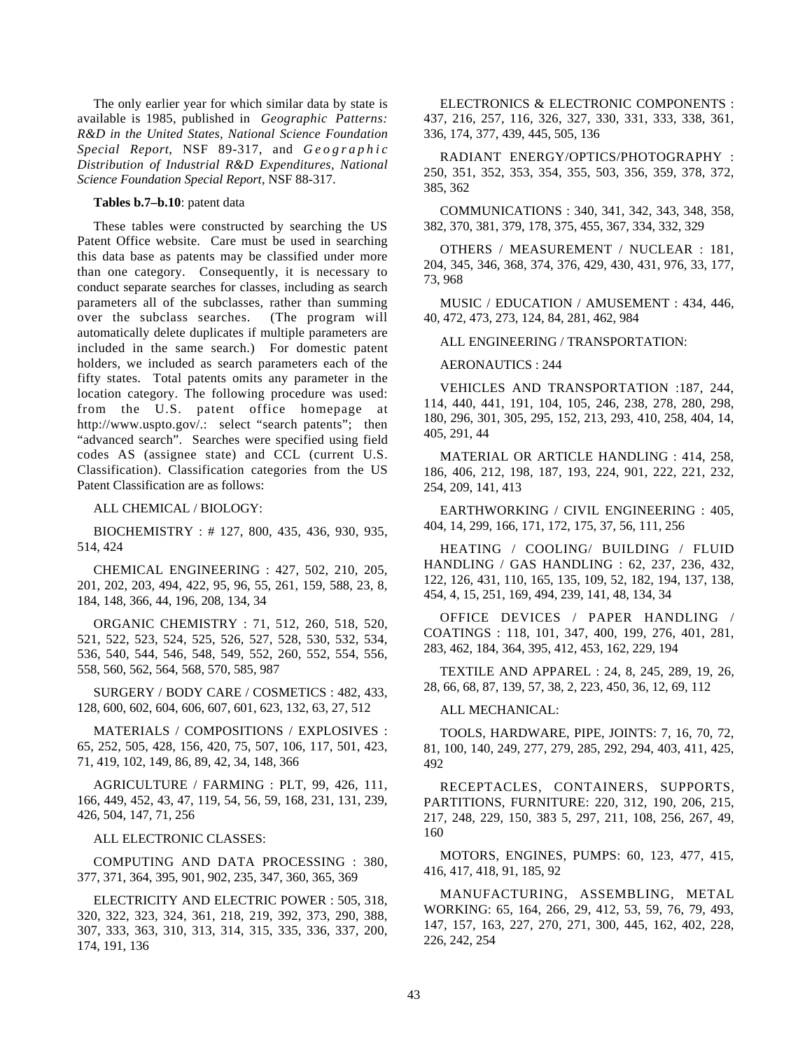The only earlier year for which similar data by state is available is 1985, published in *Geographic Patterns: R&D in the United States, National Science Foundation Special Report*, NSF 89-317, and *Geographic Distribution of Industrial R&D Expenditures, National Science Foundation Special Report*, NSF 88-317.

**Tables b.7–b.10**: patent data

These tables were constructed by searching the US Patent Office website. Care must be used in searching this data base as patents may be classified under more than one category. Consequently, it is necessary to conduct separate searches for classes, including as search parameters all of the subclasses, rather than summing over the subclass searches. (The program will automatically delete duplicates if multiple parameters are included in the same search.) For domestic patent holders, we included as search parameters each of the fifty states. Total patents omits any parameter in the location category. The following procedure was used: from the U.S. patent office homepage at http://www.uspto.gov/.: select "search patents"; then "advanced search". Searches were specified using field codes AS (assignee state) and CCL (current U.S. Classification). Classification categories from the US Patent Classification are as follows:

ALL CHEMICAL / BIOLOGY:

BIOCHEMISTRY : # 127, 800, 435, 436, 930, 935, 514, 424

CHEMICAL ENGINEERING : 427, 502, 210, 205, 201, 202, 203, 494, 422, 95, 96, 55, 261, 159, 588, 23, 8, 184, 148, 366, 44, 196, 208, 134, 34

ORGANIC CHEMISTRY : 71, 512, 260, 518, 520, 521, 522, 523, 524, 525, 526, 527, 528, 530, 532, 534, 536, 540, 544, 546, 548, 549, 552, 260, 552, 554, 556, 558, 560, 562, 564, 568, 570, 585, 987

SURGERY / BODY CARE / COSMETICS : 482, 433, 128, 600, 602, 604, 606, 607, 601, 623, 132, 63, 27, 512

MATERIALS / COMPOSITIONS / EXPLOSIVES : 65, 252, 505, 428, 156, 420, 75, 507, 106, 117, 501, 423, 71, 419, 102, 149, 86, 89, 42, 34, 148, 366

AGRICULTURE / FARMING : PLT, 99, 426, 111, 166, 449, 452, 43, 47, 119, 54, 56, 59, 168, 231, 131, 239, 426, 504, 147, 71, 256

ALL ELECTRONIC CLASSES:

COMPUTING AND DATA PROCESSING : 380, 377, 371, 364, 395, 901, 902, 235, 347, 360, 365, 369

ELECTRICITY AND ELECTRIC POWER : 505, 318, 320, 322, 323, 324, 361, 218, 219, 392, 373, 290, 388, 307, 333, 363, 310, 313, 314, 315, 335, 336, 337, 200, 174, 191, 136

ELECTRONICS & ELECTRONIC COMPONENTS : 437, 216, 257, 116, 326, 327, 330, 331, 333, 338, 361, 336, 174, 377, 439, 445, 505, 136

RADIANT ENERGY/OPTICS/PHOTOGRAPHY : 250, 351, 352, 353, 354, 355, 503, 356, 359, 378, 372, 385, 362

COMMUNICATIONS : 340, 341, 342, 343, 348, 358, 382, 370, 381, 379, 178, 375, 455, 367, 334, 332, 329

OTHERS / MEASUREMENT / NUCLEAR : 181, 204, 345, 346, 368, 374, 376, 429, 430, 431, 976, 33, 177, 73, 968

MUSIC / EDUCATION / AMUSEMENT : 434, 446, 40, 472, 473, 273, 124, 84, 281, 462, 984

ALL ENGINEERING / TRANSPORTATION:

AERONAUTICS : 244

VEHICLES AND TRANSPORTATION :187, 244, 114, 440, 441, 191, 104, 105, 246, 238, 278, 280, 298, 180, 296, 301, 305, 295, 152, 213, 293, 410, 258, 404, 14, 405, 291, 44

MATERIAL OR ARTICLE HANDLING : 414, 258, 186, 406, 212, 198, 187, 193, 224, 901, 222, 221, 232, 254, 209, 141, 413

EARTHWORKING / CIVIL ENGINEERING : 405, 404, 14, 299, 166, 171, 172, 175, 37, 56, 111, 256

HEATING / COOLING/ BUILDING / FLUID HANDLING / GAS HANDLING : 62, 237, 236, 432, 122, 126, 431, 110, 165, 135, 109, 52, 182, 194, 137, 138, 454, 4, 15, 251, 169, 494, 239, 141, 48, 134, 34

OFFICE DEVICES / PAPER HANDLING / COATINGS : 118, 101, 347, 400, 199, 276, 401, 281, 283, 462, 184, 364, 395, 412, 453, 162, 229, 194

TEXTILE AND APPAREL : 24, 8, 245, 289, 19, 26, 28, 66, 68, 87, 139, 57, 38, 2, 223, 450, 36, 12, 69, 112

ALL MECHANICAL:

TOOLS, HARDWARE, PIPE, JOINTS: 7, 16, 70, 72, 81, 100, 140, 249, 277, 279, 285, 292, 294, 403, 411, 425, 492

RECEPTACLES, CONTAINERS, SUPPORTS, PARTITIONS, FURNITURE: 220, 312, 190, 206, 215, 217, 248, 229, 150, 383 5, 297, 211, 108, 256, 267, 49, 160

MOTORS, ENGINES, PUMPS: 60, 123, 477, 415, 416, 417, 418, 91, 185, 92

MANUFACTURING, ASSEMBLING, METAL WORKING: 65, 164, 266, 29, 412, 53, 59, 76, 79, 493, 147, 157, 163, 227, 270, 271, 300, 445, 162, 402, 228, 226, 242, 254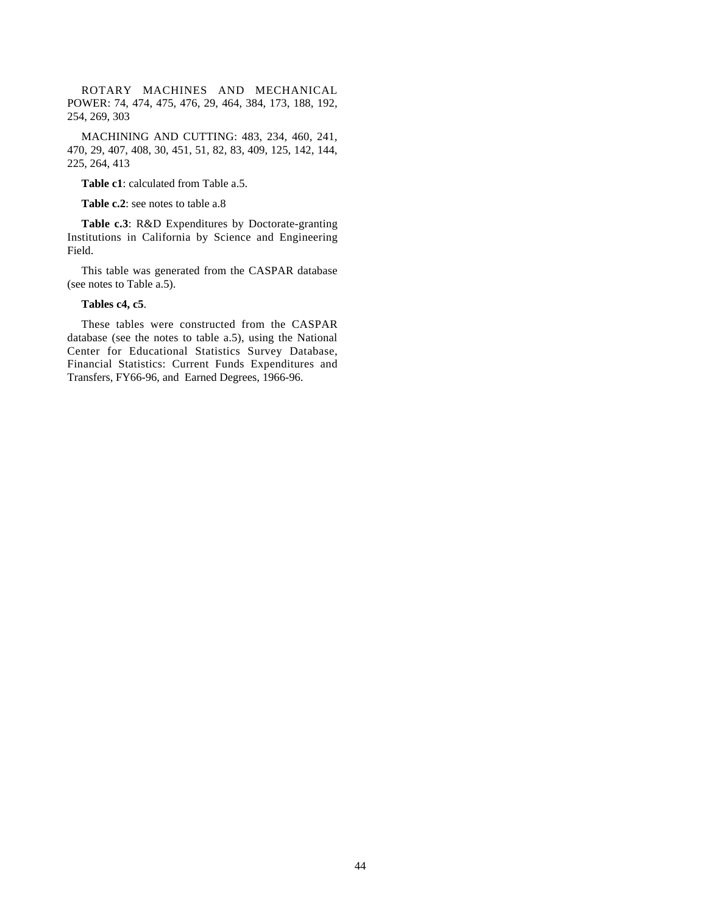ROTARY MACHINES AND MECHANICAL POWER: 74, 474, 475, 476, 29, 464, 384, 173, 188, 192, 254, 269, 303

MACHINING AND CUTTING: 483, 234, 460, 241, 470, 29, 407, 408, 30, 451, 51, 82, 83, 409, 125, 142, 144, 225, 264, 413

**Table c1**: calculated from Table a.5.

**Table c.2**: see notes to table a.8

**Table c.3**: R&D Expenditures by Doctorate-granting Institutions in California by Science and Engineering Field.

This table was generated from the CASPAR database (see notes to Table a.5).

**Tables c4, c5**.

These tables were constructed from the CASPAR database (see the notes to table a.5), using the National Center for Educational Statistics Survey Database, Financial Statistics: Current Funds Expenditures and Transfers, FY66-96, and Earned Degrees, 1966-96.